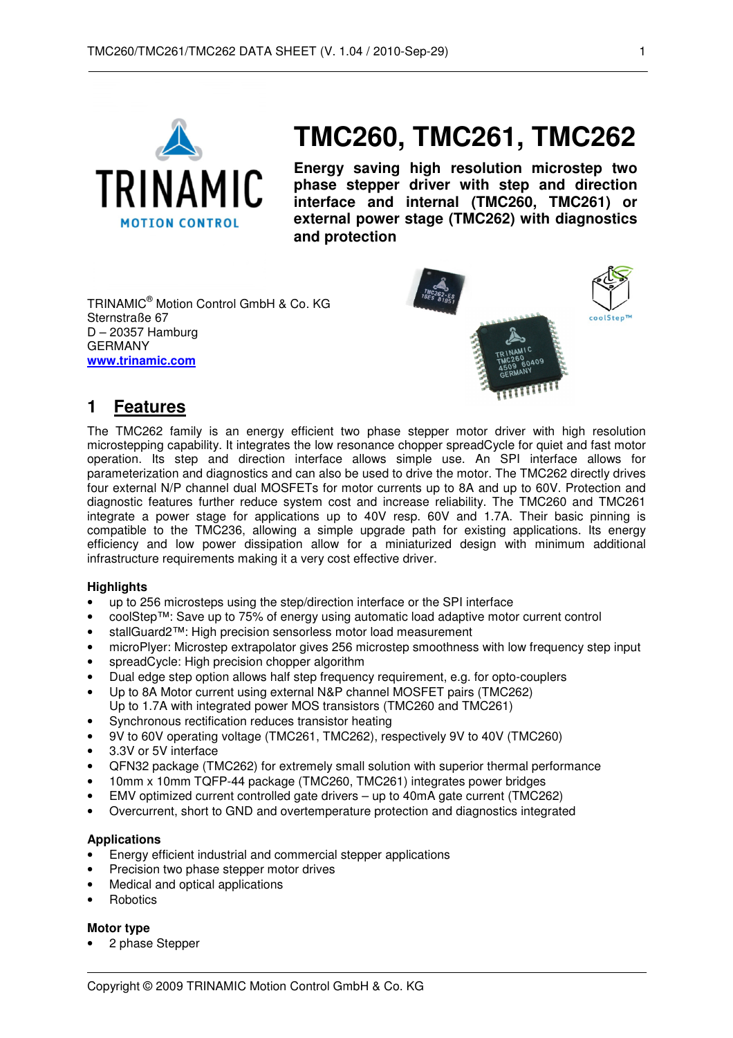# TMC260, TMC261, TMC262

**Energy saving high resolution microstep two phase stepper driver with step and direction interface and internal (TMC260, TMC261) or external power stage (TMC262) with diagnostics and protection**

TRINAMIC® Motion Control GmbH & Co. KG
Sternstraße 67
D – 20357 Hamburg
GERMANY
[www.trinamic.com](http://www.trinamic.com)

## 1 Features

The TMC262 family is an energy efficient two phase stepper motor driver with high resolution microstepping capability. It integrates the low resonance chopper spreadCycle for quiet and fast motor operation. Its step and direction interface allows simple use. An SPI interface allows for parameterization and diagnostics and can also be used to drive the motor. The TMC262 directly drives four external N/P channel dual MOSFETs for motor currents up to 8A and up to 60V. Protection and diagnostic features further reduce system cost and increase reliability. The TMC260 and TMC261 integrate a power stage for applications up to 40V resp. 60V and 1.7A. Their basic pinning is compatible to the TMC236, allowing a simple upgrade path for existing applications. Its energy efficiency and low power dissipation allow for a miniaturized design with minimum additional infrastructure requirements making it a very cost effective driver.

### Highlights

- up to 256 microsteps using the step/direction interface or the SPI interface
- coolStep™: Save up to 75% of energy using automatic load adaptive motor current control
- stallGuard2™: High precision sensorless motor load measurement
- microPlyer: Microstep extrapolator gives 256 microstep smoothness with low frequency step input
- spreadCycle: High precision chopper algorithm
- Dual edge step option allows half step frequency requirement, e.g. for opto-couplers
- Up to 8A Motor current using external N&P channel MOSFET pairs (TMC262)
  Up to 1.7A with integrated power MOS transistors (TMC260 and TMC261)
- Synchronous rectification reduces transistor heating
- 9V to 60V operating voltage (TMC261, TMC262), respectively 9V to 40V (TMC260)
- 3.3V or 5V interface
- QFN32 package (TMC262) for extremely small solution with superior thermal performance
- 10mm x 10mm TQFP-44 package (TMC260, TMC261) integrates power bridges
- EMV optimized current controlled gate drivers – up to 40mA gate current (TMC262)
- Overcurrent, short to GND and overtemperature protection and diagnostics integrated

### Applications

- Energy efficient industrial and commercial stepper applications
- Precision two phase stepper motor drives
- Medical and optical applications
- Robotics

### Motor type

- 2 phase Stepper

Copyright © 2009 TRINAMIC Motion Control GmbH & Co. KG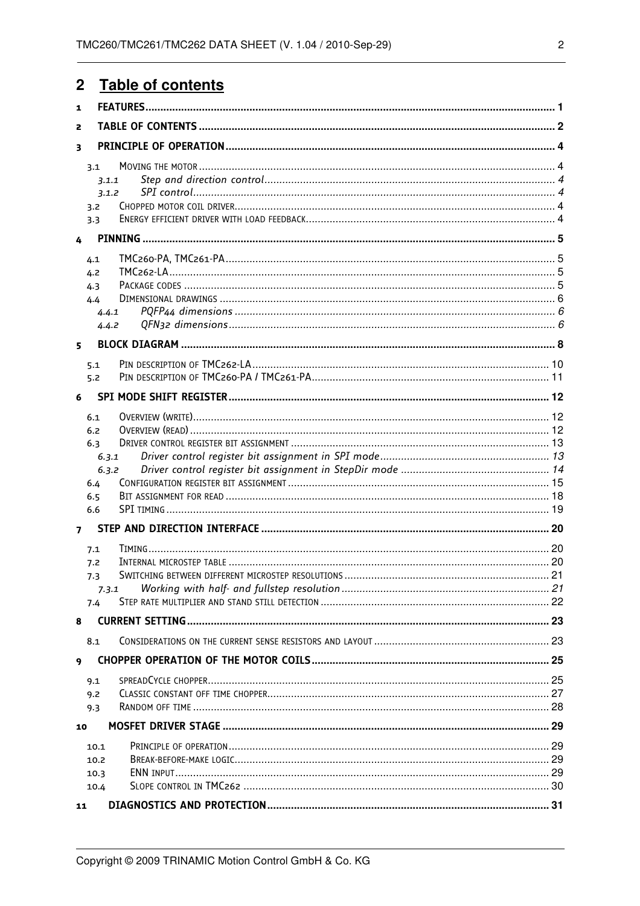# 2 Table of contents

1 FEATURES ..... 1

2 TABLE OF CONTENTS ..... 2

3 PRINCIPLE OF OPERATION ..... 4

- 3.1 MOVING THE MOTOR ..... 4
  - 3.1.1 *Step and direction control* ..... 4
  - 3.1.2 *SPI control* ..... 4
- 3.2 CHOPPED MOTOR COIL DRIVER ..... 4
- 3.3 ENERGY EFFICIENT DRIVER WITH LOAD FEEDBACK ..... 4

4 PINNING ..... 5

- 4.1 TMC260-PA, TMC261-PA ..... 5
- 4.2 TMC262-LA ..... 5
- 4.3 PACKAGE CODES ..... 5
- 4.4 DIMENSIONAL DRAWINGS ..... 6
  - 4.4.1 *PQFP44 dimensions* ..... 6
  - 4.4.2 *QFN32 dimensions* ..... 6

5 BLOCK DIAGRAM ..... 8

- 5.1 PIN DESCRIPTION OF TMC262-LA ..... 10
- 5.2 PIN DESCRIPTION OF TMC260-PA / TMC261-PA ..... 11

6 SPI MODE SHIFT REGISTER ..... 12

- 6.1 OVERVIEW (WRITE) ..... 12
- 6.2 OVERVIEW (READ) ..... 12
- 6.3 DRIVER CONTROL REGISTER BIT ASSIGNMENT ..... 13
  - 6.3.1 *Driver control register bit assignment in SPI mode* ..... 13
  - 6.3.2 *Driver control register bit assignment in StepDir mode* ..... 14
- 6.4 CONFIGURATION REGISTER BIT ASSIGNMENT ..... 15
- 6.5 BIT ASSIGNMENT FOR READ ..... 18
- 6.6 SPI TIMING ..... 19

7 STEP AND DIRECTION INTERFACE ..... 20

- 7.1 TIMING ..... 20
- 7.2 INTERNAL MICROSTEP TABLE ..... 20
- 7.3 SWITCHING BETWEEN DIFFERENT MICROSTEP RESOLUTIONS ..... 21
  - 7.3.1 *Working with half- and fullstep resolution* ..... 21
- 7.4 STEP RATE MULTIPLIER AND STAND STILL DETECTION ..... 22

8 CURRENT SETTING ..... 23

- 8.1 CONSIDERATIONS ON THE CURRENT SENSE RESISTORS AND LAYOUT ..... 23

9 CHOPPER OPERATION OF THE MOTOR COILS ..... 25

- 9.1 SPREADCYCLE CHOPPER ..... 25
- 9.2 CLASSIC CONSTANT OFF TIME CHOPPER ..... 27
- 9.3 RANDOM OFF TIME ..... 28

10 MOSFET DRIVER STAGE ..... 29

- 10.1 PRINCIPLE OF OPERATION ..... 29
- 10.2 BREAK-BEFORE-MAKE LOGIC ..... 29
- 10.3 ENN INPUT ..... 29
- 10.4 SLOPE CONTROL IN TMC262 ..... 30

11 DIAGNOSTICS AND PROTECTION ..... 31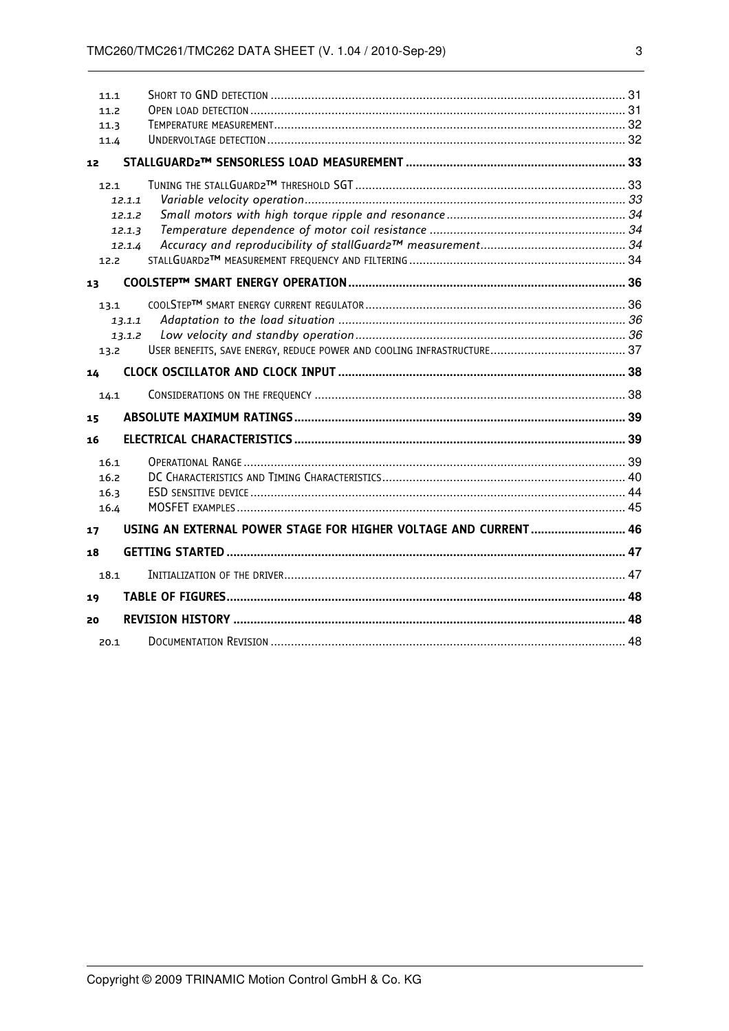| | | |
|---|---|---|
| 11.1 | SHORT TO GND DETECTION | 31 |
| 11.2 | OPEN LOAD DETECTION | 31 |
| 11.3 | TEMPERATURE MEASUREMENT | 32 |
| 11.4 | UNDERVOLTAGE DETECTION | 32 |
| **12** | **STALLGUARD2™ SENSORLESS LOAD MEASUREMENT** | **33** |
| 12.1 | TUNING THE STALLGUARD2™ THRESHOLD SGT | 33 |
| *12.1.1* | *Variable velocity operation* | *33* |
| *12.1.2* | *Small motors with high torque ripple and resonance* | *34* |
| *12.1.3* | *Temperature dependence of motor coil resistance* | *34* |
| *12.1.4* | *Accuracy and reproducibility of stallGuard2™ measurement* | *34* |
| 12.2 | STALLGUARD2™ MEASUREMENT FREQUENCY AND FILTERING | 34 |
| **13** | **COOLSTEP™ SMART ENERGY OPERATION** | **36** |
| 13.1 | COOLSTEP™ SMART ENERGY CURRENT REGULATOR | 36 |
| *13.1.1* | *Adaptation to the load situation* | *36* |
| *13.1.2* | *Low velocity and standby operation* | *36* |
| 13.2 | USER BENEFITS, SAVE ENERGY, REDUCE POWER AND COOLING INFRASTRUCTURE | 37 |
| **14** | **CLOCK OSCILLATOR AND CLOCK INPUT** | **38** |
| 14.1 | CONSIDERATIONS ON THE FREQUENCY | 38 |
| **15** | **ABSOLUTE MAXIMUM RATINGS** | **39** |
| **16** | **ELECTRICAL CHARACTERISTICS** | **39** |
| 16.1 | OPERATIONAL RANGE | 39 |
| 16.2 | DC CHARACTERISTICS AND TIMING CHARACTERISTICS | 40 |
| 16.3 | ESD SENSITIVE DEVICE | 44 |
| 16.4 | MOSFET EXAMPLES | 45 |
| **17** | **USING AN EXTERNAL POWER STAGE FOR HIGHER VOLTAGE AND CURRENT** | **46** |
| **18** | **GETTING STARTED** | **47** |
| 18.1 | INITIALIZATION OF THE DRIVER | 47 |
| **19** | **TABLE OF FIGURES** | **48** |
| **20** | **REVISION HISTORY** | **48** |
| 20.1 | DOCUMENTATION REVISION | 48 |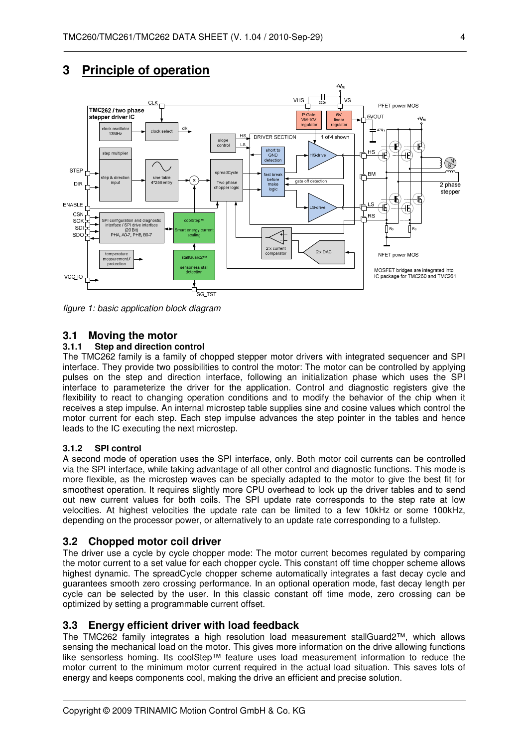# 3 Principle of operation

*figure 1: basic application block diagram*

## 3.1 Moving the motor

### 3.1.1 Step and direction control

The TMC262 family is a family of chopped stepper motor drivers with integrated sequencer and SPI interface. They provide two possibilities to control the motor: The motor can be controlled by applying pulses on the step and direction interface, following an initialization phase which uses the SPI interface to parameterize the driver for the application. Control and diagnostic registers give the flexibility to react to changing operation conditions and to modify the behavior of the chip when it receives a step impulse. An internal microstep table supplies sine and cosine values which control the motor current for each step. Each step impulse advances the step pointer in the tables and hence leads to the IC executing the next microstep.

### 3.1.2 SPI control

A second mode of operation uses the SPI interface, only. Both motor coil currents can be controlled via the SPI interface, while taking advantage of all other control and diagnostic functions. This mode is more flexible, as the microstep waves can be specially adapted to the motor to give the best fit for smoothest operation. It requires slightly more CPU overhead to look up the driver tables and to send out new current values for both coils. The SPI update rate corresponds to the step rate at low velocities. At highest velocities the update rate can be limited to a few 10kHz or some 100kHz, depending on the processor power, or alternatively to an update rate corresponding to a fullstep.

## 3.2 Chopped motor coil driver

The driver use a cycle by cycle chopper mode: The motor current becomes regulated by comparing the motor current to a set value for each chopper cycle. This constant off time chopper scheme allows highest dynamic. The spreadCycle chopper scheme automatically integrates a fast decay cycle and guarantees smooth zero crossing performance. In an optional operation mode, fast decay length per cycle can be selected by the user. In this classic constant off time mode, zero crossing can be optimized by setting a programmable current offset.

## 3.3 Energy efficient driver with load feedback

The TMC262 family integrates a high resolution load measurement stallGuard2™, which allows sensing the mechanical load on the motor. This gives more information on the drive allowing functions like sensorless homing. Its coolStep™ feature uses load measurement information to reduce the motor current to the minimum motor current required in the actual load situation. This saves lots of energy and keeps components cool, making the drive an efficient and precise solution.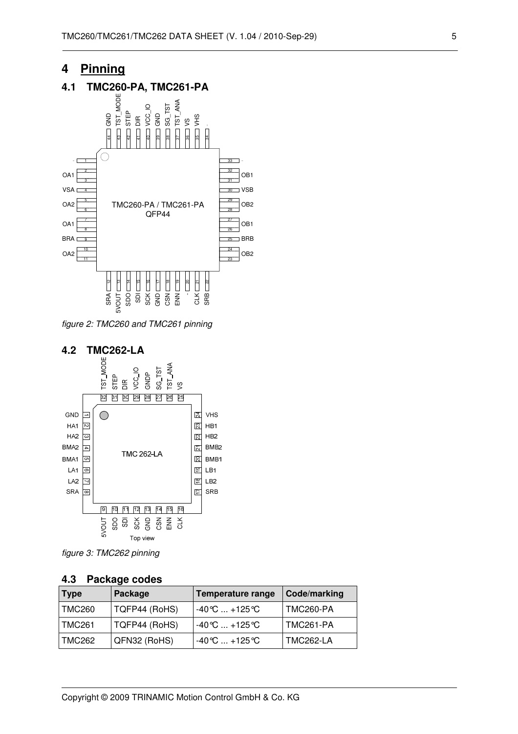# 4 Pinning

## 4.1 TMC260-PA, TMC261-PA

*figure 2: TMC260 and TMC261 pinning*

## 4.2 TMC262-LA

*figure 3: TMC262 pinning*

## 4.3 Package codes

| Type | Package | Temperature range | Code/marking |
|---|---|---|---|
| TMC260 | TQFP44 (RoHS) | -40°C ... +125°C | TMC260-PA |
| TMC261 | TQFP44 (RoHS) | -40°C ... +125°C | TMC261-PA |
| TMC262 | QFN32 (RoHS) | -40°C ... +125°C | TMC262-LA |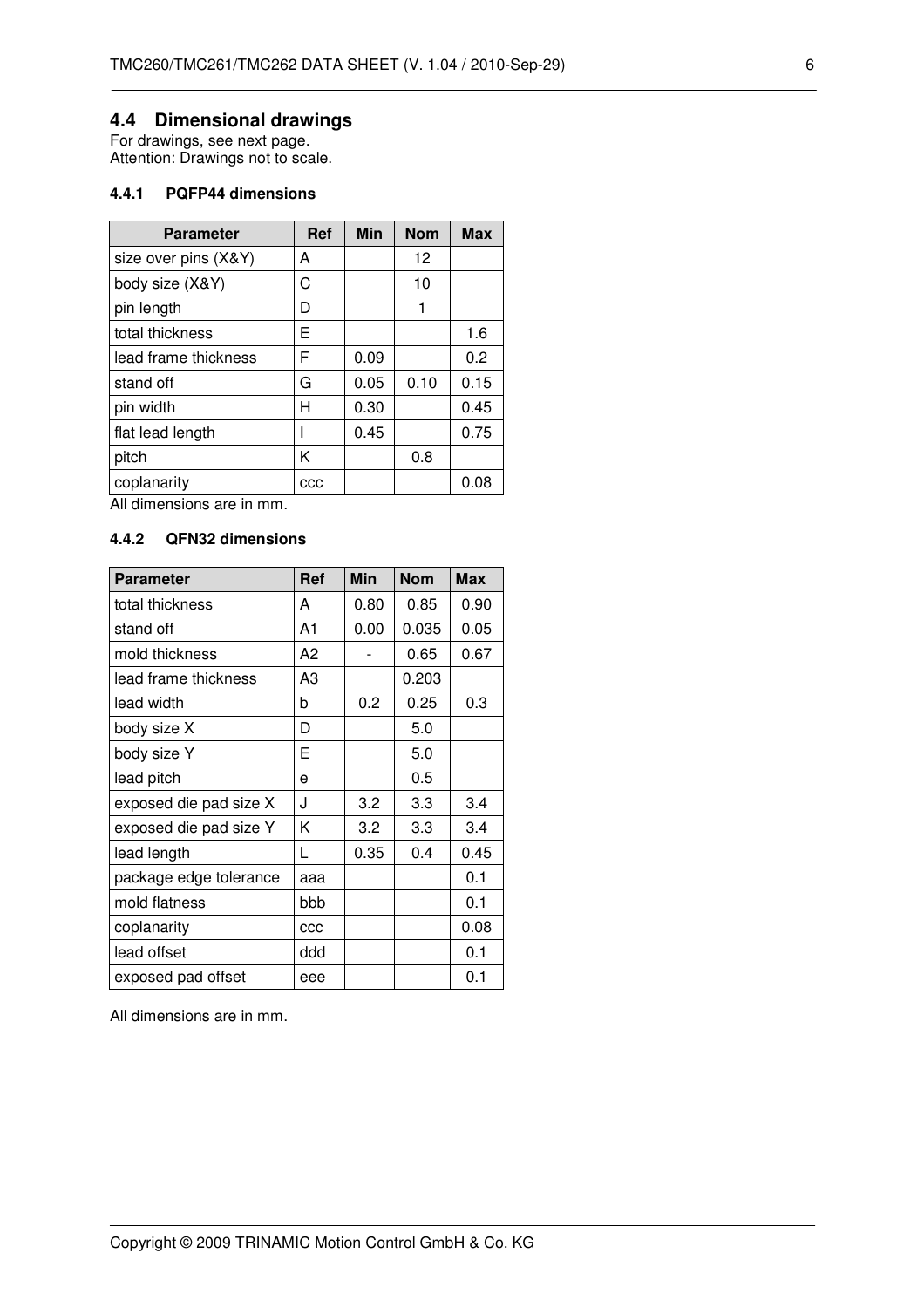## 4.4 Dimensional drawings

For drawings, see next page.
Attention: Drawings not to scale.

### 4.4.1 PQFP44 dimensions

| Parameter | Ref | Min | Nom | Max |
|---|---|---|---|---|
| size over pins (X&Y) | A | | 12 | |
| body size (X&Y) | C | | 10 | |
| pin length | D | | 1 | |
| total thickness | E | | | 1.6 |
| lead frame thickness | F | 0.09 | | 0.2 |
| stand off | G | 0.05 | 0.10 | 0.15 |
| pin width | H | 0.30 | | 0.45 |
| flat lead length | I | 0.45 | | 0.75 |
| pitch | K | | 0.8 | |
| coplanarity | ccc | | | 0.08 |

All dimensions are in mm.

### 4.4.2 QFN32 dimensions

| Parameter | Ref | Min | Nom | Max |
|---|---|---|---|---|
| total thickness | A | 0.80 | 0.85 | 0.90 |
| stand off | A1 | 0.00 | 0.035 | 0.05 |
| mold thickness | A2 | - | 0.65 | 0.67 |
| lead frame thickness | A3 | | 0.203 | |
| lead width | b | 0.2 | 0.25 | 0.3 |
| body size X | D | | 5.0 | |
| body size Y | E | | 5.0 | |
| lead pitch | e | | 0.5 | |
| exposed die pad size X | J | 3.2 | 3.3 | 3.4 |
| exposed die pad size Y | K | 3.2 | 3.3 | 3.4 |
| lead length | L | 0.35 | 0.4 | 0.45 |
| package edge tolerance | aaa | | | 0.1 |
| mold flatness | bbb | | | 0.1 |
| coplanarity | ccc | | | 0.08 |
| lead offset | ddd | | | 0.1 |
| exposed pad offset | eee | | | 0.1 |

All dimensions are in mm.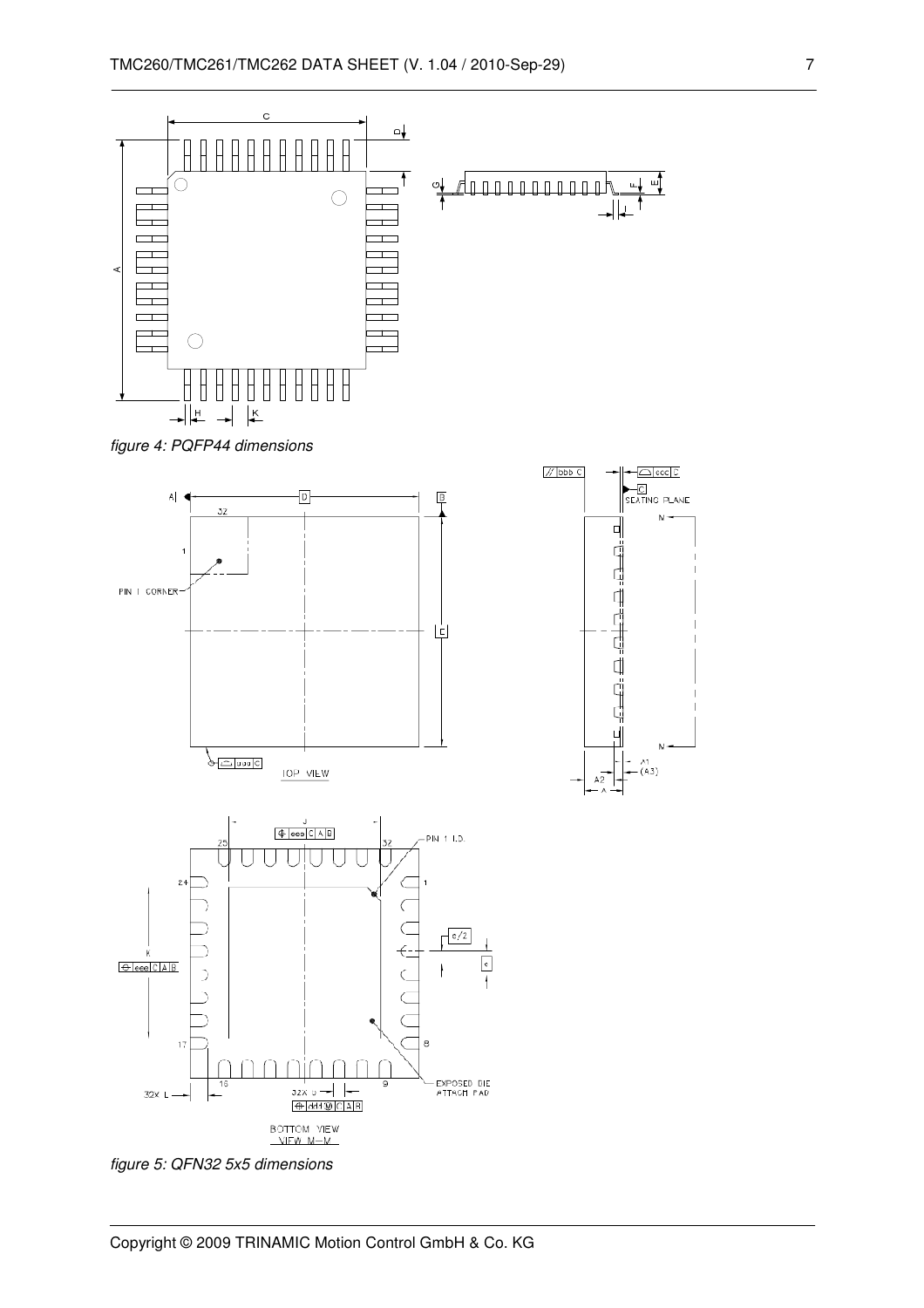*figure 4: PQFP44 dimensions*

*figure 5: QFN32 5x5 dimensions*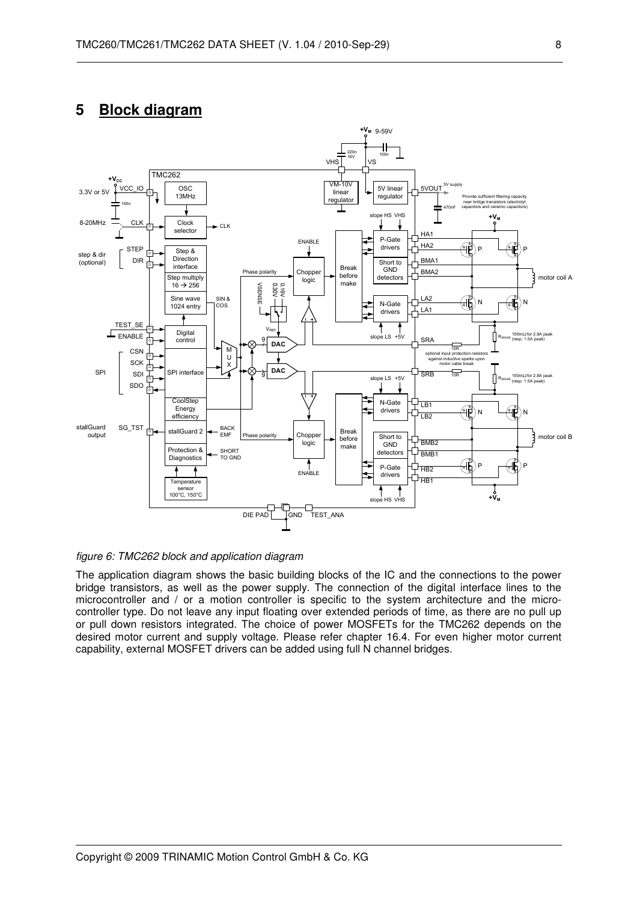# 5 Block diagram

*figure 6: TMC262 block and application diagram*

The application diagram shows the basic building blocks of the IC and the connections to the power bridge transistors, as well as the power supply. The connection of the digital interface lines to the microcontroller and / or a motion controller is specific to the system architecture and the microcontroller type. Do not leave any input floating over extended periods of time, as there are no pull up or pull down resistors integrated. The choice of power MOSFETs for the TMC262 depends on the desired motor current and supply voltage. Please refer chapter 16.4. For even higher motor current capability, external MOSFET drivers can be added using full N channel bridges.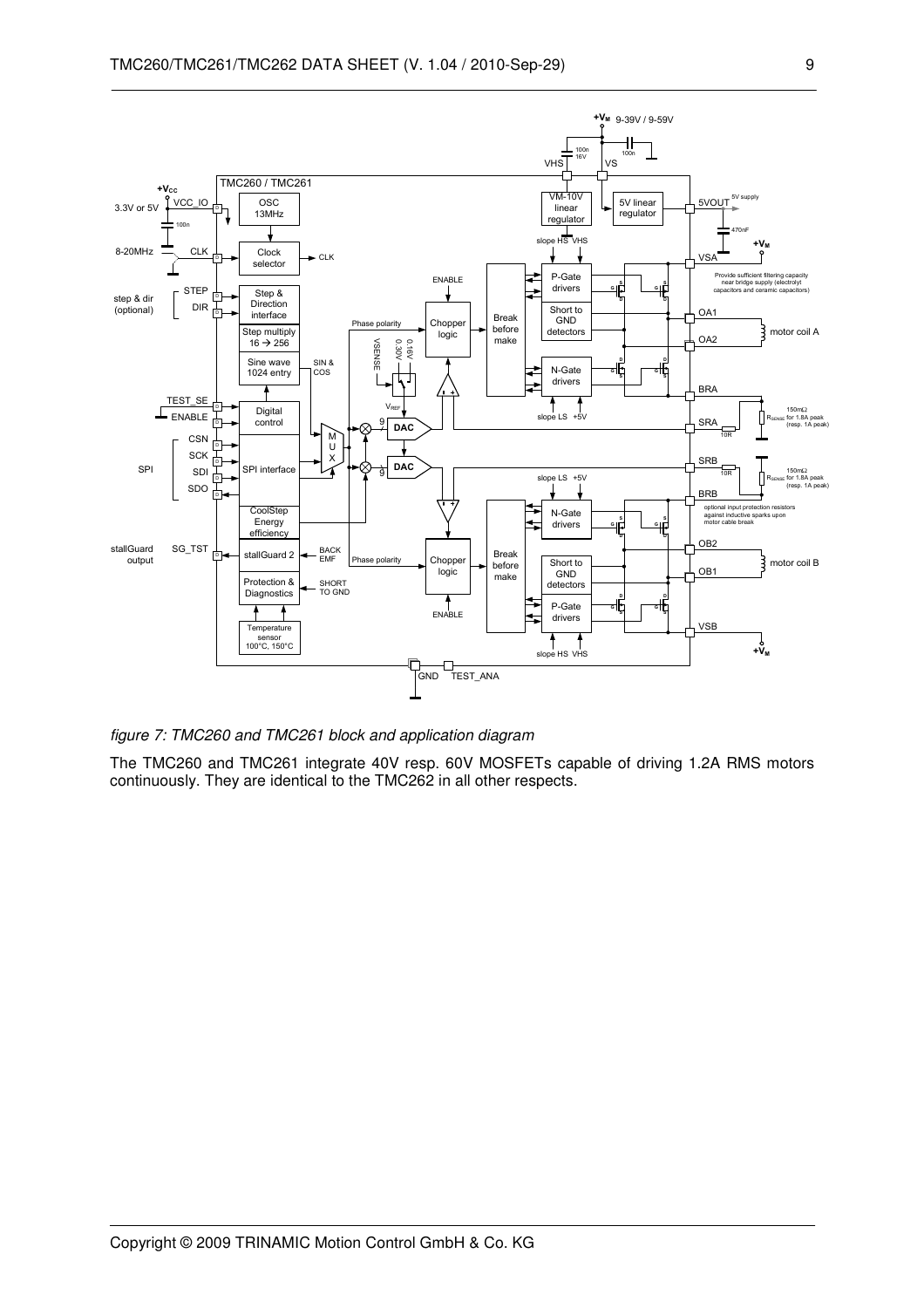*figure 7: TMC260 and TMC261 block and application diagram*

The TMC260 and TMC261 integrate 40V resp. 60V MOSFETs capable of driving 1.2A RMS motors continuously. They are identical to the TMC262 in all other respects.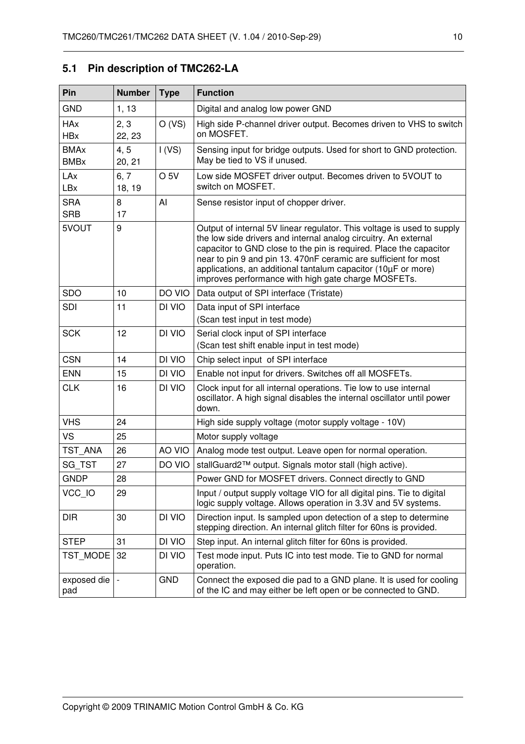## 5.1 Pin description of TMC262-LA

| Pin | Number | Type | Function |
|---|---|---|---|
| GND | 1, 13 | | Digital and analog low power GND |
| HAx<br>HBx | 2, 3<br>22, 23 | O (VS) | High side P-channel driver output. Becomes driven to VHS to switch on MOSFET. |
| BMAx<br>BMBx | 4, 5<br>20, 21 | I (VS) | Sensing input for bridge outputs. Used for short to GND protection. May be tied to VS if unused. |
| LAx<br>LBx | 6, 7<br>18, 19 | O 5V | Low side MOSFET driver output. Becomes driven to 5VOUT to switch on MOSFET. |
| SRA<br>SRB | 8<br>17 | AI | Sense resistor input of chopper driver. |
| 5VOUT | 9 | | Output of internal 5V linear regulator. This voltage is used to supply the low side drivers and internal analog circuitry. An external capacitor to GND close to the pin is required. Place the capacitor near to pin 9 and pin 13. 470nF ceramic are sufficient for most applications, an additional tantalum capacitor (10µF or more) improves performance with high gate charge MOSFETs. |
| SDO | 10 | DO VIO | Data output of SPI interface (Tristate) |
| SDI | 11 | DI VIO | Data input of SPI interface<br>(Scan test input in test mode) |
| SCK | 12 | DI VIO | Serial clock input of SPI interface<br>(Scan test shift enable input in test mode) |
| CSN | 14 | DI VIO | Chip select input of SPI interface |
| ENN | 15 | DI VIO | Enable not input for drivers. Switches off all MOSFETs. |
| CLK | 16 | DI VIO | Clock input for all internal operations. Tie low to use internal oscillator. A high signal disables the internal oscillator until power down. |
| VHS | 24 | | High side supply voltage (motor supply voltage - 10V) |
| VS | 25 | | Motor supply voltage |
| TST_ANA | 26 | AO VIO | Analog mode test output. Leave open for normal operation. |
| SG_TST | 27 | DO VIO | stallGuard2™ output. Signals motor stall (high active). |
| GNDP | 28 | | Power GND for MOSFET drivers. Connect directly to GND |
| VCC_IO | 29 | | Input / output supply voltage VIO for all digital pins. Tie to digital logic supply voltage. Allows operation in 3.3V and 5V systems. |
| DIR | 30 | DI VIO | Direction input. Is sampled upon detection of a step to determine stepping direction. An internal glitch filter for 60ns is provided. |
| STEP | 31 | DI VIO | Step input. An internal glitch filter for 60ns is provided. |
| TST_MODE | 32 | DI VIO | Test mode input. Puts IC into test mode. Tie to GND for normal operation. |
| exposed die pad | - | GND | Connect the exposed die pad to a GND plane. It is used for cooling of the IC and may either be left open or be connected to GND. |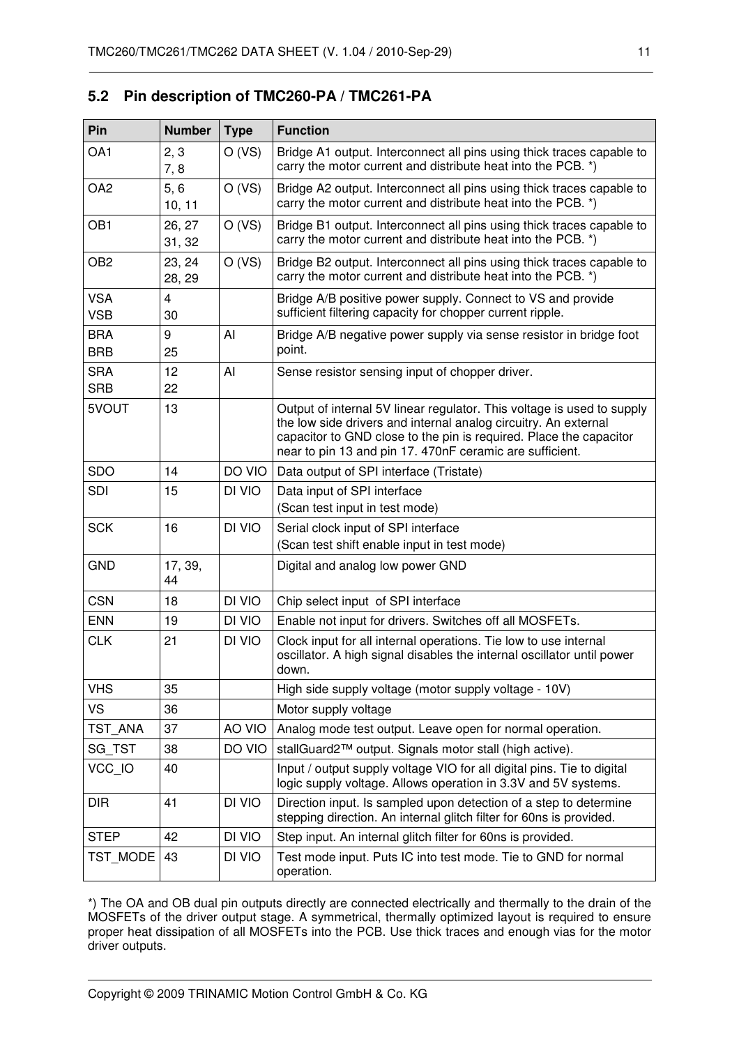## 5.2 Pin description of TMC260-PA / TMC261-PA

| Pin | Number | Type | Function |
|---|---|---|---|
| OA1 | 2, 3<br>7, 8 | O (VS) | Bridge A1 output. Interconnect all pins using thick traces capable to carry the motor current and distribute heat into the PCB. *) |
| OA2 | 5, 6<br>10, 11 | O (VS) | Bridge A2 output. Interconnect all pins using thick traces capable to carry the motor current and distribute heat into the PCB. *) |
| OB1 | 26, 27<br>31, 32 | O (VS) | Bridge B1 output. Interconnect all pins using thick traces capable to carry the motor current and distribute heat into the PCB. *) |
| OB2 | 23, 24<br>28, 29 | O (VS) | Bridge B2 output. Interconnect all pins using thick traces capable to carry the motor current and distribute heat into the PCB. *) |
| VSA<br>VSB | 4<br>30 | | Bridge A/B positive power supply. Connect to VS and provide sufficient filtering capacity for chopper current ripple. |
| BRA<br>BRB | 9<br>25 | AI | Bridge A/B negative power supply via sense resistor in bridge foot point. |
| SRA<br>SRB | 12<br>22 | AI | Sense resistor sensing input of chopper driver. |
| 5VOUT | 13 | | Output of internal 5V linear regulator. This voltage is used to supply the low side drivers and internal analog circuitry. An external capacitor to GND close to the pin is required. Place the capacitor near to pin 13 and pin 17. 470nF ceramic are sufficient. |
| SDO | 14 | DO VIO | Data output of SPI interface (Tristate) |
| SDI | 15 | DI VIO | Data input of SPI interface<br>(Scan test input in test mode) |
| SCK | 16 | DI VIO | Serial clock input of SPI interface<br>(Scan test shift enable input in test mode) |
| GND | 17, 39, 44 | | Digital and analog low power GND |
| CSN | 18 | DI VIO | Chip select input of SPI interface |
| ENN | 19 | DI VIO | Enable not input for drivers. Switches off all MOSFETs. |
| CLK | 21 | DI VIO | Clock input for all internal operations. Tie low to use internal oscillator. A high signal disables the internal oscillator until power down. |
| VHS | 35 | | High side supply voltage (motor supply voltage - 10V) |
| VS | 36 | | Motor supply voltage |
| TST_ANA | 37 | AO VIO | Analog mode test output. Leave open for normal operation. |
| SG_TST | 38 | DO VIO | stallGuard2™ output. Signals motor stall (high active). |
| VCC_IO | 40 | | Input / output supply voltage VIO for all digital pins. Tie to digital logic supply voltage. Allows operation in 3.3V and 5V systems. |
| DIR | 41 | DI VIO | Direction input. Is sampled upon detection of a step to determine stepping direction. An internal glitch filter for 60ns is provided. |
| STEP | 42 | DI VIO | Step input. An internal glitch filter for 60ns is provided. |
| TST_MODE | 43 | DI VIO | Test mode input. Puts IC into test mode. Tie to GND for normal operation. |

*) The OA and OB dual pin outputs directly are connected electrically and thermally to the drain of the MOSFETs of the driver output stage. A symmetrical, thermally optimized layout is required to ensure proper heat dissipation of all MOSFETs into the PCB. Use thick traces and enough vias for the motor driver outputs.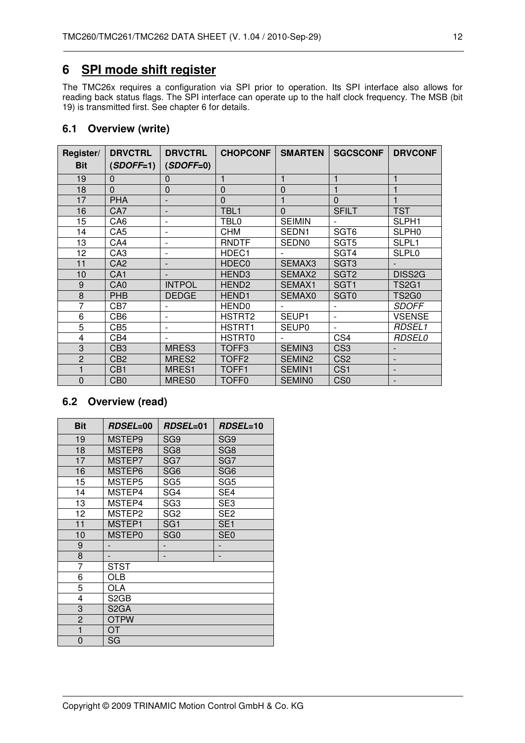# 6 SPI mode shift register

The TMC26x requires a configuration via SPI prior to operation. Its SPI interface also allows for reading back status flags. The SPI interface can operate up to the half clock frequency. The MSB (bit 19) is transmitted first. See chapter 6 for details.

## 6.1 Overview (write)

| Register/ Bit | DRVCTRL (*SDOFF*=1) | DRVCTRL (*SDOFF*=0) | CHOPCONF | SMARTEN | SGCSCONF | DRVCONF |
|---|---|---|---|---|---|---|
| 19 | 0 | 0 | 1 | 1 | 1 | 1 |
| 18 | 0 | 0 | 0 | 0 | 1 | 1 |
| 17 | PHA | - | 0 | 1 | 0 | 1 |
| 16 | CA7 | - | TBL1 | 0 | SFILT | TST |
| 15 | CA6 | - | TBL0 | SEIMIN | - | SLPH1 |
| 14 | CA5 | - | CHM | SEDN1 | SGT6 | SLPH0 |
| 13 | CA4 | - | RNDTF | SEDN0 | SGT5 | SLPL1 |
| 12 | CA3 | - | HDEC1 | - | SGT4 | SLPL0 |
| 11 | CA2 | - | HDEC0 | SEMAX3 | SGT3 | - |
| 10 | CA1 | - | HEND3 | SEMAX2 | SGT2 | DISS2G |
| 9 | CA0 | INTPOL | HEND2 | SEMAX1 | SGT1 | TS2G1 |
| 8 | PHB | DEDGE | HEND1 | SEMAX0 | SGT0 | TS2G0 |
| 7 | CB7 | - | HEND0 | - | - | *SDOFF* |
| 6 | CB6 | - | HSTRT2 | SEUP1 | - | VSENSE |
| 5 | CB5 | - | HSTRT1 | SEUP0 | - | *RDSEL1* |
| 4 | CB4 | - | HSTRT0 | - | CS4 | *RDSEL0* |
| 3 | CB3 | MRES3 | TOFF3 | SEMIN3 | CS3 | - |
| 2 | CB2 | MRES2 | TOFF2 | SEMIN2 | CS2 | - |
| 1 | CB1 | MRES1 | TOFF1 | SEMIN1 | CS1 | - |
| 0 | CB0 | MRES0 | TOFF0 | SEMIN0 | CS0 | - |

## 6.2 Overview (read)

| Bit | *RDSEL*=00 | *RDSEL*=01 | *RDSEL*=10 |
|---|---|---|---|
| 19 | MSTEP9 | SG9 | SG9 |
| 18 | MSTEP8 | SG8 | SG8 |
| 17 | MSTEP7 | SG7 | SG7 |
| 16 | MSTEP6 | SG6 | SG6 |
| 15 | MSTEP5 | SG5 | SG5 |
| 14 | MSTEP4 | SG4 | SE4 |
| 13 | MSTEP4 | SG3 | SE3 |
| 12 | MSTEP2 | SG2 | SE2 |
| 11 | MSTEP1 | SG1 | SE1 |
| 10 | MSTEP0 | SG0 | SE0 |
| 9 | - | - | - |
| 8 | - | - | - |
| 7 | STST | | |
| 6 | OLB | | |
| 5 | OLA | | |
| 4 | S2GB | | |
| 3 | S2GA | | |
| 2 | OTPW | | |
| 1 | OT | | |
| 0 | SG | | |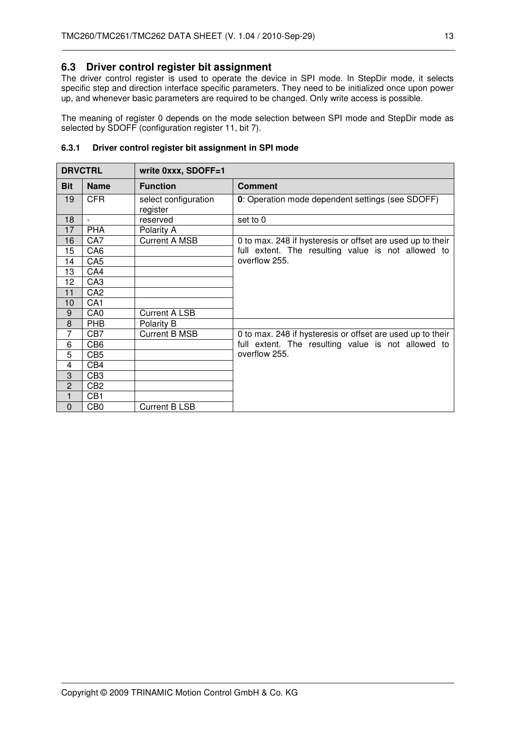## 6.3 Driver control register bit assignment

The driver control register is used to operate the device in SPI mode. In StepDir mode, it selects specific step and direction interface specific parameters. They need to be initialized once upon power up, and whenever basic parameters are required to be changed. Only write access is possible.

The meaning of register 0 depends on the mode selection between SPI mode and StepDir mode as selected by SDOFF (configuration register 11, bit 7).

### 6.3.1 Driver control register bit assignment in SPI mode

| **DRVCTRL** | | **write 0xxx, SDOFF=1** | |
|---|---|---|---|
| **Bit** | **Name** | **Function** | **Comment** |
| 19 | CFR | select configuration register | **0**: Operation mode dependent settings (see SDOFF) |
| 18 | - | reserved | set to 0 |
| 17 | PHA | Polarity A | |
| 16 | CA7 | Current A MSB | 0 to max. 248 if hysteresis or offset are used up to their full extent. The resulting value is not allowed to overflow 255. |
| 15 | CA6 | | |
| 14 | CA5 | | |
| 13 | CA4 | | |
| 12 | CA3 | | |
| 11 | CA2 | | |
| 10 | CA1 | | |
| 9 | CA0 | Current A LSB | |
| 8 | PHB | Polarity B | |
| 7 | CB7 | Current B MSB | 0 to max. 248 if hysteresis or offset are used up to their full extent. The resulting value is not allowed to overflow 255. |
| 6 | CB6 | | |
| 5 | CB5 | | |
| 4 | CB4 | | |
| 3 | CB3 | | |
| 2 | CB2 | | |
| 1 | CB1 | | |
| 0 | CB0 | Current B LSB | |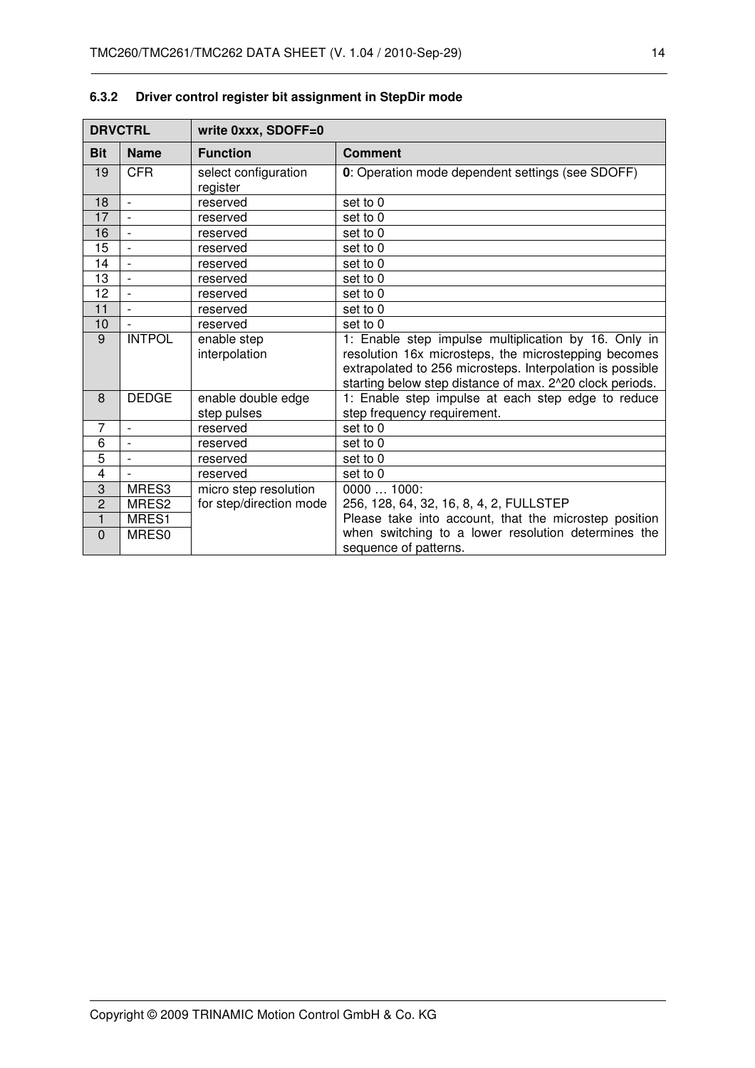### 6.3.2 Driver control register bit assignment in StepDir mode

| DRVCTRL | | write 0xxx, SDOFF=0 | |
|---|---|---|---|
| **Bit** | **Name** | **Function** | **Comment** |
| 19 | CFR | select configuration register | **0**: Operation mode dependent settings (see SDOFF) |
| 18 | - | reserved | set to 0 |
| 17 | - | reserved | set to 0 |
| 16 | - | reserved | set to 0 |
| 15 | - | reserved | set to 0 |
| 14 | - | reserved | set to 0 |
| 13 | - | reserved | set to 0 |
| 12 | - | reserved | set to 0 |
| 11 | - | reserved | set to 0 |
| 10 | - | reserved | set to 0 |
| 9 | INTPOL | enable step interpolation | 1: Enable step impulse multiplication by 16. Only in resolution 16x microsteps, the microstepping becomes extrapolated to 256 microsteps. Interpolation is possible starting below step distance of max. 2^20 clock periods. |
| 8 | DEDGE | enable double edge step pulses | 1: Enable step impulse at each step edge to reduce step frequency requirement. |
| 7 | - | reserved | set to 0 |
| 6 | - | reserved | set to 0 |
| 5 | - | reserved | set to 0 |
| 4 | - | reserved | set to 0 |
| 3 | MRES3 | micro step resolution for step/direction mode | 0000 … 1000:<br>256, 128, 64, 32, 16, 8, 4, 2, FULLSTEP<br>Please take into account, that the microstep position when switching to a lower resolution determines the sequence of patterns. |
| 2 | MRES2 | | |
| 1 | MRES1 | | |
| 0 | MRES0 | | |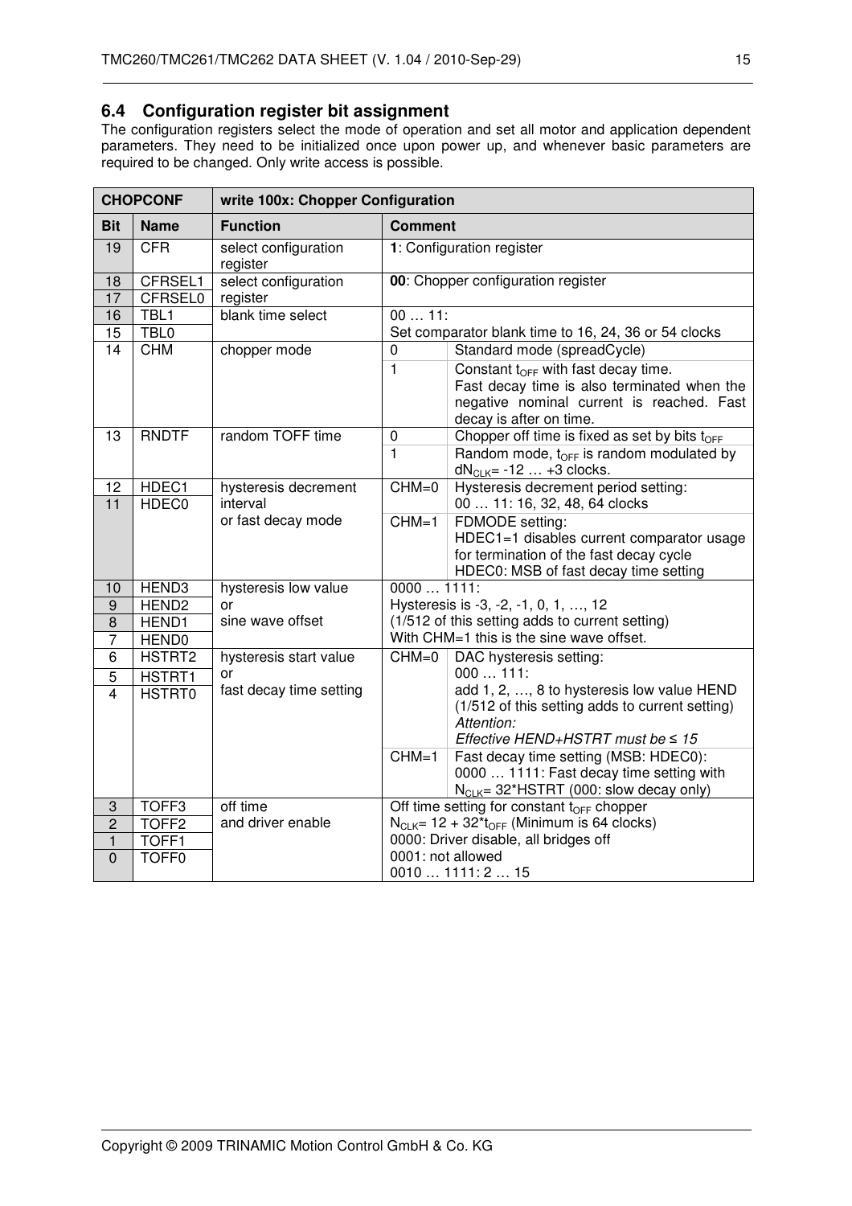## 6.4 Configuration register bit assignment

The configuration registers select the mode of operation and set all motor and application dependent parameters. They need to be initialized once upon power up, and whenever basic parameters are required to be changed. Only write access is possible.

| **CHOPCONF** | | **write 100x: Chopper Configuration** | | |
|---|---|---|---|---|
| **Bit** | **Name** | **Function** | **Comment** | |
| 19 | CFR | select configuration register | **1**: Configuration register | |
| 18 | CFRSEL1 | select configuration register | **00**: Chopper configuration register | |
| 17 | CFRSEL0 | | | |
| 16 | TBL1 | blank time select | 00 … 11: Set comparator blank time to 16, 24, 36 or 54 clocks | |
| 15 | TBL0 | | | |
| 14 | CHM | chopper mode | 0 | Standard mode (spreadCycle) |
| | | | 1 | Constant $t_{OFF}$ with fast decay time. Fast decay time is also terminated when the negative nominal current is reached. Fast decay is after on time. |
| 13 | RNDTF | random TOFF time | 0 | Chopper off time is fixed as set by bits $t_{OFF}$ |
| | | | 1 | Random mode, $t_{OFF}$ is random modulated by $dN_{CLK}$= -12 … +3 clocks. |
| 12 | HDEC1 | hysteresis decrement interval or fast decay mode | CHM=0 | Hysteresis decrement period setting: 00 … 11: 16, 32, 48, 64 clocks |
| 11 | HDEC0 | | CHM=1 | FDMODE setting: HDEC1=1 disables current comparator usage for termination of the fast decay cycle HDEC0: MSB of fast decay time setting |
| 10 | HEND3 | hysteresis low value or sine wave offset | 0000 … 1111: Hysteresis is -3, -2, -1, 0, 1, …, 12 (1/512 of this setting adds to current setting) With CHM=1 this is the sine wave offset. | |
| 9 | HEND2 | | | |
| 8 | HEND1 | | | |
| 7 | HEND0 | | | |
| 6 | HSTRT2 | hysteresis start value or fast decay time setting | CHM=0 | DAC hysteresis setting: 000 … 111: add 1, 2, …, 8 to hysteresis low value HEND (1/512 of this setting adds to current setting) *Attention: Effective HEND+HSTRT must be ≤ 15* |
| 5 | HSTRT1 | | CHM=1 | Fast decay time setting (MSB: HDEC0): 0000 … 1111: Fast decay time setting with $N_{CLK}$= 32*HSTRT (000: slow decay only) |
| 4 | HSTRT0 | | | |
| 3 | TOFF3 | off time and driver enable | Off time setting for constant $t_{OFF}$ chopper $N_{CLK}$= 12 + 32*$t_{OFF}$ (Minimum is 64 clocks) 0000: Driver disable, all bridges off 0001: not allowed 0010 … 1111: 2 … 15 | |
| 2 | TOFF2 | | | |
| 1 | TOFF1 | | | |
| 0 | TOFF0 | | | |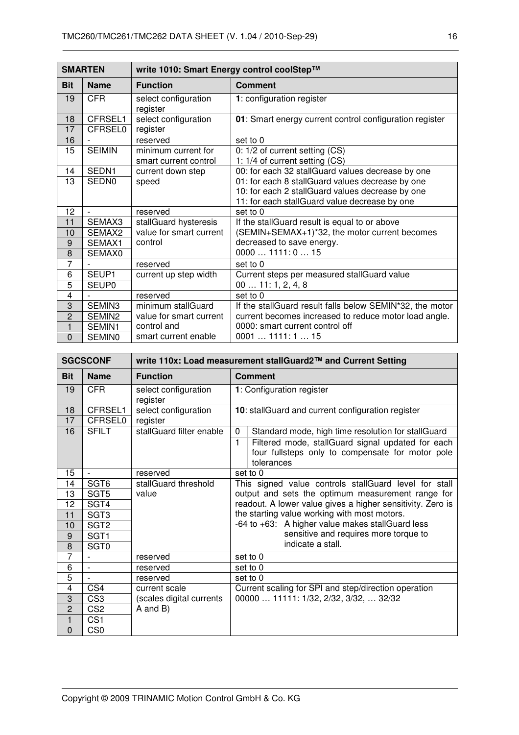| SMARTEN | | write 1010: Smart Energy control coolStep™ | |
|---|---|---|---|
| **Bit** | **Name** | **Function** | **Comment** |
| 19 | CFR | select configuration register | **1**: configuration register |
| 18 | CFRSEL1 | select configuration register | **01**: Smart energy current control configuration register |
| 17 | CFRSEL0 | | |
| 16 | - | reserved | set to 0 |
| 15 | SEIMIN | minimum current for smart current control | 0: 1/2 of current setting (CS)<br>1: 1/4 of current setting (CS) |
| 14 | SEDN1 | current down step speed | 00: for each 32 stallGuard values decrease by one<br>01: for each 8 stallGuard values decrease by one<br>10: for each 2 stallGuard values decrease by one<br>11: for each stallGuard value decrease by one |
| 13 | SEDN0 | | |
| 12 | - | reserved | set to 0 |
| 11 | SEMAX3 | stallGuard hysteresis value for smart current control | If the stallGuard result is equal to or above (SEMIN+SEMAX+1)*32, the motor current becomes decreased to save energy.<br>0000 … 1111: 0 … 15 |
| 10 | SEMAX2 | | |
| 9 | SEMAX1 | | |
| 8 | SEMAX0 | | |
| 7 | - | reserved | set to 0 |
| 6 | SEUP1 | current up step width | Current steps per measured stallGuard value<br>00 … 11: 1, 2, 4, 8 |
| 5 | SEUP0 | | |
| 4 | - | reserved | set to 0 |
| 3 | SEMIN3 | minimum stallGuard value for smart current control and smart current enable | If the stallGuard result falls below SEMIN*32, the motor current becomes increased to reduce motor load angle.<br>0000: smart current control off<br>0001 … 1111: 1 … 15 |
| 2 | SEMIN2 | | |
| 1 | SEMIN1 | | |
| 0 | SEMIN0 | | |

| SGCSCONF | | write 110x: Load measurement stallGuard2™ and Current Setting | |
|---|---|---|---|
| **Bit** | **Name** | **Function** | **Comment** |
| 19 | CFR | select configuration register | **1**: Configuration register |
| 18 | CFRSEL1 | select configuration register | **10**: stallGuard and current configuration register |
| 17 | CFRSEL0 | | |
| 16 | SFILT | stallGuard filter enable | 0: Standard mode, high time resolution for stallGuard<br>1: Filtered mode, stallGuard signal updated for each four fullsteps only to compensate for motor pole tolerances |
| 15 | - | reserved | set to 0 |
| 14 | SGT6 | stallGuard threshold value | This signed value controls stallGuard level for stall output and sets the optimum measurement range for readout. A lower value gives a higher sensitivity. Zero is the starting value working with most motors.<br>-64 to +63: A higher value makes stallGuard less sensitive and requires more torque to indicate a stall. |
| 13 | SGT5 | | |
| 12 | SGT4 | | |
| 11 | SGT3 | | |
| 10 | SGT2 | | |
| 9 | SGT1 | | |
| 8 | SGT0 | | |
| 7 | - | reserved | set to 0 |
| 6 | - | reserved | set to 0 |
| 5 | - | reserved | set to 0 |
| 4 | CS4 | current scale (scales digital currents A and B) | Current scaling for SPI and step/direction operation<br>00000 … 11111: 1/32, 2/32, 3/32, … 32/32 |
| 3 | CS3 | | |
| 2 | CS2 | | |
| 1 | CS1 | | |
| 0 | CS0 | | |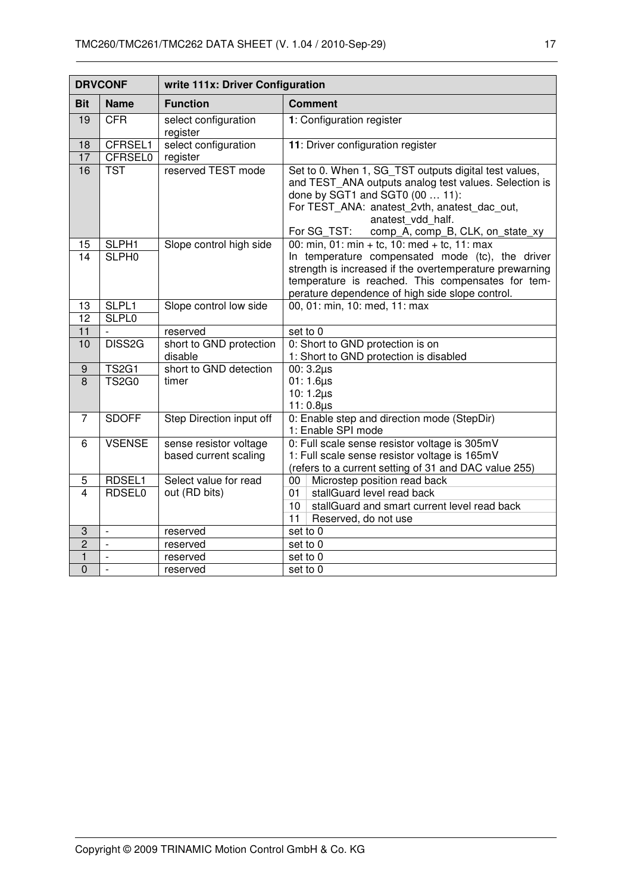| DRVCONF | | write 111x: Driver Configuration | |
|---|---|---|---|
| **Bit** | **Name** | **Function** | **Comment** |
| 19 | CFR | select configuration register | **1**: Configuration register |
| 18 | CFRSEL1 | select configuration register | **11**: Driver configuration register |
| 17 | CFRSEL0 | | |
| 16 | TST | reserved TEST mode | Set to 0. When 1, SG_TST outputs digital test values, and TEST_ANA outputs analog test values. Selection is done by SGT1 and SGT0 (00 … 11):<br>For TEST_ANA: anatest_2vth, anatest_dac_out, anatest_vdd_half.<br>For SG_TST: comp_A, comp_B, CLK, on_state_xy |
| 15 | SLPH1 | Slope control high side | 00: min, 01: min + tc, 10: med + tc, 11: max<br>In temperature compensated mode (tc), the driver strength is increased if the overtemperature prewarning temperature is reached. This compensates for temperature dependence of high side slope control. |
| 14 | SLPH0 | | |
| 13 | SLPL1 | Slope control low side | 00, 01: min, 10: med, 11: max |
| 12 | SLPL0 | | |
| 11 | - | reserved | set to 0 |
| 10 | DISS2G | short to GND protection disable | 0: Short to GND protection is on<br>1: Short to GND protection is disabled |
| 9 | TS2G1 | short to GND detection timer | 00: 3.2µs<br>01: 1.6µs<br>10: 1.2µs<br>11: 0.8µs |
| 8 | TS2G0 | | |
| 7 | SDOFF | Step Direction input off | 0: Enable step and direction mode (StepDir)<br>1: Enable SPI mode |
| 6 | VSENSE | sense resistor voltage based current scaling | 0: Full scale sense resistor voltage is 305mV<br>1: Full scale sense resistor voltage is 165mV<br>(refers to a current setting of 31 and DAC value 255) |
| 5 | RDSEL1 | Select value for read out (RD bits) | 00 Microstep position read back<br>01 stallGuard level read back<br>10 stallGuard and smart current level read back<br>11 Reserved, do not use |
| 4 | RDSEL0 | | |
| 3 | - | reserved | set to 0 |
| 2 | - | reserved | set to 0 |
| 1 | - | reserved | set to 0 |
| 0 | - | reserved | set to 0 |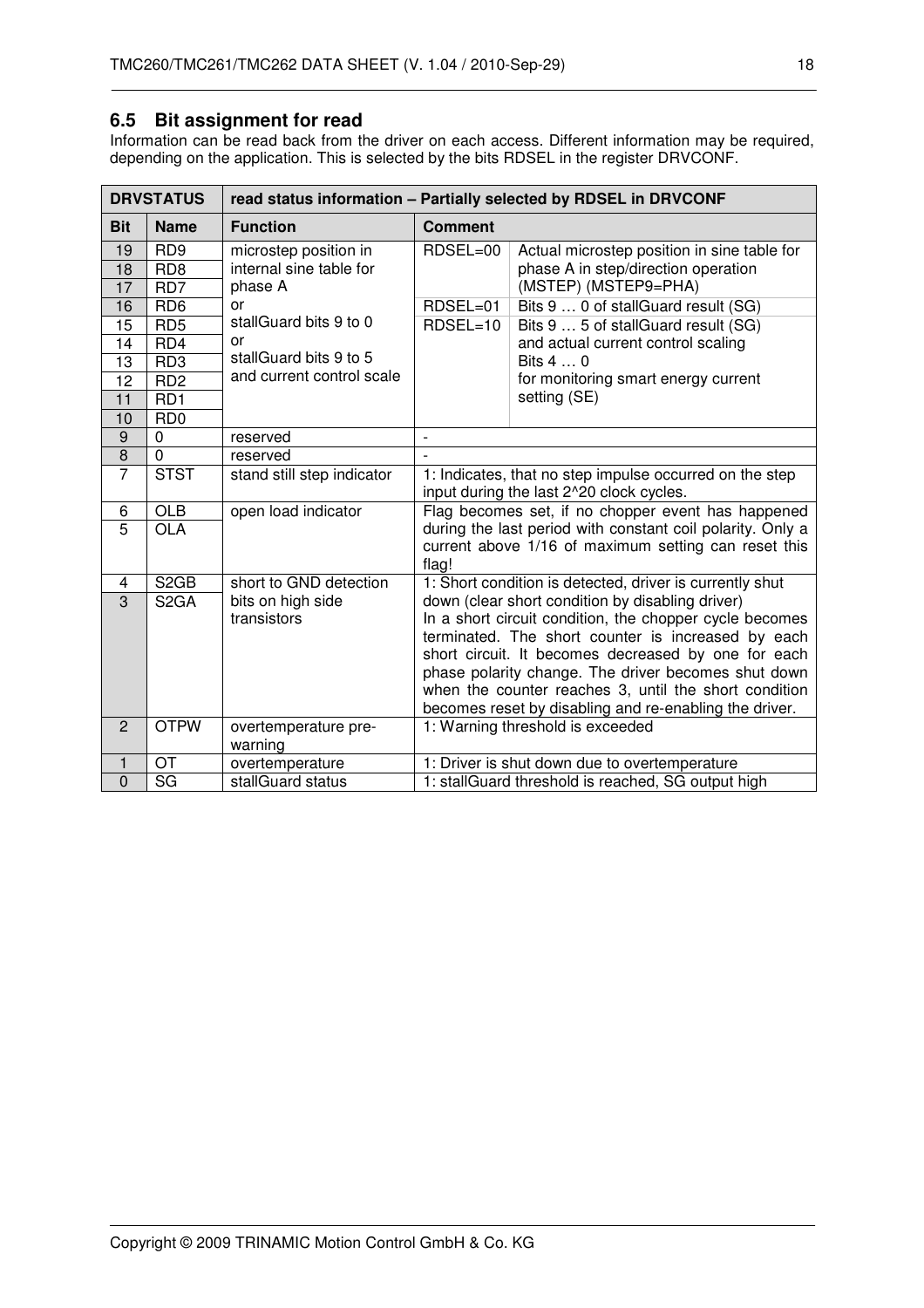## 6.5 Bit assignment for read

Information can be read back from the driver on each access. Different information may be required, depending on the application. This is selected by the bits RDSEL in the register DRVCONF.

| DRVSTATUS | | read status information – Partially selected by RDSEL in DRVCONF | | |
|---|---|---|---|---|
| **Bit** | **Name** | **Function** | **Comment** | |
| 19 | RD9 | microstep position in internal sine table for phase A or stallGuard bits 9 to 0 or stallGuard bits 9 to 5 and current control scale | RDSEL=00 | Actual microstep position in sine table for phase A in step/direction operation (MSTEP) (MSTEP9=PHA) |
| 18 | RD8 | | | |
| 17 | RD7 | | | |
| 16 | RD6 | | RDSEL=01 | Bits 9 … 0 of stallGuard result (SG) |
| 15 | RD5 | | RDSEL=10 | Bits 9 … 5 of stallGuard result (SG) and actual current control scaling Bits 4 … 0 for monitoring smart energy current setting (SE) |
| 14 | RD4 | | | |
| 13 | RD3 | | | |
| 12 | RD2 | | | |
| 11 | RD1 | | | |
| 10 | RD0 | | | |
| 9 | 0 | reserved | - | |
| 8 | 0 | reserved | - | |
| 7 | STST | stand still step indicator | 1: Indicates, that no step impulse occurred on the step input during the last 2^20 clock cycles. | |
| 6 | OLB | open load indicator | Flag becomes set, if no chopper event has happened during the last period with constant coil polarity. Only a current above 1/16 of maximum setting can reset this flag! | |
| 5 | OLA | | | |
| 4 | S2GB | short to GND detection bits on high side transistors | 1: Short condition is detected, driver is currently shut down (clear short condition by disabling driver) In a short circuit condition, the chopper cycle becomes terminated. The short counter is increased by each short circuit. It becomes decreased by one for each phase polarity change. The driver becomes shut down when the counter reaches 3, until the short condition becomes reset by disabling and re-enabling the driver. | |
| 3 | S2GA | | | |
| 2 | OTPW | overtemperature pre-warning | 1: Warning threshold is exceeded | |
| 1 | OT | overtemperature | 1: Driver is shut down due to overtemperature | |
| 0 | SG | stallGuard status | 1: stallGuard threshold is reached, SG output high | |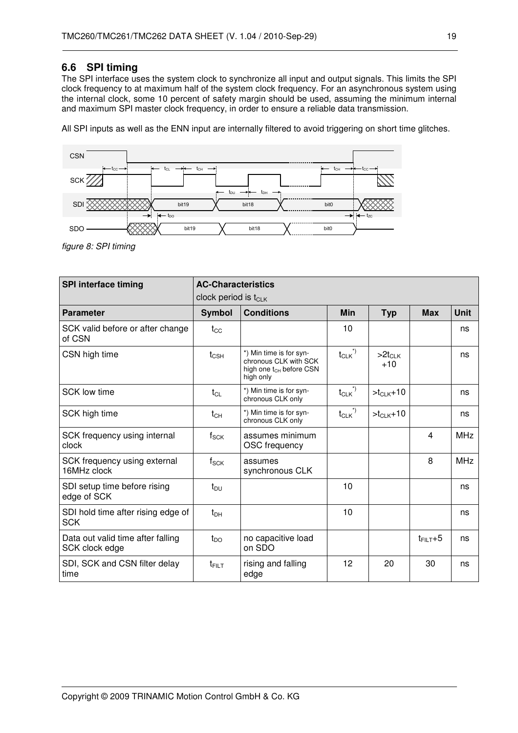## 6.6 SPI timing

The SPI interface uses the system clock to synchronize all input and output signals. This limits the SPI clock frequency to at maximum half of the system clock frequency. For an asynchronous system using the internal clock, some 10 percent of safety margin should be used, assuming the minimum internal and maximum SPI master clock frequency, in order to ensure a reliable data transmission.

All SPI inputs as well as the ENN input are internally filtered to avoid triggering on short time glitches.

*figure 8: SPI timing*

| SPI interface timing | AC-Characteristics clock period is $t_{CLK}$ | | | | | |
|---|---|---|---|---|---|---|
| **Parameter** | **Symbol** | **Conditions** | **Min** | **Typ** | **Max** | **Unit** |
| SCK valid before or after change of CSN | $t_{CC}$ | | 10 | | | ns |
| CSN high time | $t_{CSH}$ | *) Min time is for synchronous CLK with SCK high one $t_{CH}$ before CSN high only | $t_{CLK}$ *) | $>2t_{CLK}+10$ | | ns |
| SCK low time | $t_{CL}$ | *) Min time is for synchronous CLK only | $t_{CLK}$ *) | $>t_{CLK}+10$ | | ns |
| SCK high time | $t_{CH}$ | *) Min time is for synchronous CLK only | $t_{CLK}$ *) | $>t_{CLK}+10$ | | ns |
| SCK frequency using internal clock | $f_{SCK}$ | assumes minimum OSC frequency | | | 4 | MHz |
| SCK frequency using external 16MHz clock | $f_{SCK}$ | assumes synchronous CLK | | | 8 | MHz |
| SDI setup time before rising edge of SCK | $t_{DU}$ | | 10 | | | ns |
| SDI hold time after rising edge of SCK | $t_{DH}$ | | 10 | | | ns |
| Data out valid time after falling SCK clock edge | $t_{DO}$ | no capacitive load on SDO | | | $t_{FILT}+5$ | ns |
| SDI, SCK and CSN filter delay time | $t_{FILT}$ | rising and falling edge | 12 | 20 | 30 | ns |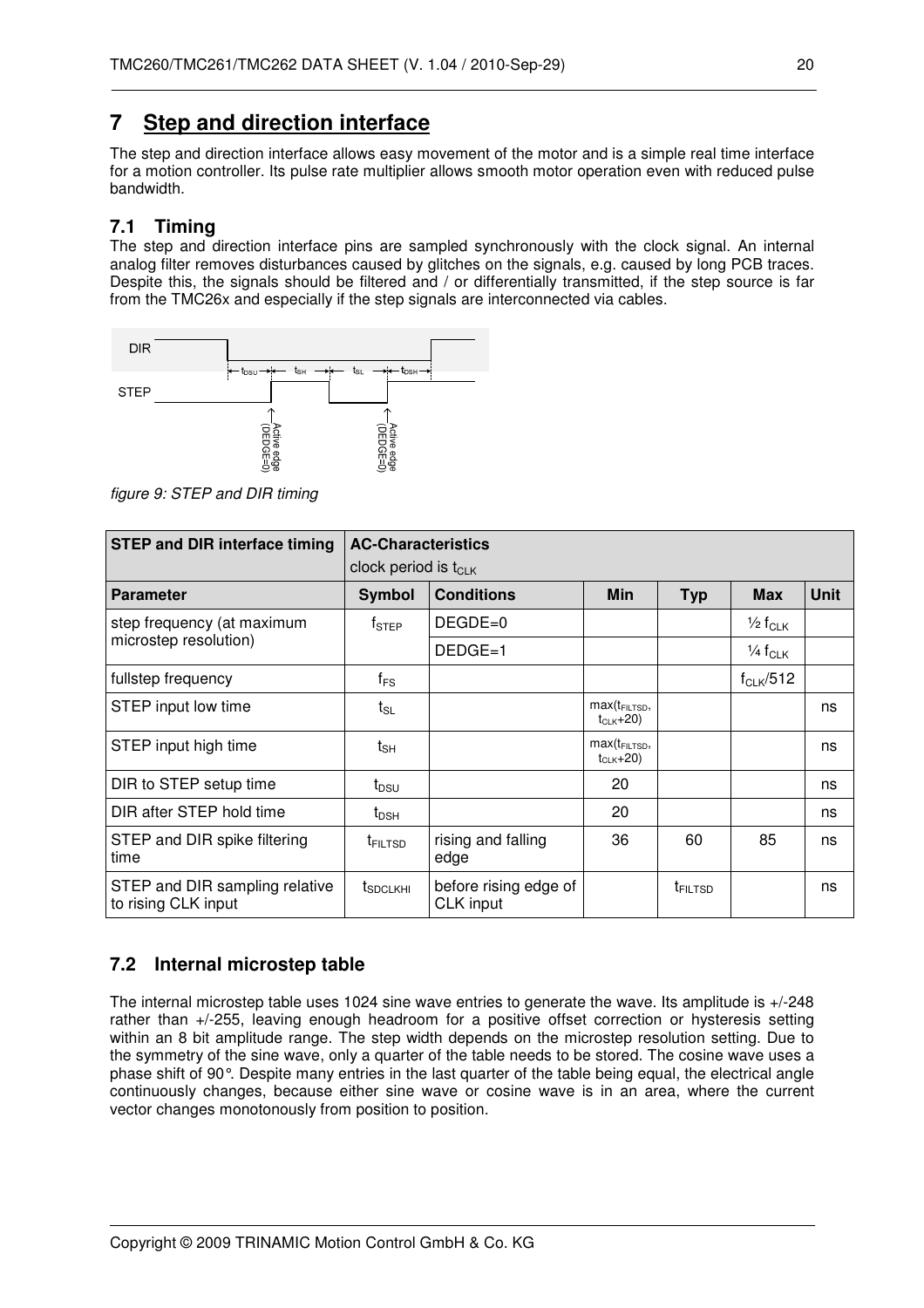／# 7 Step and direction interface

The step and direction interface allows easy movement of the motor and is a simple real time interface for a motion controller. Its pulse rate multiplier allows smooth motor operation even with reduced pulse bandwidth.

## 7.1 Timing

The step and direction interface pins are sampled synchronously with the clock signal. An internal analog filter removes disturbances caused by glitches on the signals, e.g. caused by long PCB traces. Despite this, the signals should be filtered and / or differentially transmitted, if the step source is far from the TMC26x and especially if the step signals are interconnected via cables.

*figure 9: STEP and DIR timing*

| STEP and DIR interface timing | AC-Characteristics<br>clock period is $t_{CLK}$ | | | | | |
|---|---|---|---|---|---|---|
| **Parameter** | **Symbol** | **Conditions** | **Min** | **Typ** | **Max** | **Unit** |
| step frequency (at maximum microstep resolution) | $f_{STEP}$ | DEGDE=0 | | | $\frac{1}{2}$ $f_{CLK}$ | |
| | | DEDGE=1 | | | $\frac{1}{4}$ $f_{CLK}$ | |
| fullstep frequency | $f_{FS}$ | | | | $f_{CLK}/512$ | |
| STEP input low time | $t_{SL}$ | | max($t_{FILTSD}$, $t_{CLK}$+20) | | | ns |
| STEP input high time | $t_{SH}$ | | max($t_{FILTSD}$, $t_{CLK}$+20) | | | ns |
| DIR to STEP setup time | $t_{DSU}$ | | 20 | | | ns |
| DIR after STEP hold time | $t_{DSH}$ | | 20 | | | ns |
| STEP and DIR spike filtering time | $t_{FILTSD}$ | rising and falling edge | 36 | 60 | 85 | ns |
| STEP and DIR sampling relative to rising CLK input | $t_{SDCLKHI}$ | before rising edge of CLK input | | $t_{FILTSD}$ | | ns |

## 7.2 Internal microstep table

The internal microstep table uses 1024 sine wave entries to generate the wave. Its amplitude is +/-248 rather than +/-255, leaving enough headroom for a positive offset correction or hysteresis setting within an 8 bit amplitude range. The step width depends on the microstep resolution setting. Due to the symmetry of the sine wave, only a quarter of the table needs to be stored. The cosine wave uses a phase shift of 90°. Despite many entries in the last quarter of the table being equal, the electrical angle continuously changes, because either sine wave or cosine wave is in an area, where the current vector changes monotonously from position to position.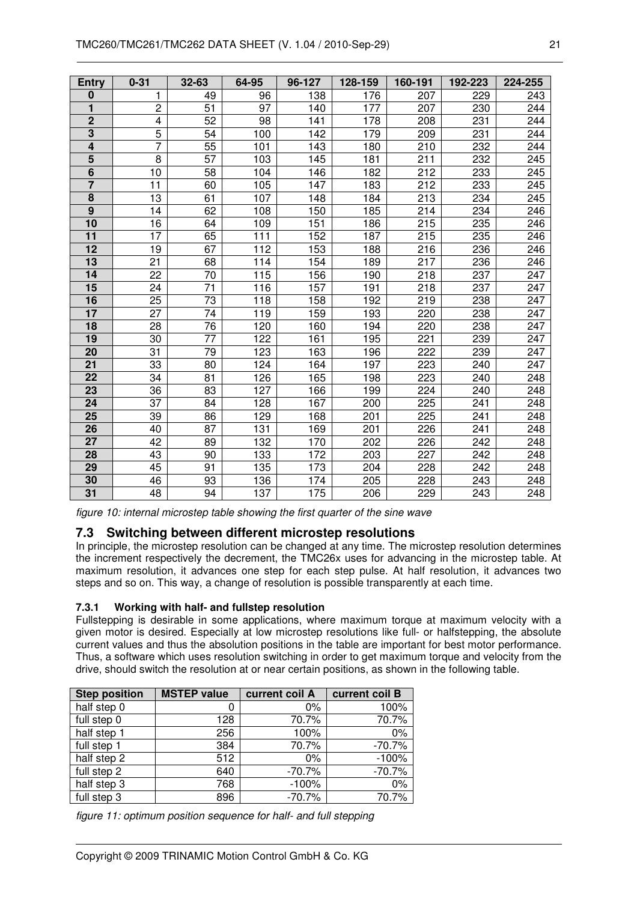| Entry | 0-31 | 32-63 | 64-95 | 96-127 | 128-159 | 160-191 | 192-223 | 224-255 |
|---|---|---|---|---|---|---|---|---|
| 0 | 1 | 49 | 96 | 138 | 176 | 207 | 229 | 243 |
| 1 | 2 | 51 | 97 | 140 | 177 | 207 | 230 | 244 |
| 2 | 4 | 52 | 98 | 141 | 178 | 208 | 231 | 244 |
| 3 | 5 | 54 | 100 | 142 | 179 | 209 | 231 | 244 |
| 4 | 7 | 55 | 101 | 143 | 180 | 210 | 232 | 244 |
| 5 | 8 | 57 | 103 | 145 | 181 | 211 | 232 | 245 |
| 6 | 10 | 58 | 104 | 146 | 182 | 212 | 233 | 245 |
| 7 | 11 | 60 | 105 | 147 | 183 | 212 | 233 | 245 |
| 8 | 13 | 61 | 107 | 148 | 184 | 213 | 234 | 245 |
| 9 | 14 | 62 | 108 | 150 | 185 | 214 | 234 | 246 |
| 10 | 16 | 64 | 109 | 151 | 186 | 215 | 235 | 246 |
| 11 | 17 | 65 | 111 | 152 | 187 | 215 | 235 | 246 |
| 12 | 19 | 67 | 112 | 153 | 188 | 216 | 236 | 246 |
| 13 | 21 | 68 | 114 | 154 | 189 | 217 | 236 | 246 |
| 14 | 22 | 70 | 115 | 156 | 190 | 218 | 237 | 247 |
| 15 | 24 | 71 | 116 | 157 | 191 | 218 | 237 | 247 |
| 16 | 25 | 73 | 118 | 158 | 192 | 219 | 238 | 247 |
| 17 | 27 | 74 | 119 | 159 | 193 | 220 | 238 | 247 |
| 18 | 28 | 76 | 120 | 160 | 194 | 220 | 238 | 247 |
| 19 | 30 | 77 | 122 | 161 | 195 | 221 | 239 | 247 |
| 20 | 31 | 79 | 123 | 163 | 196 | 222 | 239 | 247 |
| 21 | 33 | 80 | 124 | 164 | 197 | 223 | 240 | 247 |
| 22 | 34 | 81 | 126 | 165 | 198 | 223 | 240 | 248 |
| 23 | 36 | 83 | 127 | 166 | 199 | 224 | 240 | 248 |
| 24 | 37 | 84 | 128 | 167 | 200 | 225 | 241 | 248 |
| 25 | 39 | 86 | 129 | 168 | 201 | 225 | 241 | 248 |
| 26 | 40 | 87 | 131 | 169 | 201 | 226 | 241 | 248 |
| 27 | 42 | 89 | 132 | 170 | 202 | 226 | 242 | 248 |
| 28 | 43 | 90 | 133 | 172 | 203 | 227 | 242 | 248 |
| 29 | 45 | 91 | 135 | 173 | 204 | 228 | 242 | 248 |
| 30 | 46 | 93 | 136 | 174 | 205 | 228 | 243 | 248 |
| 31 | 48 | 94 | 137 | 175 | 206 | 229 | 243 | 248 |

*figure 10: internal microstep table showing the first quarter of the sine wave*

## 7.3 Switching between different microstep resolutions

In principle, the microstep resolution can be changed at any time. The microstep resolution determines the increment respectively the decrement, the TMC26x uses for advancing in the microstep table. At maximum resolution, it advances one step for each step pulse. At half resolution, it advances two steps and so on. This way, a change of resolution is possible transparently at each time.

### 7.3.1 Working with half- and fullstep resolution

Fullstepping is desirable in some applications, where maximum torque at maximum velocity with a given motor is desired. Especially at low microstep resolutions like full- or halfstepping, the absolute current values and thus the absolution positions in the table are important for best motor performance. Thus, a software which uses resolution switching in order to get maximum torque and velocity from the drive, should switch the resolution at or near certain positions, as shown in the following table.

| Step position | MSTEP value | current coil A | current coil B |
|---|---|---|---|
| half step 0 | 0 | 0% | 100% |
| full step 0 | 128 | 70.7% | 70.7% |
| half step 1 | 256 | 100% | 0% |
| full step 1 | 384 | 70.7% | -70.7% |
| half step 2 | 512 | 0% | -100% |
| full step 2 | 640 | -70.7% | -70.7% |
| half step 3 | 768 | -100% | 0% |
| full step 3 | 896 | -70.7% | 70.7% |

*figure 11: optimum position sequence for half- and full stepping*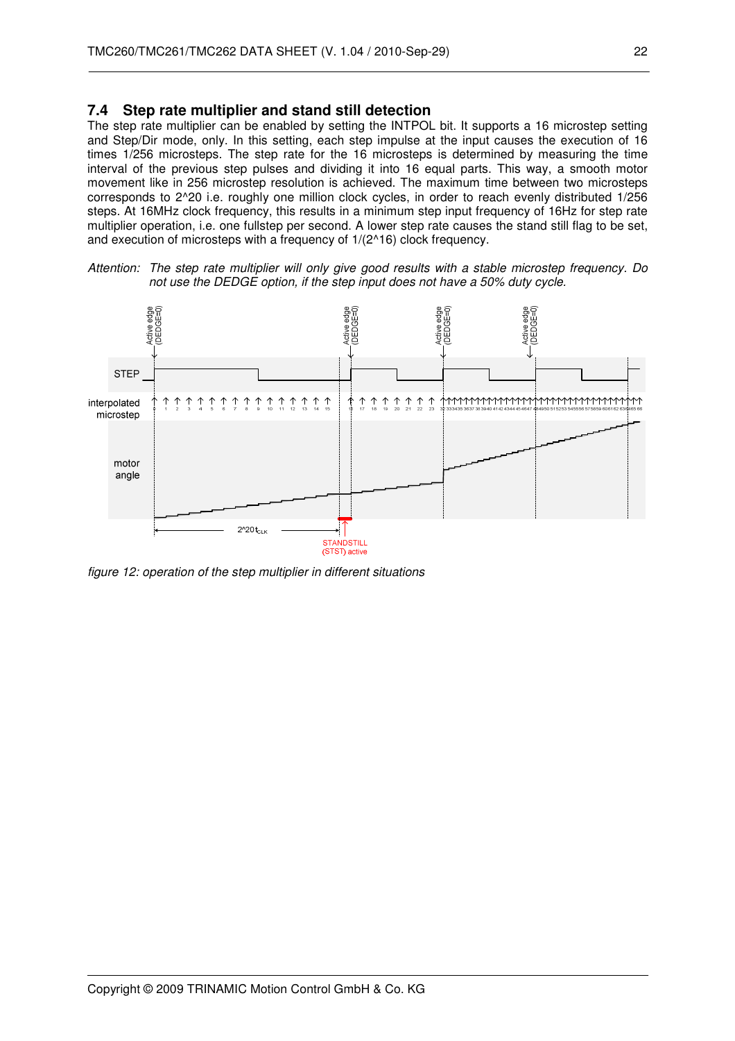## 7.4 Step rate multiplier and stand still detection

The step rate multiplier can be enabled by setting the INTPOL bit. It supports a 16 microstep setting and Step/Dir mode, only. In this setting, each step impulse at the input causes the execution of 16 times 1/256 microsteps. The step rate for the 16 microsteps is determined by measuring the time interval of the previous step pulses and dividing it into 16 equal parts. This way, a smooth motor movement like in 256 microstep resolution is achieved. The maximum time between two microsteps corresponds to 2^20 i.e. roughly one million clock cycles, in order to reach evenly distributed 1/256 steps. At 16MHz clock frequency, this results in a minimum step input frequency of 16Hz for step rate multiplier operation, i.e. one fullstep per second. A lower step rate causes the stand still flag to be set, and execution of microsteps with a frequency of 1/(2^16) clock frequency.

*Attention: The step rate multiplier will only give good results with a stable microstep frequency. Do not use the DEDGE option, if the step input does not have a 50% duty cycle.*

*figure 12: operation of the step multiplier in different situations*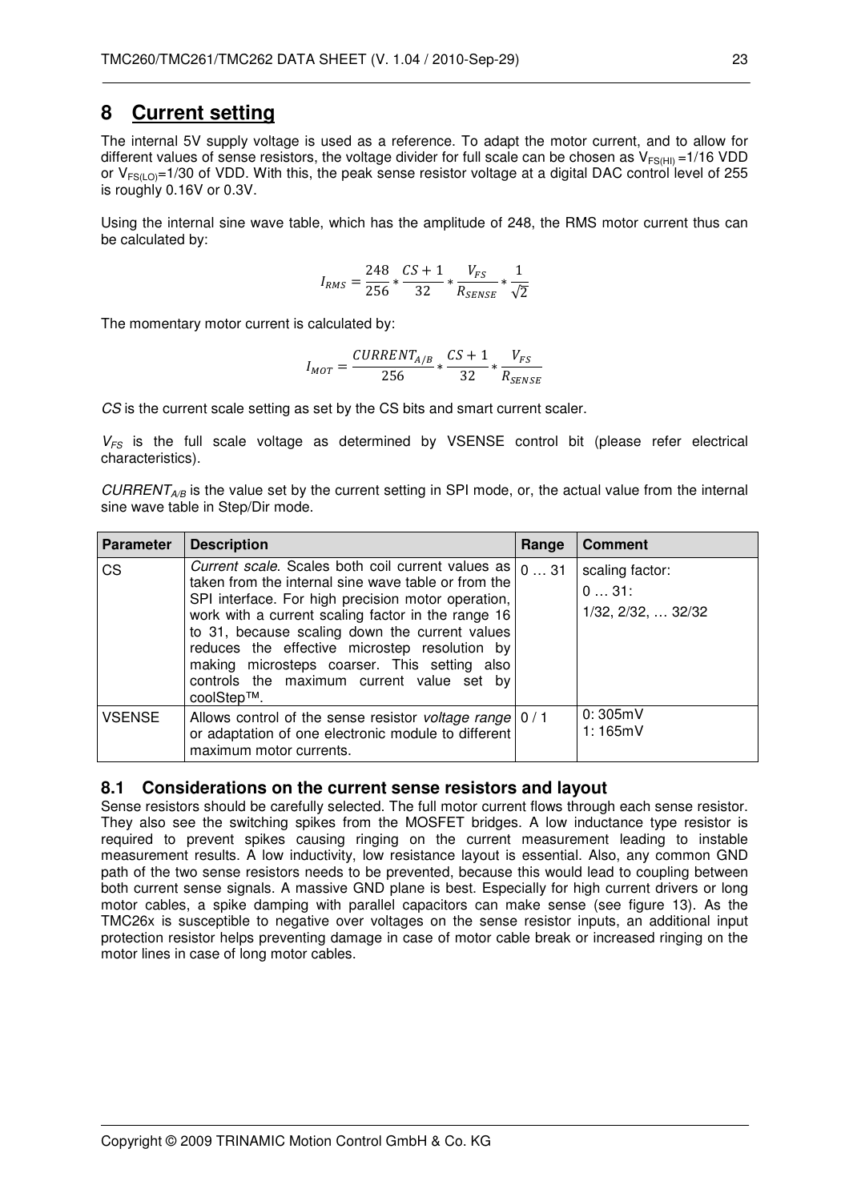# 8 Current setting

The internal 5V supply voltage is used as a reference. To adapt the motor current, and to allow for different values of sense resistors, the voltage divider for full scale can be chosen as $V_{FS(HI)}$ =1/16 VDD or $V_{FS(LO)}$=1/30 of VDD. With this, the peak sense resistor voltage at a digital DAC control level of 255 is roughly 0.16V or 0.3V.

Using the internal sine wave table, which has the amplitude of 248, the RMS motor current thus can be calculated by:

$$I_{RMS} = \frac{248}{256} * \frac{CS+1}{32} * \frac{V_{FS}}{R_{SENSE}} * \frac{1}{\sqrt{2}}$$

The momentary motor current is calculated by:

$$I_{MOT} = \frac{CURRENT_{A/B}}{256} * \frac{CS+1}{32} * \frac{V_{FS}}{R_{SENSE}}$$

*CS* is the current scale setting as set by the CS bits and smart current scaler.

$V_{FS}$ is the full scale voltage as determined by VSENSE control bit (please refer electrical characteristics).

$CURRENT_{A/B}$ is the value set by the current setting in SPI mode, or, the actual value from the internal sine wave table in Step/Dir mode.

| Parameter | Description | Range | Comment |
|---|---|---|---|
| CS | *Current scale.* Scales both coil current values as taken from the internal sine wave table or from the SPI interface. For high precision motor operation, work with a current scaling factor in the range 16 to 31, because scaling down the current values reduces the effective microstep resolution by making microsteps coarser. This setting also controls the maximum current value set by coolStep™. | 0 … 31 | scaling factor:<br>0 … 31:<br>1/32, 2/32, … 32/32 |
| VSENSE | Allows control of the sense resistor *voltage range* or adaptation of one electronic module to different maximum motor currents. | 0 / 1 | 0: 305mV<br>1: 165mV |

## 8.1 Considerations on the current sense resistors and layout

Sense resistors should be carefully selected. The full motor current flows through each sense resistor. They also see the switching spikes from the MOSFET bridges. A low inductance type resistor is required to prevent spikes causing ringing on the current measurement leading to instable measurement results. A low inductivity, low resistance layout is essential. Also, any common GND path of the two sense resistors needs to be prevented, because this would lead to coupling between both current sense signals. A massive GND plane is best. Especially for high current drivers or long motor cables, a spike damping with parallel capacitors can make sense (see figure 13). As the TMC26x is susceptible to negative over voltages on the sense resistor inputs, an additional input protection resistor helps preventing damage in case of motor cable break or increased ringing on the motor lines in case of long motor cables.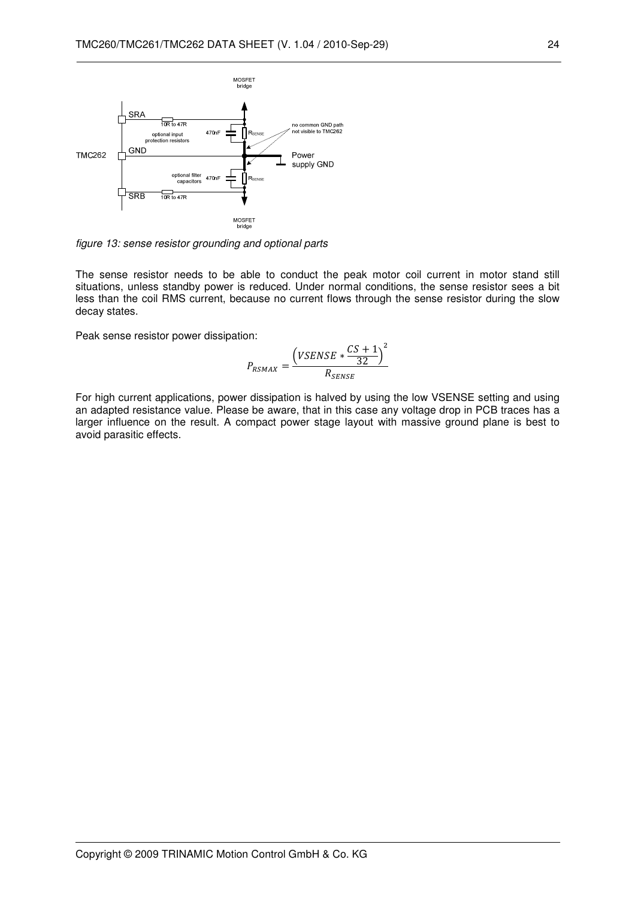*figure 13: sense resistor grounding and optional parts*

The sense resistor needs to be able to conduct the peak motor coil current in motor stand still situations, unless standby power is reduced. Under normal conditions, the sense resistor sees a bit less than the coil RMS current, because no current flows through the sense resistor during the slow decay states.

Peak sense resistor power dissipation:

$$P_{RSMAX} = \frac{\left(VSENSE * \frac{CS+1}{32}\right)^2}{R_{SENSE}}$$

For high current applications, power dissipation is halved by using the low VSENSE setting and using an adapted resistance value. Please be aware, that in this case any voltage drop in PCB traces has a larger influence on the result. A compact power stage layout with massive ground plane is best to avoid parasitic effects.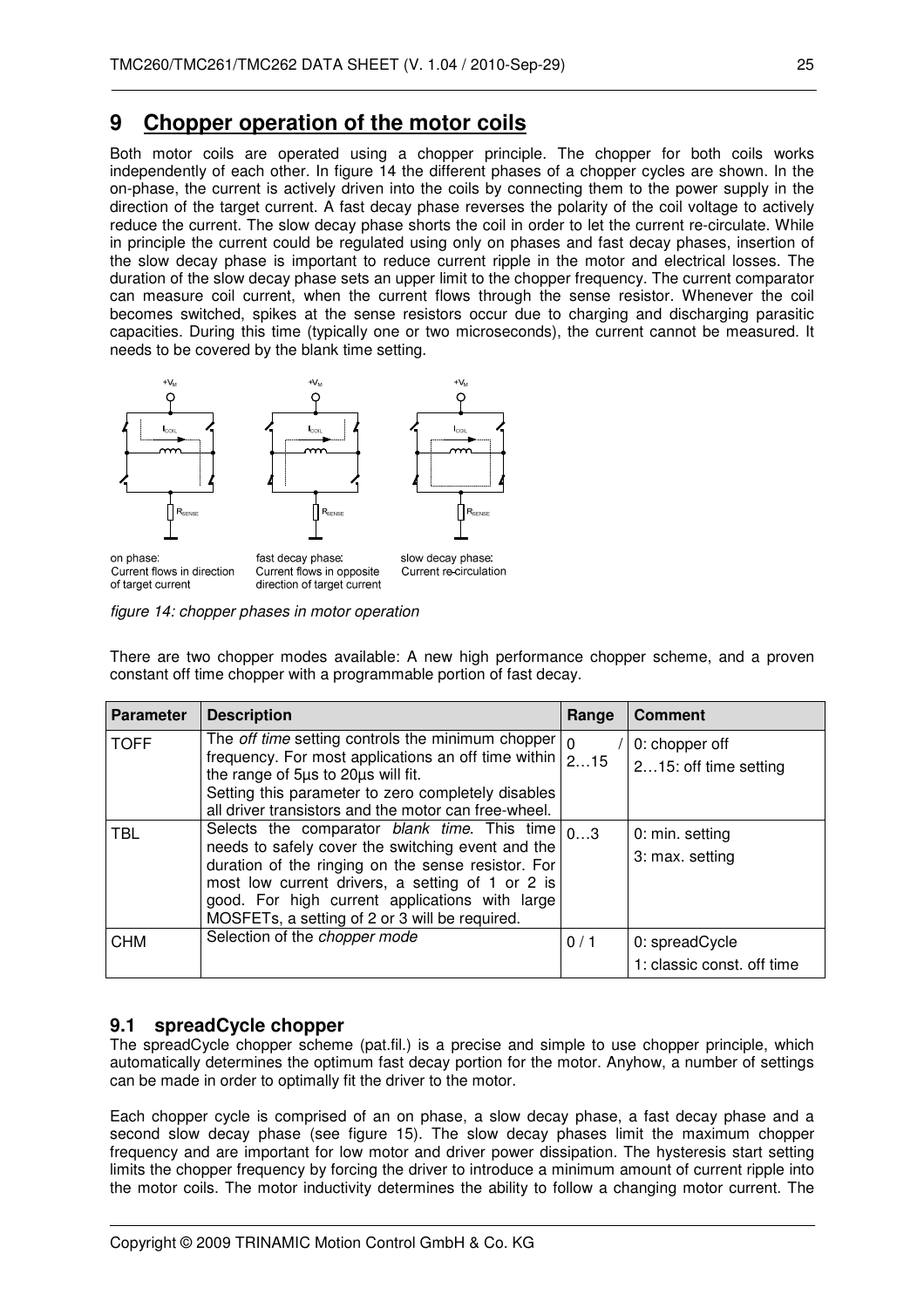# 9 Chopper operation of the motor coils

Both motor coils are operated using a chopper principle. The chopper for both coils works independently of each other. In figure 14 the different phases of a chopper cycles are shown. In the on-phase, the current is actively driven into the coils by connecting them to the power supply in the direction of the target current. A fast decay phase reverses the polarity of the coil voltage to actively reduce the current. The slow decay phase shorts the coil in order to let the current re-circulate. While in principle the current could be regulated using only on phases and fast decay phases, insertion of the slow decay phase is important to reduce current ripple in the motor and electrical losses. The duration of the slow decay phase sets an upper limit to the chopper frequency. The current comparator can measure coil current, when the current flows through the sense resistor. Whenever the coil becomes switched, spikes at the sense resistors occur due to charging and discharging parasitic capacities. During this time (typically one or two microseconds), the current cannot be measured. It needs to be covered by the blank time setting.

on phase: Current flows in direction of target current

fast decay phase: Current flows in opposite direction of target current

slow decay phase: Current re-circulation

*figure 14: chopper phases in motor operation*

There are two chopper modes available: A new high performance chopper scheme, and a proven constant off time chopper with a programmable portion of fast decay.

| Parameter | Description | Range | Comment |
|---|---|---|---|
| TOFF | The *off time* setting controls the minimum chopper frequency. For most applications an off time within the range of 5µs to 20µs will fit.<br>Setting this parameter to zero completely disables all driver transistors and the motor can free-wheel. | 0 / 2…15 | 0: chopper off<br>2…15: off time setting |
| TBL | Selects the comparator *blank time*. This time needs to safely cover the switching event and the duration of the ringing on the sense resistor. For most low current drivers, a setting of 1 or 2 is good. For high current applications with large MOSFETs, a setting of 2 or 3 will be required. | 0…3 | 0: min. setting<br>3: max. setting |
| CHM | Selection of the *chopper mode* | 0 / 1 | 0: spreadCycle<br>1: classic const. off time |

## 9.1 spreadCycle chopper

The spreadCycle chopper scheme (pat.fil.) is a precise and simple to use chopper principle, which automatically determines the optimum fast decay portion for the motor. Anyhow, a number of settings can be made in order to optimally fit the driver to the motor.

Each chopper cycle is comprised of an on phase, a slow decay phase, a fast decay phase and a second slow decay phase (see figure 15). The slow decay phases limit the maximum chopper frequency and are important for low motor and driver power dissipation. The hysteresis start setting limits the chopper frequency by forcing the driver to introduce a minimum amount of current ripple into the motor coils. The motor inductivity determines the ability to follow a changing motor current. The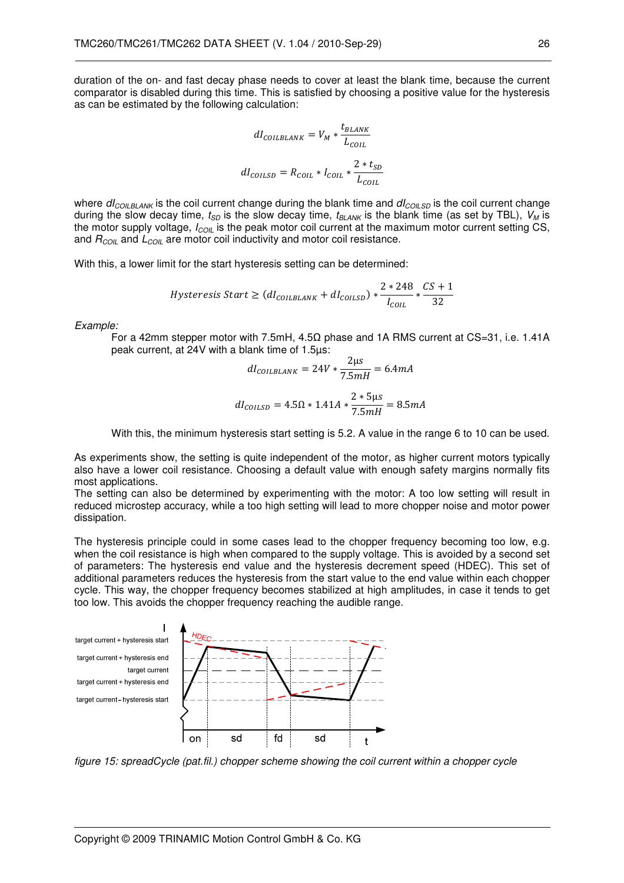duration of the on- and fast decay phase needs to cover at least the blank time, because the current comparator is disabled during this time. This is satisfied by choosing a positive value for the hysteresis as can be estimated by the following calculation:

$$dI_{COILBLANK} = V_M * \frac{t_{BLANK}}{L_{COIL}}$$

$$dI_{COILSD} = R_{COIL} * I_{COIL} * \frac{2 * t_{SD}}{L_{COIL}}$$

where $dI_{COILBLANK}$ is the coil current change during the blank time and $dI_{COILSD}$ is the coil current change during the slow decay time, $t_{SD}$ is the slow decay time, $t_{BLANK}$ is the blank time (as set by TBL), $V_M$ is the motor supply voltage, $I_{COIL}$ is the peak motor coil current at the maximum motor current setting CS, and $R_{COIL}$ and $L_{COIL}$ are motor coil inductivity and motor coil resistance.

With this, a lower limit for the start hysteresis setting can be determined:

$$Hysteresis\ Start \geq (dI_{COILBLANK} + dI_{COILSD}) * \frac{2 * 248}{I_{COIL}} * \frac{CS + 1}{32}$$

*Example:*

For a 42mm stepper motor with 7.5mH, 4.5Ω phase and 1A RMS current at CS=31, i.e. 1.41A peak current, at 24V with a blank time of 1.5µs:

$$dI_{COILBLANK} = 24V * \frac{2\mu s}{7.5mH} = 6.4mA$$

$$dI_{COILSD} = 4.5\Omega * 1.41A * \frac{2 * 5\mu s}{7.5mH} = 8.5mA$$

With this, the minimum hysteresis start setting is 5.2. A value in the range 6 to 10 can be used.

As experiments show, the setting is quite independent of the motor, as higher current motors typically also have a lower coil resistance. Choosing a default value with enough safety margins normally fits most applications.
The setting can also be determined by experimenting with the motor: A too low setting will result in reduced microstep accuracy, while a too high setting will lead to more chopper noise and motor power dissipation.

The hysteresis principle could in some cases lead to the chopper frequency becoming too low, e.g. when the coil resistance is high when compared to the supply voltage. This is avoided by a second set of parameters: The hysteresis end value and the hysteresis decrement speed (HDEC). This set of additional parameters reduces the hysteresis from the start value to the end value within each chopper cycle. This way, the chopper frequency becomes stabilized at high amplitudes, in case it tends to get too low. This avoids the chopper frequency reaching the audible range.

*figure 15: spreadCycle (pat.fil.) chopper scheme showing the coil current within a chopper cycle*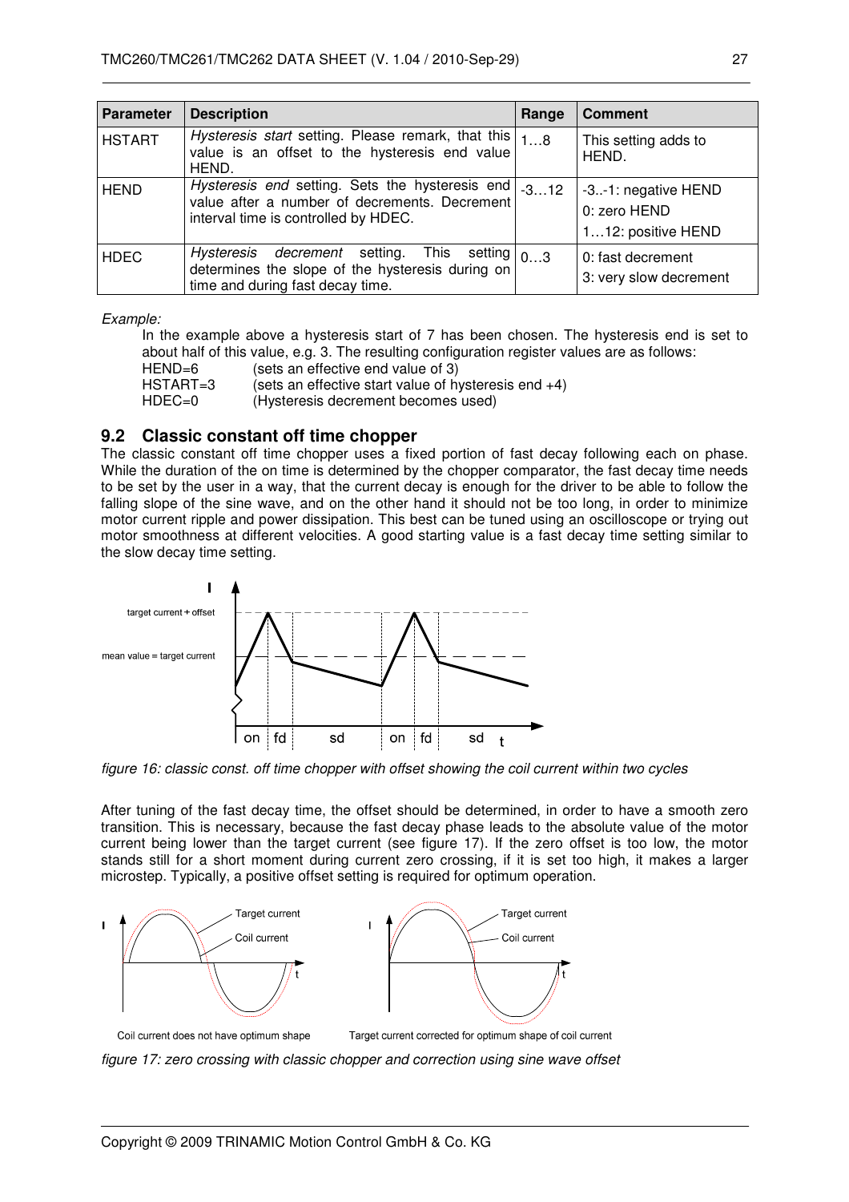| Parameter | Description | Range | Comment |
|---|---|---|---|
| HSTART | *Hysteresis start* setting. Please remark, that this value is an offset to the hysteresis end value HEND. | 1…8 | This setting adds to HEND. |
| HEND | *Hysteresis end* setting. Sets the hysteresis end value after a number of decrements. Decrement interval time is controlled by HDEC. | -3…12 | -3..-1: negative HEND<br>0: zero HEND<br>1…12: positive HEND |
| HDEC | *Hysteresis decrement* setting. This setting determines the slope of the hysteresis during on time and during fast decay time. | 0…3 | 0: fast decrement<br>3: very slow decrement |

*Example:*

In the example above a hysteresis start of 7 has been chosen. The hysteresis end is set to about half of this value, e.g. 3. The resulting configuration register values are as follows:

HEND=6 (sets an effective end value of 3)
HSTART=3 (sets an effective start value of hysteresis end +4)
HDEC=0 (Hysteresis decrement becomes used)

## 9.2 Classic constant off time chopper

The classic constant off time chopper uses a fixed portion of fast decay following each on phase. While the duration of the on time is determined by the chopper comparator, the fast decay time needs to be set by the user in a way, that the current decay is enough for the driver to be able to follow the falling slope of the sine wave, and on the other hand it should not be too long, in order to minimize motor current ripple and power dissipation. This best can be tuned using an oscilloscope or trying out motor smoothness at different velocities. A good starting value is a fast decay time setting similar to the slow decay time setting.

*figure 16: classic const. off time chopper with offset showing the coil current within two cycles*

After tuning of the fast decay time, the offset should be determined, in order to have a smooth zero transition. This is necessary, because the fast decay phase leads to the absolute value of the motor current being lower than the target current (see figure 17). If the zero offset is too low, the motor stands still for a short moment during current zero crossing, if it is set too high, it makes a larger microstep. Typically, a positive offset setting is required for optimum operation.

*figure 17: zero crossing with classic chopper and correction using sine wave offset*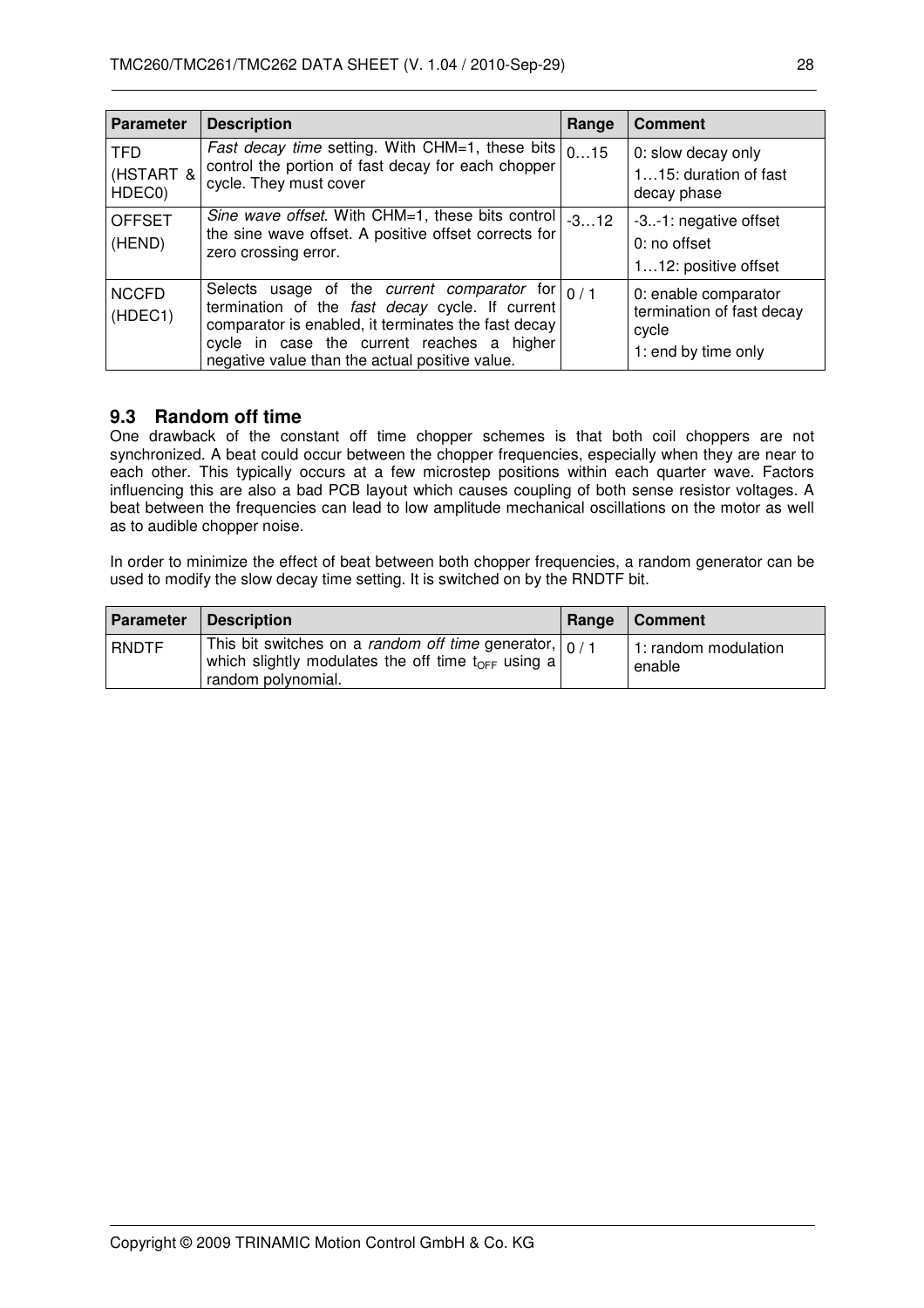| Parameter | Description | Range | Comment |
|---|---|---|---|
| TFD (HSTART & HDEC0) | *Fast decay time* setting. With CHM=1, these bits control the portion of fast decay for each chopper cycle. They must cover | 0…15 | 0: slow decay only<br>1…15: duration of fast decay phase |
| OFFSET (HEND) | *Sine wave offset*. With CHM=1, these bits control the sine wave offset. A positive offset corrects for zero crossing error. | -3…12 | -3..-1: negative offset<br>0: no offset<br>1…12: positive offset |
| NCCFD (HDEC1) | Selects usage of the *current comparator* for termination of the *fast decay* cycle. If current comparator is enabled, it terminates the fast decay cycle in case the current reaches a higher negative value than the actual positive value. | 0 / 1 | 0: enable comparator termination of fast decay cycle<br>1: end by time only |

## 9.3 Random off time

One drawback of the constant off time chopper schemes is that both coil choppers are not synchronized. A beat could occur between the chopper frequencies, especially when they are near to each other. This typically occurs at a few microstep positions within each quarter wave. Factors influencing this are also a bad PCB layout which causes coupling of both sense resistor voltages. A beat between the frequencies can lead to low amplitude mechanical oscillations on the motor as well as to audible chopper noise.

In order to minimize the effect of beat between both chopper frequencies, a random generator can be used to modify the slow decay time setting. It is switched on by the RNDTF bit.

| Parameter | Description | Range | Comment |
|---|---|---|---|
| RNDTF | This bit switches on a *random off time* generator, which slightly modulates the off time $t_{OFF}$ using a random polynomial. | 0 / 1 | 1: random modulation enable |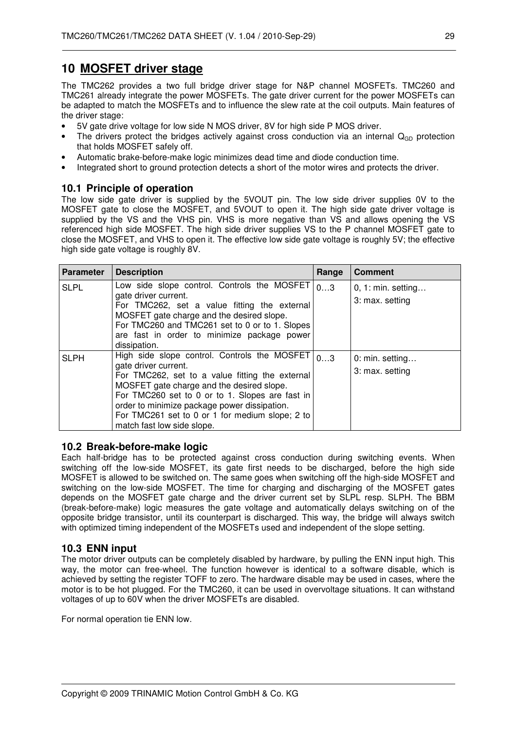# 10 MOSFET driver stage

The TMC262 provides a two full bridge driver stage for N&P channel MOSFETs. TMC260 and TMC261 already integrate the power MOSFETs. The gate driver current for the power MOSFETs can be adapted to match the MOSFETs and to influence the slew rate at the coil outputs. Main features of the driver stage:

- 5V gate drive voltage for low side N MOS driver, 8V for high side P MOS driver.
- The drivers protect the bridges actively against cross conduction via an internal $Q_{GD}$ protection that holds MOSFET safely off.
- Automatic brake-before-make logic minimizes dead time and diode conduction time.
- Integrated short to ground protection detects a short of the motor wires and protects the driver.

## 10.1 Principle of operation

The low side gate driver is supplied by the 5VOUT pin. The low side driver supplies 0V to the MOSFET gate to close the MOSFET, and 5VOUT to open it. The high side gate driver voltage is supplied by the VS and the VHS pin. VHS is more negative than VS and allows opening the VS referenced high side MOSFET. The high side driver supplies VS to the P channel MOSFET gate to close the MOSFET, and VHS to open it. The effective low side gate voltage is roughly 5V; the effective high side gate voltage is roughly 8V.

| Parameter | Description | Range | Comment |
|---|---|---|---|
| SLPL | Low side slope control. Controls the MOSFET gate driver current.<br>For TMC262, set a value fitting the external MOSFET gate charge and the desired slope.<br>For TMC260 and TMC261 set to 0 or to 1. Slopes are fast in order to minimize package power dissipation. | 0…3 | 0, 1: min. setting…<br>3: max. setting |
| SLPH | High side slope control. Controls the MOSFET gate driver current.<br>For TMC262, set to a value fitting the external MOSFET gate charge and the desired slope.<br>For TMC260 set to 0 or to 1. Slopes are fast in order to minimize package power dissipation.<br>For TMC261 set to 0 or 1 for medium slope; 2 to match fast low side slope. | 0…3 | 0: min. setting…<br>3: max. setting |

## 10.2 Break-before-make logic

Each half-bridge has to be protected against cross conduction during switching events. When switching off the low-side MOSFET, its gate first needs to be discharged, before the high side MOSFET is allowed to be switched on. The same goes when switching off the high-side MOSFET and switching on the low-side MOSFET. The time for charging and discharging of the MOSFET gates depends on the MOSFET gate charge and the driver current set by SLPL resp. SLPH. The BBM (break-before-make) logic measures the gate voltage and automatically delays switching on of the opposite bridge transistor, until its counterpart is discharged. This way, the bridge will always switch with optimized timing independent of the MOSFETs used and independent of the slope setting.

## 10.3 ENN input

The motor driver outputs can be completely disabled by hardware, by pulling the ENN input high. This way, the motor can free-wheel. The function however is identical to a software disable, which is achieved by setting the register TOFF to zero. The hardware disable may be used in cases, where the motor is to be hot plugged. For the TMC260, it can be used in overvoltage situations. It can withstand voltages of up to 60V when the driver MOSFETs are disabled.

For normal operation tie ENN low.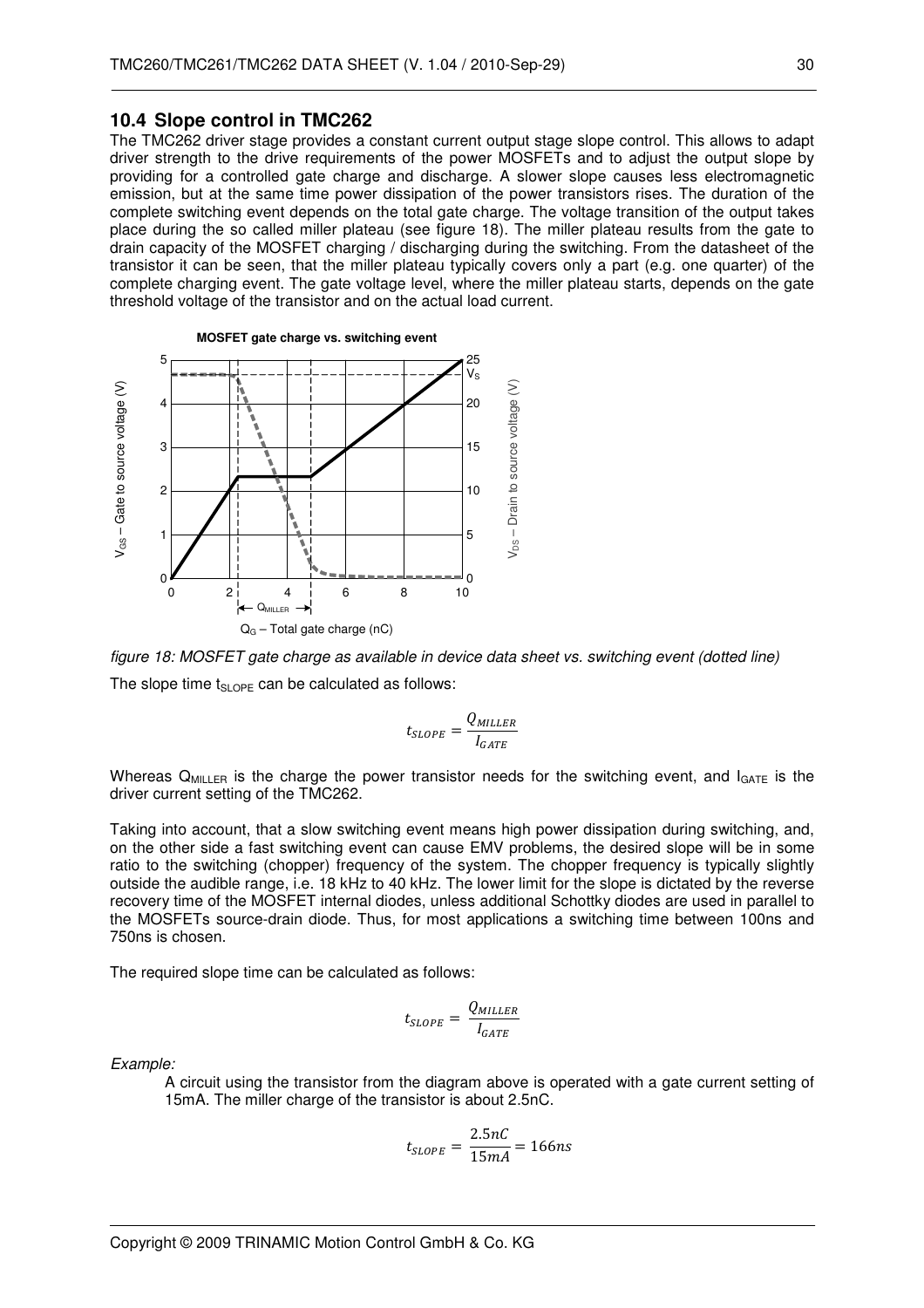## 10.4 Slope control in TMC262

The TMC262 driver stage provides a constant current output stage slope control. This allows to adapt driver strength to the drive requirements of the power MOSFETs and to adjust the output slope by providing for a controlled gate charge and discharge. A slower slope causes less electromagnetic emission, but at the same time power dissipation of the power transistors rises. The duration of the complete switching event depends on the total gate charge. The voltage transition of the output takes place during the so called miller plateau (see figure 18). The miller plateau results from the gate to drain capacity of the MOSFET charging / discharging during the switching. From the datasheet of the transistor it can be seen, that the miller plateau typically covers only a part (e.g. one quarter) of the complete charging event. The gate voltage level, where the miller plateau starts, depends on the gate threshold voltage of the transistor and on the actual load current.

*figure 18: MOSFET gate charge as available in device data sheet vs. switching event (dotted line)*

The slope time $t_{SLOPE}$ can be calculated as follows:

$$t_{SLOPE} = \frac{Q_{MILLER}}{I_{GATE}}$$

Whereas $Q_{MILLER}$ is the charge the power transistor needs for the switching event, and $I_{GATE}$ is the driver current setting of the TMC262.

Taking into account, that a slow switching event means high power dissipation during switching, and, on the other side a fast switching event can cause EMV problems, the desired slope will be in some ratio to the switching (chopper) frequency of the system. The chopper frequency is typically slightly outside the audible range, i.e. 18 kHz to 40 kHz. The lower limit for the slope is dictated by the reverse recovery time of the MOSFET internal diodes, unless additional Schottky diodes are used in parallel to the MOSFETs source-drain diode. Thus, for most applications a switching time between 100ns and 750ns is chosen.

The required slope time can be calculated as follows:

$$t_{SLOPE} = \frac{Q_{MILLER}}{I_{GATE}}$$

*Example:*

A circuit using the transistor from the diagram above is operated with a gate current setting of 15mA. The miller charge of the transistor is about 2.5nC.

$$t_{SLOPE} = \frac{2.5nC}{15mA} = 166ns$$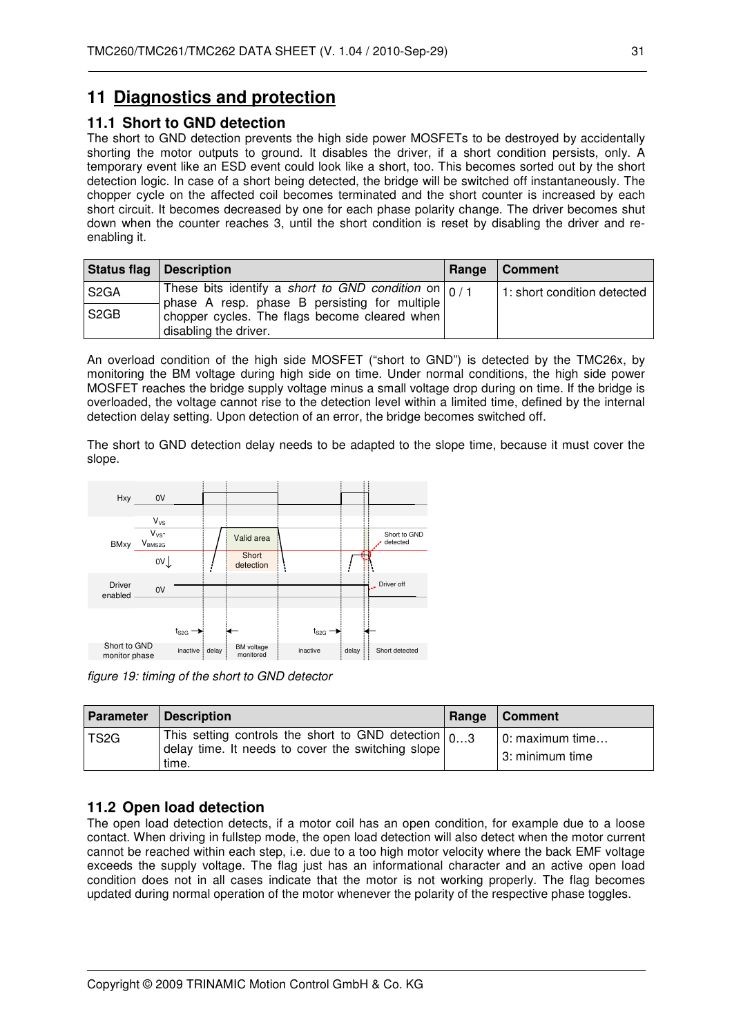# 11 Diagnostics and protection

## 11.1 Short to GND detection

The short to GND detection prevents the high side power MOSFETs to be destroyed by accidentally shorting the motor outputs to ground. It disables the driver, if a short condition persists, only. A temporary event like an ESD event could look like a short, too. This becomes sorted out by the short detection logic. In case of a short being detected, the bridge will be switched off instantaneously. The chopper cycle on the affected coil becomes terminated and the short counter is increased by each short circuit. It becomes decreased by one for each phase polarity change. The driver becomes shut down when the counter reaches 3, until the short condition is reset by disabling the driver and re-enabling it.

| Status flag | Description | Range | Comment |
|---|---|---|---|
| S2GA | These bits identify a *short to GND condition* on phase A resp. phase B persisting for multiple chopper cycles. The flags become cleared when disabling the driver. | 0 / 1 | 1: short condition detected |
| S2GB | | | |

An overload condition of the high side MOSFET ("short to GND") is detected by the TMC26x, by monitoring the BM voltage during high side on time. Under normal conditions, the high side power MOSFET reaches the bridge supply voltage minus a small voltage drop during on time. If the bridge is overloaded, the voltage cannot rise to the detection level within a limited time, defined by the internal detection delay setting. Upon detection of an error, the bridge becomes switched off.

The short to GND detection delay needs to be adapted to the slope time, because it must cover the slope.

*figure 19: timing of the short to GND detector*

| Parameter | Description | Range | Comment |
|---|---|---|---|
| TS2G | This setting controls the short to GND detection delay time. It needs to cover the switching slope time. | 0…3 | 0: maximum time…<br>3: minimum time |

## 11.2 Open load detection

The open load detection detects, if a motor coil has an open condition, for example due to a loose contact. When driving in fullstep mode, the open load detection will also detect when the motor current cannot be reached within each step, i.e. due to a too high motor velocity where the back EMF voltage exceeds the supply voltage. The flag just has an informational character and an active open load condition does not in all cases indicate that the motor is not working properly. The flag becomes updated during normal operation of the motor whenever the polarity of the respective phase toggles.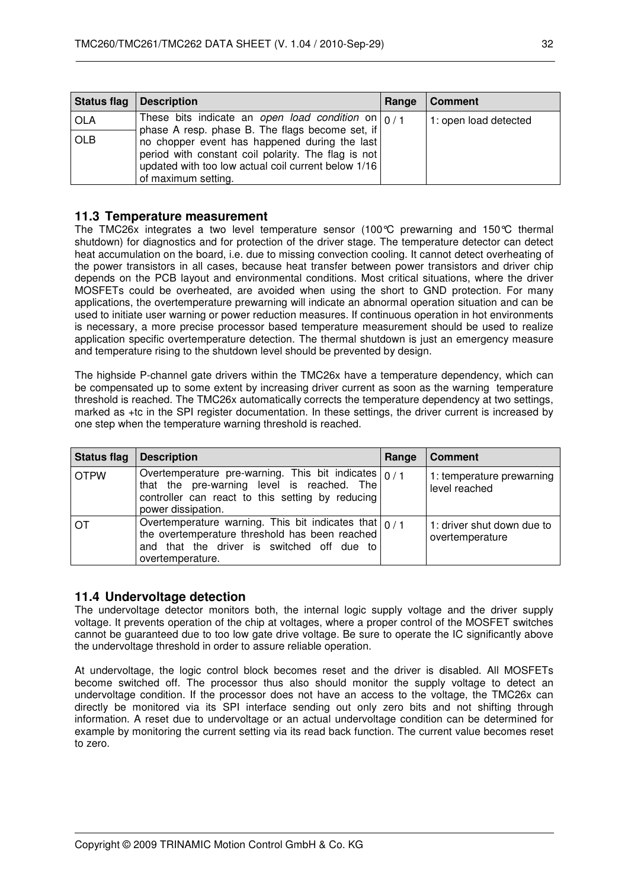| Status flag | Description | Range | Comment |
| --- | --- | --- | --- |
| OLA | These bits indicate an *open load condition* on phase A resp. phase B. The flags become set, if no chopper event has happened during the last period with constant coil polarity. The flag is not updated with too low actual coil current below 1/16 of maximum setting. | 0 / 1 | 1: open load detected |
| OLB | | | |

## 11.3 Temperature measurement

The TMC26x integrates a two level temperature sensor (100°C prewarning and 150°C thermal shutdown) for diagnostics and for protection of the driver stage. The temperature detector can detect heat accumulation on the board, i.e. due to missing convection cooling. It cannot detect overheating of the power transistors in all cases, because heat transfer between power transistors and driver chip depends on the PCB layout and environmental conditions. Most critical situations, where the driver MOSFETs could be overheated, are avoided when using the short to GND protection. For many applications, the overtemperature prewarning will indicate an abnormal operation situation and can be used to initiate user warning or power reduction measures. If continuous operation in hot environments is necessary, a more precise processor based temperature measurement should be used to realize application specific overtemperature detection. The thermal shutdown is just an emergency measure and temperature rising to the shutdown level should be prevented by design.

The highside P-channel gate drivers within the TMC26x have a temperature dependency, which can be compensated up to some extent by increasing driver current as soon as the warning temperature threshold is reached. The TMC26x automatically corrects the temperature dependency at two settings, marked as +tc in the SPI register documentation. In these settings, the driver current is increased by one step when the temperature warning threshold is reached.

| Status flag | Description | Range | Comment |
| --- | --- | --- | --- |
| OTPW | Overtemperature pre-warning. This bit indicates that the pre-warning level is reached. The controller can react to this setting by reducing power dissipation. | 0 / 1 | 1: temperature prewarning level reached |
| OT | Overtemperature warning. This bit indicates that the overtemperature threshold has been reached and that the driver is switched off due to overtemperature. | 0 / 1 | 1: driver shut down due to overtemperature |

## 11.4 Undervoltage detection

The undervoltage detector monitors both, the internal logic supply voltage and the driver supply voltage. It prevents operation of the chip at voltages, where a proper control of the MOSFET switches cannot be guaranteed due to too low gate drive voltage. Be sure to operate the IC significantly above the undervoltage threshold in order to assure reliable operation.

At undervoltage, the logic control block becomes reset and the driver is disabled. All MOSFETs become switched off. The processor thus also should monitor the supply voltage to detect an undervoltage condition. If the processor does not have an access to the voltage, the TMC26x can directly be monitored via its SPI interface sending out only zero bits and not shifting through information. A reset due to undervoltage or an actual undervoltage condition can be determined for example by monitoring the current setting via its read back function. The current value becomes reset to zero.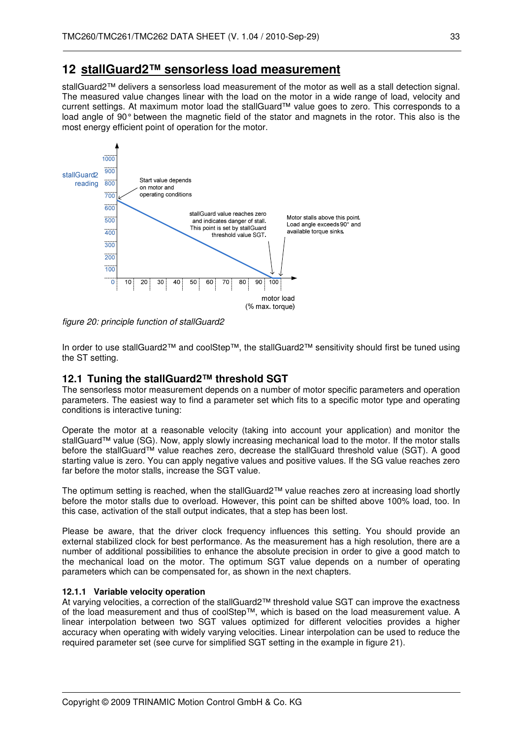# 12 stallGuard2™ sensorless load measurement

stallGuard2™ delivers a sensorless load measurement of the motor as well as a stall detection signal. The measured value changes linear with the load on the motor in a wide range of load, velocity and current settings. At maximum motor load the stallGuard™ value goes to zero. This corresponds to a load angle of 90° between the magnetic field of the stator and magnets in the rotor. This also is the most energy efficient point of operation for the motor.

*figure 20: principle function of stallGuard2*

In order to use stallGuard2™ and coolStep™, the stallGuard2™ sensitivity should first be tuned using the ST setting.

## 12.1 Tuning the stallGuard2™ threshold SGT

The sensorless motor measurement depends on a number of motor specific parameters and operation parameters. The easiest way to find a parameter set which fits to a specific motor type and operating conditions is interactive tuning:

Operate the motor at a reasonable velocity (taking into account your application) and monitor the stallGuard™ value (SG). Now, apply slowly increasing mechanical load to the motor. If the motor stalls before the stallGuard™ value reaches zero, decrease the stallGuard threshold value (SGT). A good starting value is zero. You can apply negative values and positive values. If the SG value reaches zero far before the motor stalls, increase the SGT value.

The optimum setting is reached, when the stallGuard2™ value reaches zero at increasing load shortly before the motor stalls due to overload. However, this point can be shifted above 100% load, too. In this case, activation of the stall output indicates, that a step has been lost.

Please be aware, that the driver clock frequency influences this setting. You should provide an external stabilized clock for best performance. As the measurement has a high resolution, there are a number of additional possibilities to enhance the absolute precision in order to give a good match to the mechanical load on the motor. The optimum SGT value depends on a number of operating parameters which can be compensated for, as shown in the next chapters.

### 12.1.1 Variable velocity operation

At varying velocities, a correction of the stallGuard2™ threshold value SGT can improve the exactness of the load measurement and thus of coolStep™, which is based on the load measurement value. A linear interpolation between two SGT values optimized for different velocities provides a higher accuracy when operating with widely varying velocities. Linear interpolation can be used to reduce the required parameter set (see curve for simplified SGT setting in the example in figure 21).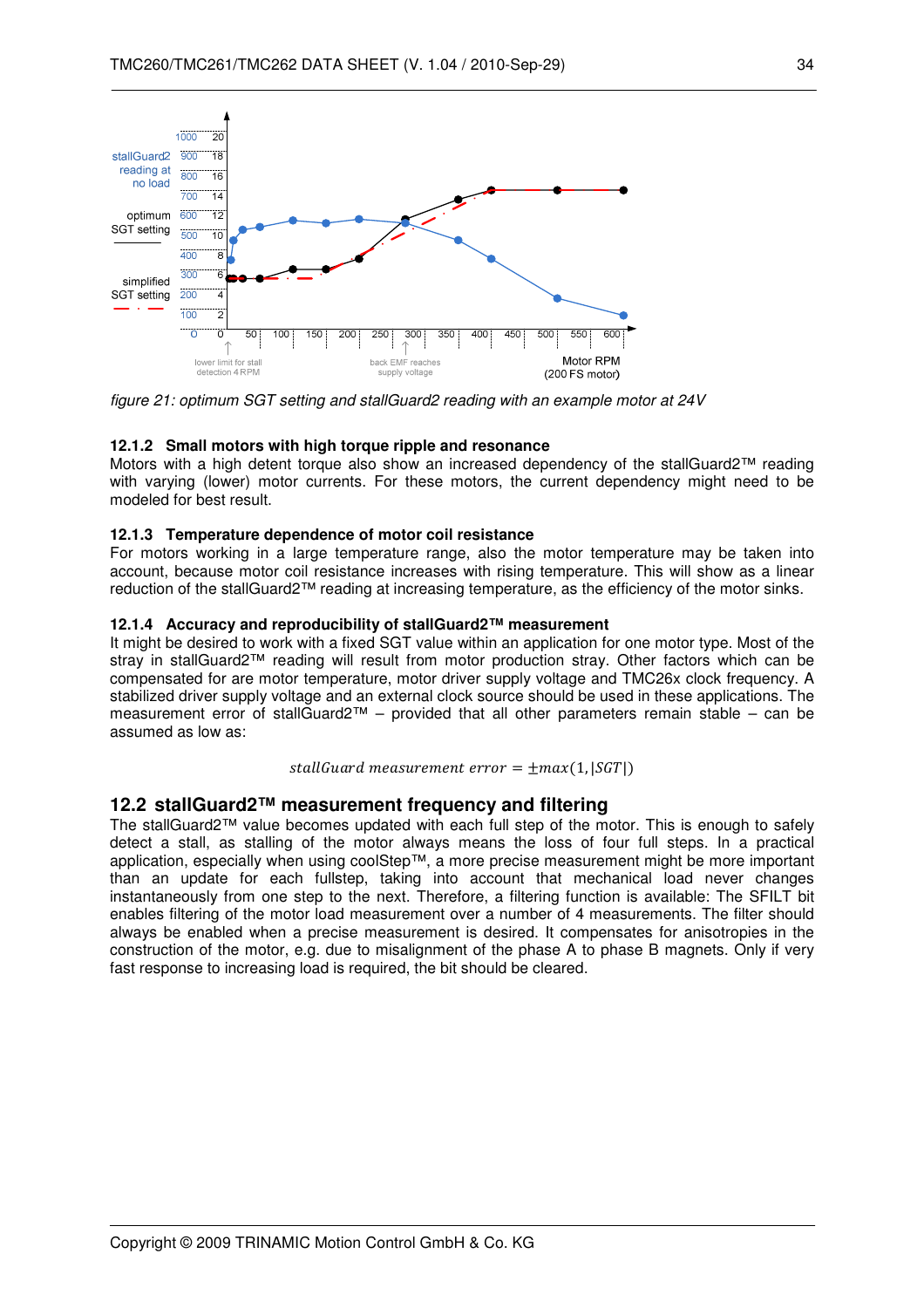figure 21: optimum SGT setting and stallGuard2 reading with an example motor at 24V

### 12.1.2 Small motors with high torque ripple and resonance

Motors with a high detent torque also show an increased dependency of the stallGuard2™ reading with varying (lower) motor currents. For these motors, the current dependency might need to be modeled for best result.

### 12.1.3 Temperature dependence of motor coil resistance

For motors working in a large temperature range, also the motor temperature may be taken into account, because motor coil resistance increases with rising temperature. This will show as a linear reduction of the stallGuard2™ reading at increasing temperature, as the efficiency of the motor sinks.

### 12.1.4 Accuracy and reproducibility of stallGuard2™ measurement

It might be desired to work with a fixed SGT value within an application for one motor type. Most of the stray in stallGuard2™ reading will result from motor production stray. Other factors which can be compensated for are motor temperature, motor driver supply voltage and TMC26x clock frequency. A stabilized driver supply voltage and an external clock source should be used in these applications. The measurement error of stallGuard2™ – provided that all other parameters remain stable – can be assumed as low as:

$$stallGuard\ measurement\ error = \pm max(1, |SGT|)$$

## 12.2 stallGuard2™ measurement frequency and filtering

The stallGuard2™ value becomes updated with each full step of the motor. This is enough to safely detect a stall, as stalling of the motor always means the loss of four full steps. In a practical application, especially when using coolStep™, a more precise measurement might be more important than an update for each fullstep, taking into account that mechanical load never changes instantaneously from one step to the next. Therefore, a filtering function is available: The SFILT bit enables filtering of the motor load measurement over a number of 4 measurements. The filter should always be enabled when a precise measurement is desired. It compensates for anisotropies in the construction of the motor, e.g. due to misalignment of the phase A to phase B magnets. Only if very fast response to increasing load is required, the bit should be cleared.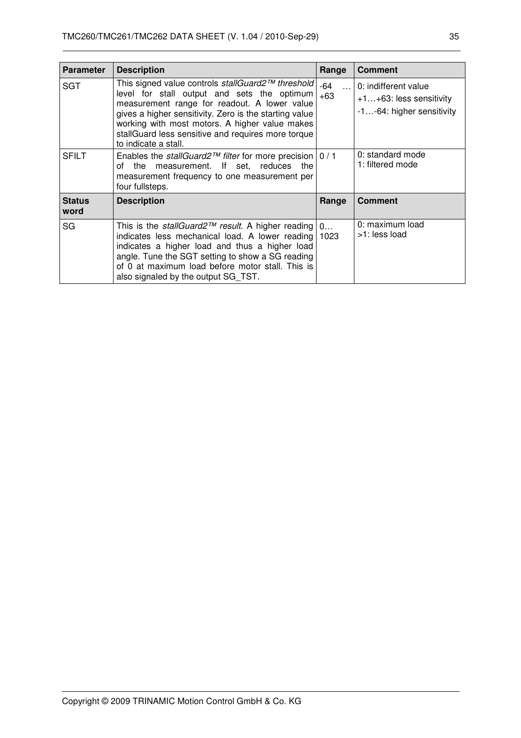| Parameter | Description | Range | Comment |
|---|---|---|---|
| SGT | This signed value controls *stallGuard2™ threshold* level for stall output and sets the optimum measurement range for readout. A lower value gives a higher sensitivity. Zero is the starting value working with most motors. A higher value makes stallGuard less sensitive and requires more torque to indicate a stall. | -64 … +63 | 0: indifferent value<br>+1…+63: less sensitivity<br>-1…-64: higher sensitivity |
| SFILT | Enables the *stallGuard2™ filter* for more precision of the measurement. If set, reduces the measurement frequency to one measurement per four fullsteps. | 0 / 1 | 0: standard mode<br>1: filtered mode |
| **Status word** | **Description** | **Range** | **Comment** |
| SG | This is the *stallGuard2™ result*. A higher reading indicates less mechanical load. A lower reading indicates a higher load and thus a higher load angle. Tune the SGT setting to show a SG reading of 0 at maximum load before motor stall. This is also signaled by the output SG_TST. | 0… 1023 | 0: maximum load<br>>1: less load |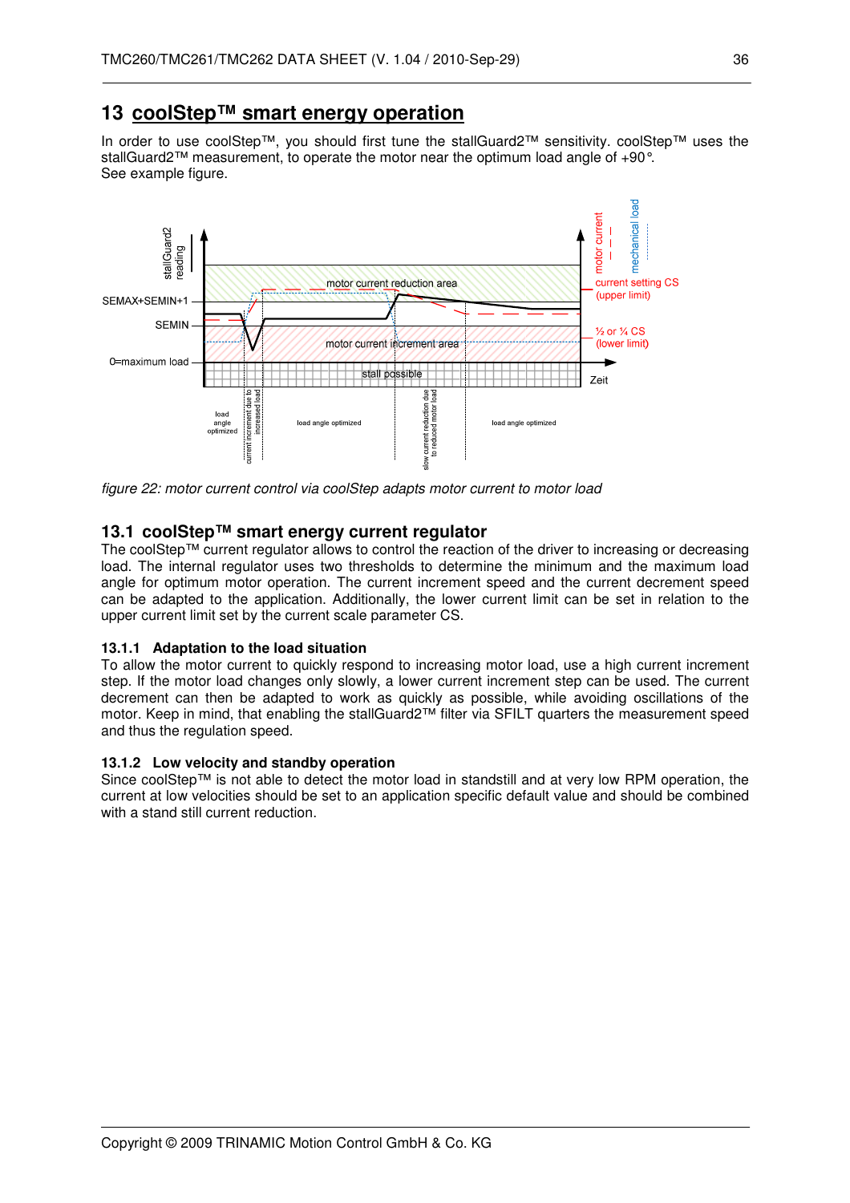# 13 coolStep™ smart energy operation

In order to use coolStep™, you should first tune the stallGuard2™ sensitivity. coolStep™ uses the stallGuard2™ measurement, to operate the motor near the optimum load angle of +90°.
See example figure.

*figure 22: motor current control via coolStep adapts motor current to motor load*

## 13.1 coolStep™ smart energy current regulator

The coolStep™ current regulator allows to control the reaction of the driver to increasing or decreasing load. The internal regulator uses two thresholds to determine the minimum and the maximum load angle for optimum motor operation. The current increment speed and the current decrement speed can be adapted to the application. Additionally, the lower current limit can be set in relation to the upper current limit set by the current scale parameter CS.

### 13.1.1 Adaptation to the load situation

To allow the motor current to quickly respond to increasing motor load, use a high current increment step. If the motor load changes only slowly, a lower current increment step can be used. The current decrement can then be adapted to work as quickly as possible, while avoiding oscillations of the motor. Keep in mind, that enabling the stallGuard2™ filter via SFILT quarters the measurement speed and thus the regulation speed.

### 13.1.2 Low velocity and standby operation

Since coolStep™ is not able to detect the motor load in standstill and at very low RPM operation, the current at low velocities should be set to an application specific default value and should be combined with a stand still current reduction.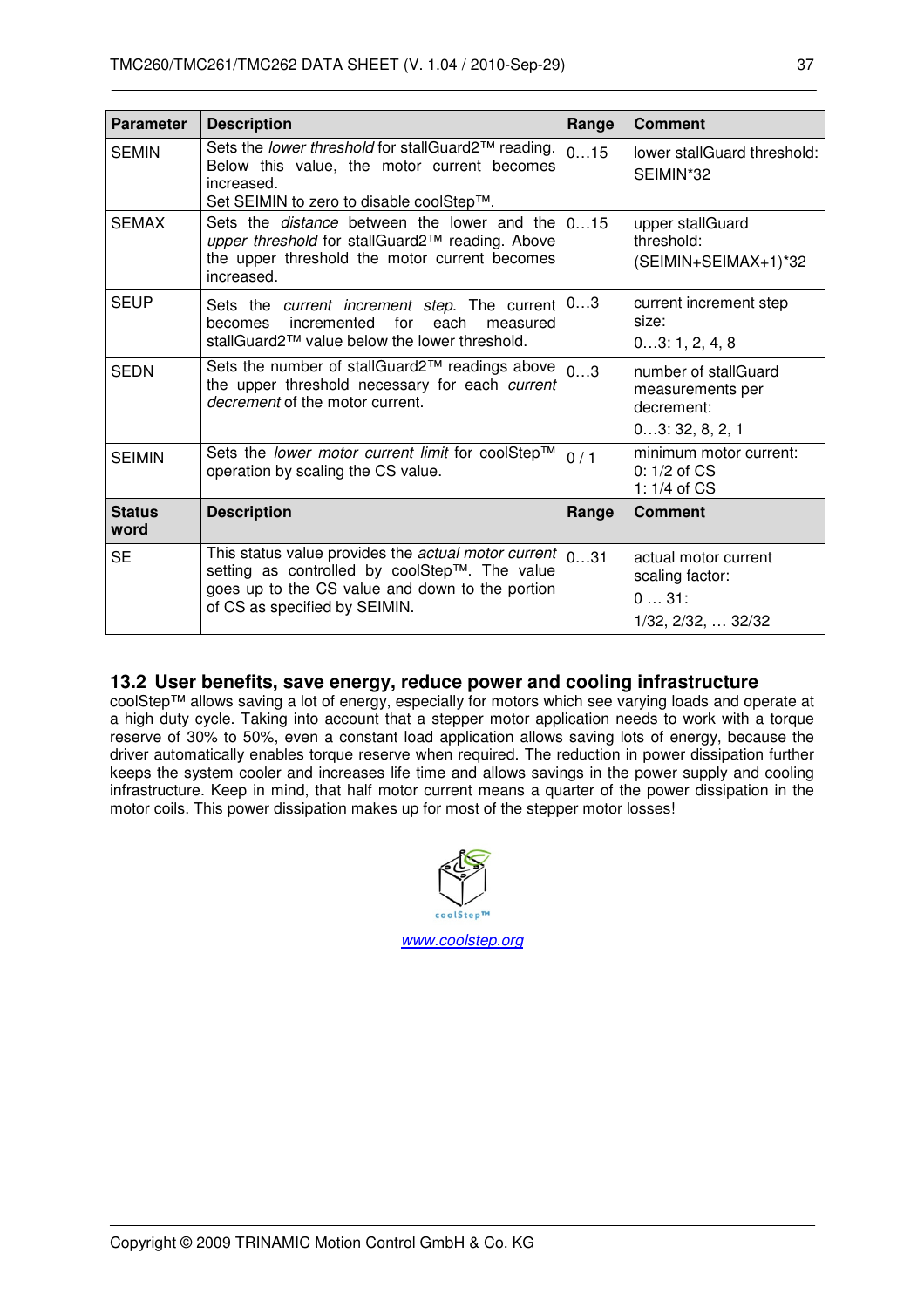| Parameter | Description | Range | Comment |
|---|---|---|---|
| SEMIN | Sets the *lower threshold* for stallGuard2™ reading. Below this value, the motor current becomes increased. Set SEIMIN to zero to disable coolStep™. | 0…15 | lower stallGuard threshold: SEIMIN*32 |
| SEMAX | Sets the *distance* between the lower and the *upper threshold* for stallGuard2™ reading. Above the upper threshold the motor current becomes increased. | 0…15 | upper stallGuard threshold: (SEIMIN+SEIMAX+1)*32 |
| SEUP | Sets the *current increment step*. The current becomes incremented for each measured stallGuard2™ value below the lower threshold. | 0…3 | current increment step size: 0…3: 1, 2, 4, 8 |
| SEDN | Sets the number of stallGuard2™ readings above the upper threshold necessary for each *current decrement* of the motor current. | 0…3 | number of stallGuard measurements per decrement: 0…3: 32, 8, 2, 1 |
| SEIMIN | Sets the *lower motor current limit* for coolStep™ operation by scaling the CS value. | 0 / 1 | minimum motor current: 0: 1/2 of CS 1: 1/4 of CS |
| **Status word** | **Description** | **Range** | **Comment** |
| SE | This status value provides the *actual motor current* setting as controlled by coolStep™. The value goes up to the CS value and down to the portion of CS as specified by SEIMIN. | 0…31 | actual motor current scaling factor: 0 … 31: 1/32, 2/32, … 32/32 |

## 13.2 User benefits, save energy, reduce power and cooling infrastructure

coolStep™ allows saving a lot of energy, especially for motors which see varying loads and operate at a high duty cycle. Taking into account that a stepper motor application needs to work with a torque reserve of 30% to 50%, even a constant load application allows saving lots of energy, because the driver automatically enables torque reserve when required. The reduction in power dissipation further keeps the system cooler and increases life time and allows savings in the power supply and cooling infrastructure. Keep in mind, that half motor current means a quarter of the power dissipation in the motor coils. This power dissipation makes up for most of the stepper motor losses!

coolStep™

www.coolstep.org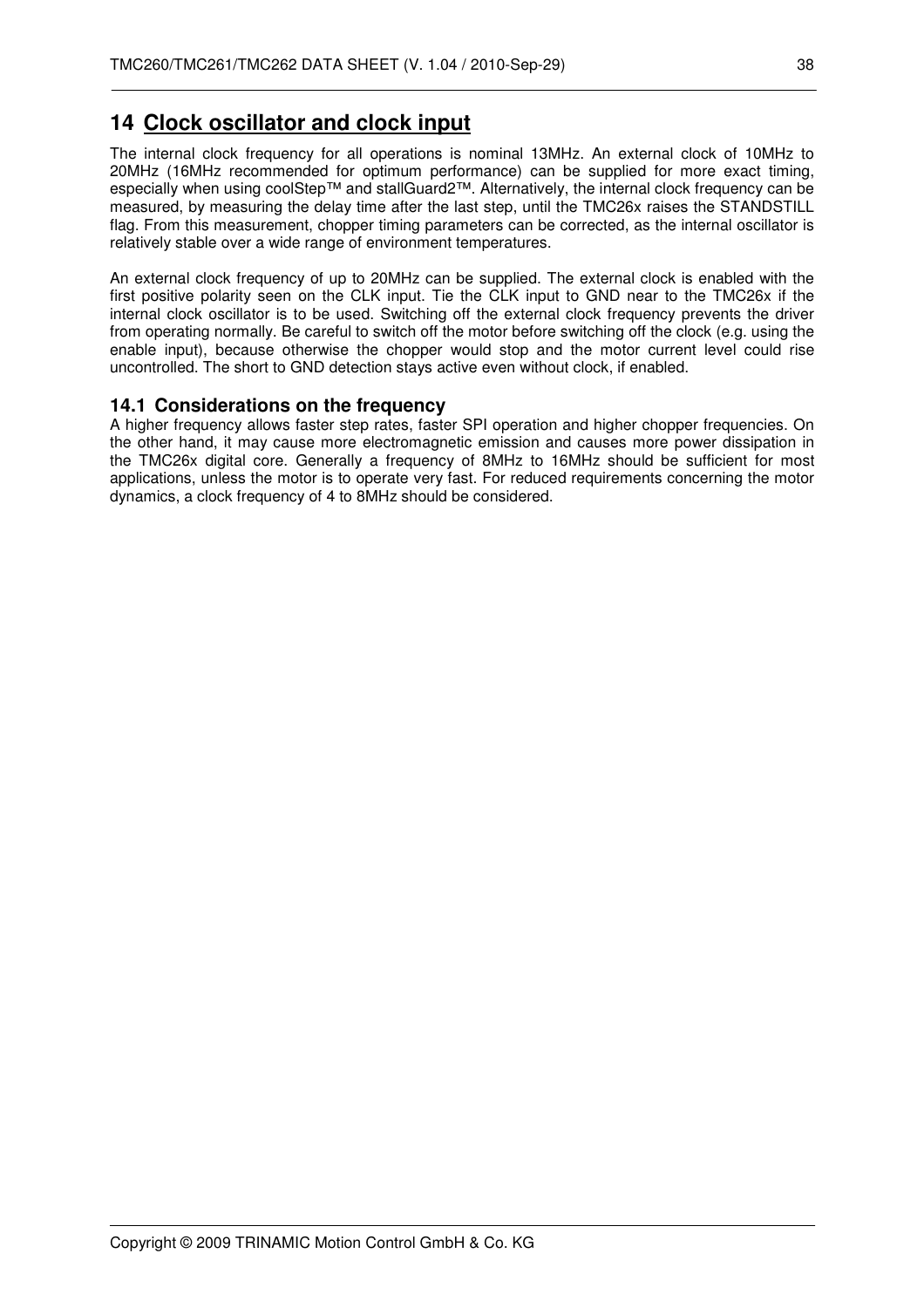# 14 Clock oscillator and clock input

The internal clock frequency for all operations is nominal 13MHz. An external clock of 10MHz to 20MHz (16MHz recommended for optimum performance) can be supplied for more exact timing, especially when using coolStep™ and stallGuard2™. Alternatively, the internal clock frequency can be measured, by measuring the delay time after the last step, until the TMC26x raises the STANDSTILL flag. From this measurement, chopper timing parameters can be corrected, as the internal oscillator is relatively stable over a wide range of environment temperatures.

An external clock frequency of up to 20MHz can be supplied. The external clock is enabled with the first positive polarity seen on the CLK input. Tie the CLK input to GND near to the TMC26x if the internal clock oscillator is to be used. Switching off the external clock frequency prevents the driver from operating normally. Be careful to switch off the motor before switching off the clock (e.g. using the enable input), because otherwise the chopper would stop and the motor current level could rise uncontrolled. The short to GND detection stays active even without clock, if enabled.

## 14.1 Considerations on the frequency

A higher frequency allows faster step rates, faster SPI operation and higher chopper frequencies. On the other hand, it may cause more electromagnetic emission and causes more power dissipation in the TMC26x digital core. Generally a frequency of 8MHz to 16MHz should be sufficient for most applications, unless the motor is to operate very fast. For reduced requirements concerning the motor dynamics, a clock frequency of 4 to 8MHz should be considered.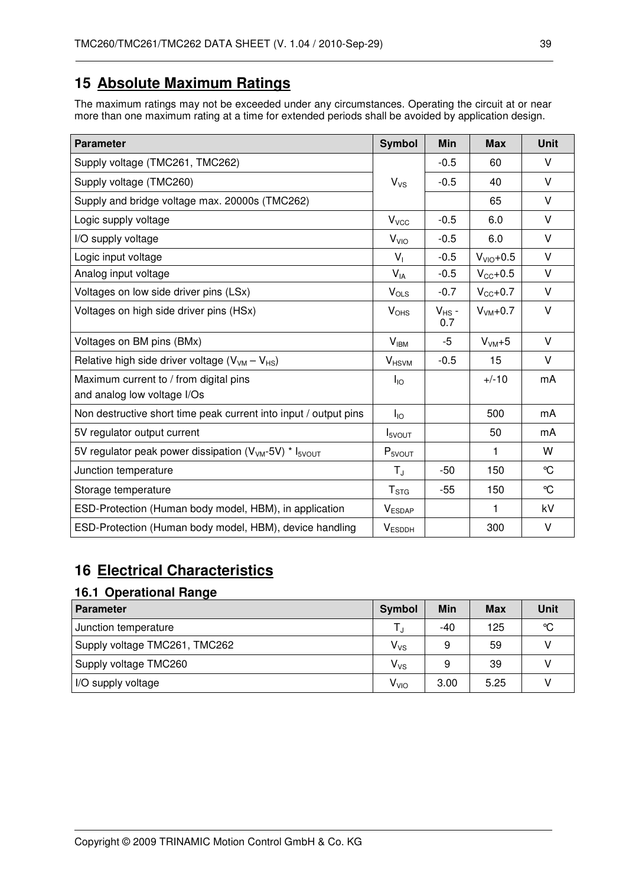# 15 Absolute Maximum Ratings

The maximum ratings may not be exceeded under any circumstances. Operating the circuit at or near more than one maximum rating at a time for extended periods shall be avoided by application design.

| Parameter | Symbol | Min | Max | Unit |
|---|---|---|---|---|
| Supply voltage (TMC261, TMC262) | $V_{VS}$ | -0.5 | 60 | V |
| Supply voltage (TMC260) | | -0.5 | 40 | V |
| Supply and bridge voltage max. 20000s (TMC262) | | | 65 | V |
| Logic supply voltage | $V_{VCC}$ | -0.5 | 6.0 | V |
| I/O supply voltage | $V_{VIO}$ | -0.5 | 6.0 | V |
| Logic input voltage | $V_I$ | -0.5 | $V_{VIO}$+0.5 | V |
| Analog input voltage | $V_{IA}$ | -0.5 | $V_{CC}$+0.5 | V |
| Voltages on low side driver pins (LSx) | $V_{OLS}$ | -0.7 | $V_{CC}$+0.7 | V |
| Voltages on high side driver pins (HSx) | $V_{OHS}$ | $V_{HS}$ - 0.7 | $V_{VM}$+0.7 | V |
| Voltages on BM pins (BMx) | $V_{IBM}$ | -5 | $V_{VM}$+5 | V |
| Relative high side driver voltage ($V_{VM}$ – $V_{HS}$) | $V_{HSVM}$ | -0.5 | 15 | V |
| Maximum current to / from digital pins and analog low voltage I/Os | $I_{IO}$ | | +/-10 | mA |
| Non destructive short time peak current into input / output pins | $I_{IO}$ | | 500 | mA |
| 5V regulator output current | $I_{5VOUT}$ | | 50 | mA |
| 5V regulator peak power dissipation ($V_{VM}$-5V) * $I_{5VOUT}$ | $P_{5VOUT}$ | | 1 | W |
| Junction temperature | $T_J$ | -50 | 150 | °C |
| Storage temperature | $T_{STG}$ | -55 | 150 | °C |
| ESD-Protection (Human body model, HBM), in application | $V_{ESDAP}$ | | 1 | kV |
| ESD-Protection (Human body model, HBM), device handling | $V_{ESDDH}$ | | 300 | V |

# 16 Electrical Characteristics

## 16.1 Operational Range

| Parameter | Symbol | Min | Max | Unit |
|---|---|---|---|---|
| Junction temperature | $T_J$ | -40 | 125 | °C |
| Supply voltage TMC261, TMC262 | $V_{VS}$ | 9 | 59 | V |
| Supply voltage TMC260 | $V_{VS}$ | 9 | 39 | V |
| I/O supply voltage | $V_{VIO}$ | 3.00 | 5.25 | V |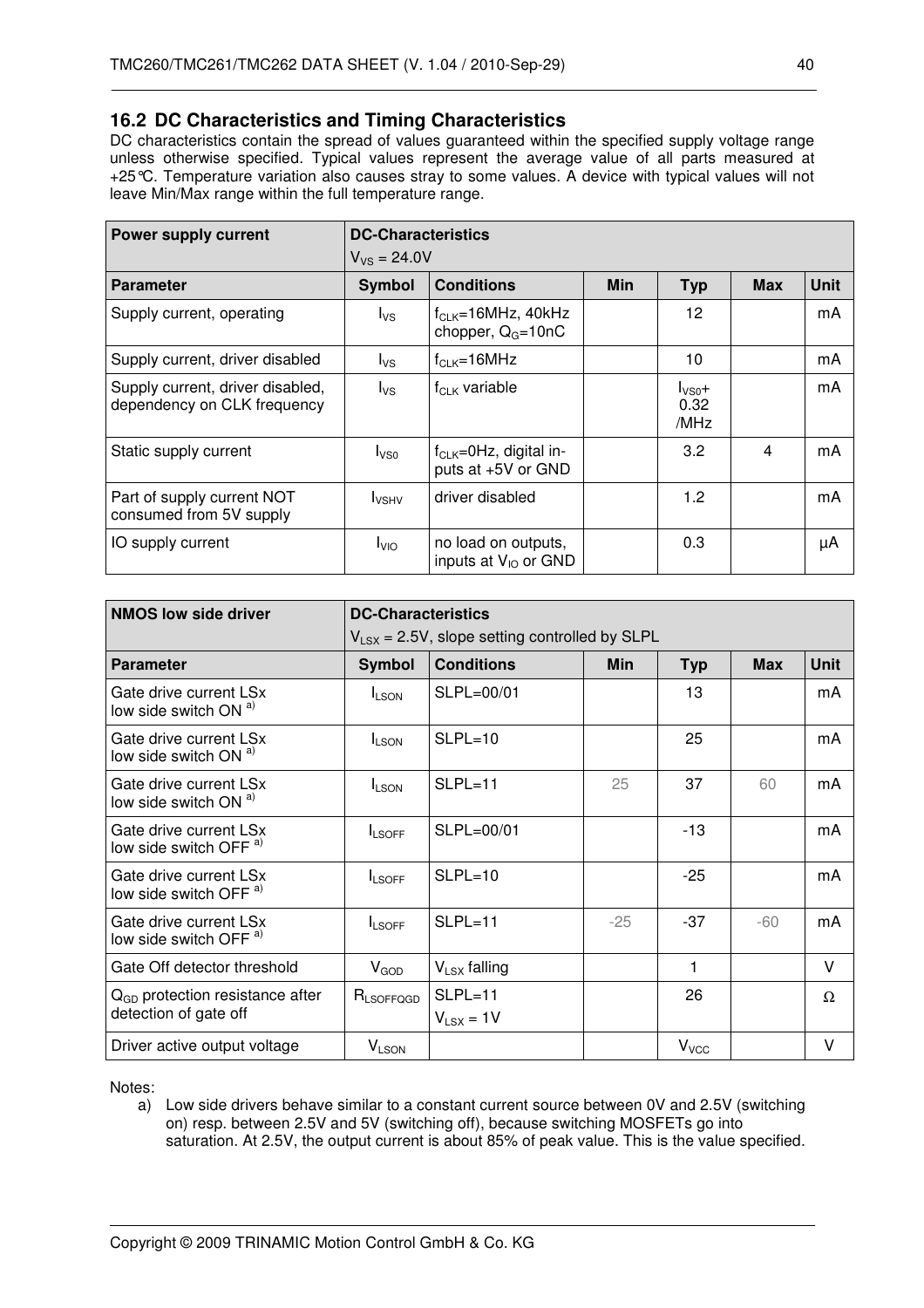## 16.2 DC Characteristics and Timing Characteristics

DC characteristics contain the spread of values guaranteed within the specified supply voltage range unless otherwise specified. Typical values represent the average value of all parts measured at +25°C. Temperature variation also causes stray to some values. A device with typical values will not leave Min/Max range within the full temperature range.

| **Power supply current** | **DC-Characteristics** $V_{VS}$ = 24.0V | | | | | |
|---|---|---|---|---|---|---|
| **Parameter** | **Symbol** | **Conditions** | **Min** | **Typ** | **Max** | **Unit** |
| Supply current, operating | $I_{VS}$ | $f_{CLK}$=16MHz, 40kHz chopper, $Q_G$=10nC | | 12 | | mA |
| Supply current, driver disabled | $I_{VS}$ | $f_{CLK}$=16MHz | | 10 | | mA |
| Supply current, driver disabled, dependency on CLK frequency | $I_{VS}$ | $f_{CLK}$ variable | | $I_{VS0}$+ 0.32 /MHz | | mA |
| Static supply current | $I_{VS0}$ | $f_{CLK}$=0Hz, digital inputs at +5V or GND | | 3.2 | 4 | mA |
| Part of supply current NOT consumed from 5V supply | $I_{VSHV}$ | driver disabled | | 1.2 | | mA |
| IO supply current | $I_{VIO}$ | no load on outputs, inputs at $V_{IO}$ or GND | | 0.3 | | µA |

| **NMOS low side driver** | **DC-Characteristics** $V_{LSX}$ = 2.5V, slope setting controlled by SLPL | | | | | |
|---|---|---|---|---|---|---|
| **Parameter** | **Symbol** | **Conditions** | **Min** | **Typ** | **Max** | **Unit** |
| Gate drive current LSx low side switch ON [a] | $I_{LSON}$ | SLPL=00/01 | | 13 | | mA |
| Gate drive current LSx low side switch ON [a] | $I_{LSON}$ | SLPL=10 | | 25 | | mA |
| Gate drive current LSx low side switch ON [a] | $I_{LSON}$ | SLPL=11 | 25 | 37 | 60 | mA |
| Gate drive current LSx low side switch OFF [a] | $I_{LSOFF}$ | SLPL=00/01 | | -13 | | mA |
| Gate drive current LSx low side switch OFF [a] | $I_{LSOFF}$ | SLPL=10 | | -25 | | mA |
| Gate drive current LSx low side switch OFF [a] | $I_{LSOFF}$ | SLPL=11 | -25 | -37 | -60 | mA |
| Gate Off detector threshold | $V_{GOD}$ | $V_{LSX}$ falling | | 1 | | V |
| $Q_{GD}$ protection resistance after detection of gate off | $R_{LSOFFQGD}$ | SLPL=11 $V_{LSX}$ = 1V | | 26 | | Ω |
| Driver active output voltage | $V_{LSON}$ | | | $V_{VCC}$ | | V |

Notes:

a) Low side drivers behave similar to a constant current source between 0V and 2.5V (switching on) resp. between 2.5V and 5V (switching off), because switching MOSFETs go into saturation. At 2.5V, the output current is about 85% of peak value. This is the value specified.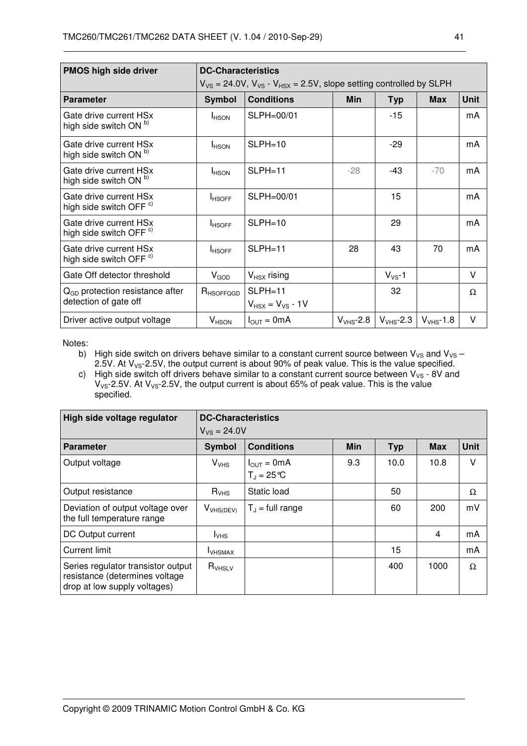| PMOS high side driver | DC-Characteristics<br>$V_{VS}$ = 24.0V, $V_{VS}$ - $V_{HSX}$ = 2.5V, slope setting controlled by SLPH | | | | | |
|---|---|---|---|---|---|---|
| **Parameter** | **Symbol** | **Conditions** | **Min** | **Typ** | **Max** | **Unit** |
| Gate drive current HSx high side switch ON [b)] | $I_{HSON}$ | SLPH=00/01 | | -15 | | mA |
| Gate drive current HSx high side switch ON [b)] | $I_{HSON}$ | SLPH=10 | | -29 | | mA |
| Gate drive current HSx high side switch ON [b)] | $I_{HSON}$ | SLPH=11 | -28 | -43 | -70 | mA |
| Gate drive current HSx high side switch OFF [c)] | $I_{HSOFF}$ | SLPH=00/01 | | 15 | | mA |
| Gate drive current HSx high side switch OFF [c)] | $I_{HSOFF}$ | SLPH=10 | | 29 | | mA |
| Gate drive current HSx high side switch OFF [c)] | $I_{HSOFF}$ | SLPH=11 | 28 | 43 | 70 | mA |
| Gate Off detector threshold | $V_{GOD}$ | $V_{HSX}$ rising | | $V_{VS}$-1 | | V |
| $Q_{GD}$ protection resistance after detection of gate off | $R_{HSOFFQGD}$ | SLPH=11<br>$V_{HSX}$ = $V_{VS}$ - 1V | | 32 | | Ω |
| Driver active output voltage | $V_{HSON}$ | $I_{OUT}$ = 0mA | $V_{VHS}$-2.8 | $V_{VHS}$-2.3 | $V_{VHS}$-1.8 | V |

Notes:

b) High side switch on drivers behave similar to a constant current source between $V_{VS}$ and $V_{VS}$ – 2.5V. At $V_{VS}$-2.5V, the output current is about 90% of peak value. This is the value specified.

c) High side switch off drivers behave similar to a constant current source between $V_{VS}$ - 8V and $V_{VS}$-2.5V. At $V_{VS}$-2.5V, the output current is about 65% of peak value. This is the value specified.

| High side voltage regulator | DC-Characteristics<br>$V_{VS}$ = 24.0V | | | | | |
|---|---|---|---|---|---|---|
| **Parameter** | **Symbol** | **Conditions** | **Min** | **Typ** | **Max** | **Unit** |
| Output voltage | $V_{VHS}$ | $I_{OUT}$ = 0mA<br>$T_J$ = 25°C | 9.3 | 10.0 | 10.8 | V |
| Output resistance | $R_{VHS}$ | Static load | | 50 | | Ω |
| Deviation of output voltage over the full temperature range | $V_{VHS(DEV)}$ | $T_J$ = full range | | 60 | 200 | mV |
| DC Output current | $I_{VHS}$ | | | | 4 | mA |
| Current limit | $I_{VHSMAX}$ | | | 15 | | mA |
| Series regulator transistor output resistance (determines voltage drop at low supply voltages) | $R_{VHSLV}$ | | | 400 | 1000 | Ω |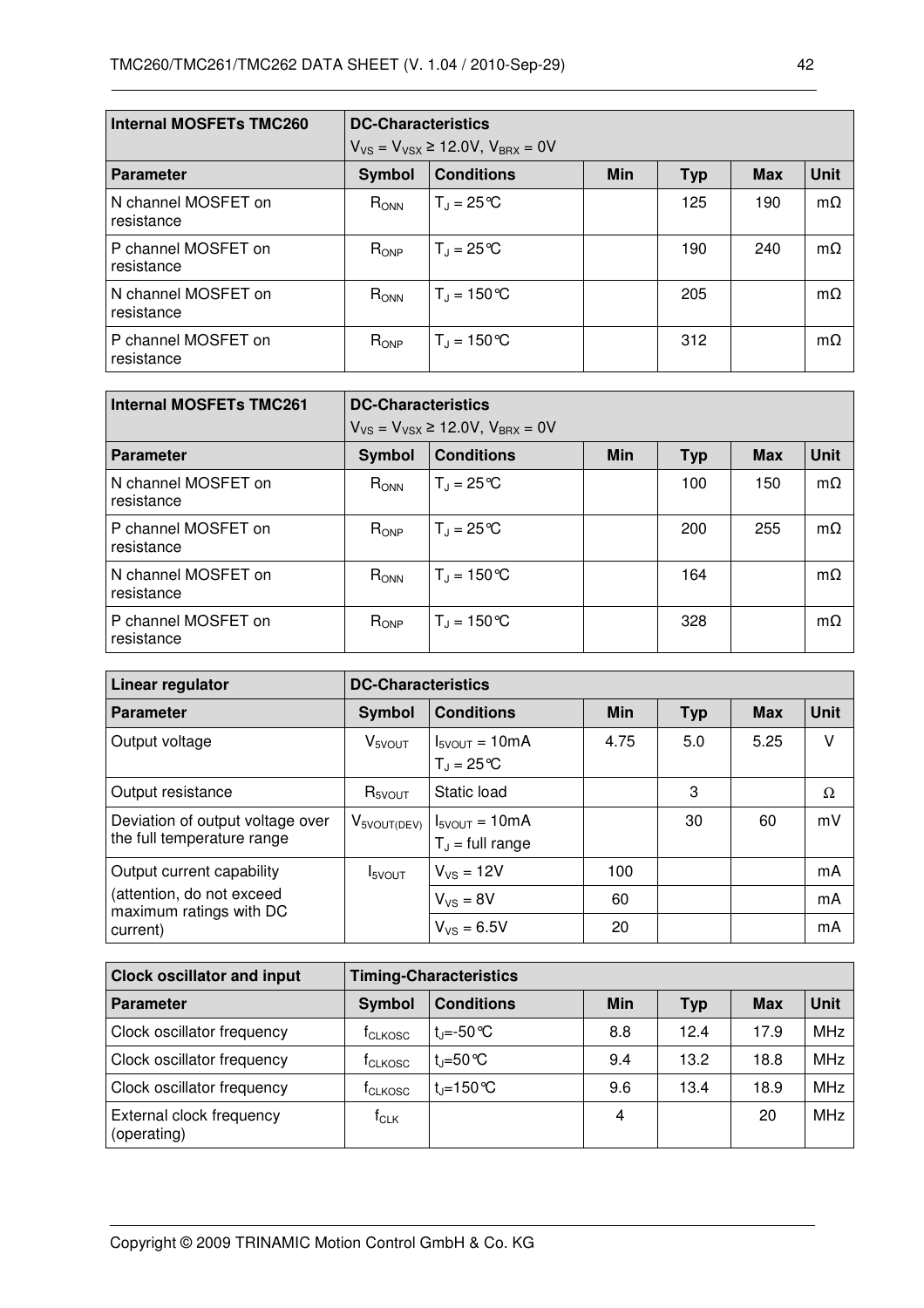| Internal MOSFETs TMC260 | DC-Characteristics $V_{VS} = V_{VSX} \geq 12.0V$, $V_{BRX} = 0V$ | | | | | |
|---|---|---|---|---|---|---|
| **Parameter** | **Symbol** | **Conditions** | **Min** | **Typ** | **Max** | **Unit** |
| N channel MOSFET on resistance | $R_{ONN}$ | $T_J = 25°C$ | | 125 | 190 | mΩ |
| P channel MOSFET on resistance | $R_{ONP}$ | $T_J = 25°C$ | | 190 | 240 | mΩ |
| N channel MOSFET on resistance | $R_{ONN}$ | $T_J = 150°C$ | | 205 | | mΩ |
| P channel MOSFET on resistance | $R_{ONP}$ | $T_J = 150°C$ | | 312 | | mΩ |

| Internal MOSFETs TMC261 | DC-Characteristics $V_{VS} = V_{VSX} \geq 12.0V$, $V_{BRX} = 0V$ | | | | | |
|---|---|---|---|---|---|---|
| **Parameter** | **Symbol** | **Conditions** | **Min** | **Typ** | **Max** | **Unit** |
| N channel MOSFET on resistance | $R_{ONN}$ | $T_J = 25°C$ | | 100 | 150 | mΩ |
| P channel MOSFET on resistance | $R_{ONP}$ | $T_J = 25°C$ | | 200 | 255 | mΩ |
| N channel MOSFET on resistance | $R_{ONN}$ | $T_J = 150°C$ | | 164 | | mΩ |
| P channel MOSFET on resistance | $R_{ONP}$ | $T_J = 150°C$ | | 328 | | mΩ |

| Linear regulator | DC-Characteristics | | | | | |
|---|---|---|---|---|---|---|
| **Parameter** | **Symbol** | **Conditions** | **Min** | **Typ** | **Max** | **Unit** |
| Output voltage | $V_{5VOUT}$ | $I_{5VOUT} = 10mA$ $T_J = 25°C$ | 4.75 | 5.0 | 5.25 | V |
| Output resistance | $R_{5VOUT}$ | Static load | | 3 | | Ω |
| Deviation of output voltage over the full temperature range | $V_{5VOUT(DEV)}$ | $I_{5VOUT} = 10mA$ $T_J$ = full range | | 30 | 60 | mV |
| Output current capability (attention, do not exceed maximum ratings with DC current) | $I_{5VOUT}$ | $V_{VS} = 12V$ | 100 | | | mA |
| | | $V_{VS} = 8V$ | 60 | | | mA |
| | | $V_{VS} = 6.5V$ | 20 | | | mA |

| Clock oscillator and input | Timing-Characteristics | | | | | |
|---|---|---|---|---|---|---|
| **Parameter** | **Symbol** | **Conditions** | **Min** | **Typ** | **Max** | **Unit** |
| Clock oscillator frequency | $f_{CLKOSC}$ | $t_J$=-50°C | 8.8 | 12.4 | 17.9 | MHz |
| Clock oscillator frequency | $f_{CLKOSC}$ | $t_J$=50°C | 9.4 | 13.2 | 18.8 | MHz |
| Clock oscillator frequency | $f_{CLKOSC}$ | $t_J$=150°C | 9.6 | 13.4 | 18.9 | MHz |
| External clock frequency (operating) | $f_{CLK}$ | | 4 | | 20 | MHz |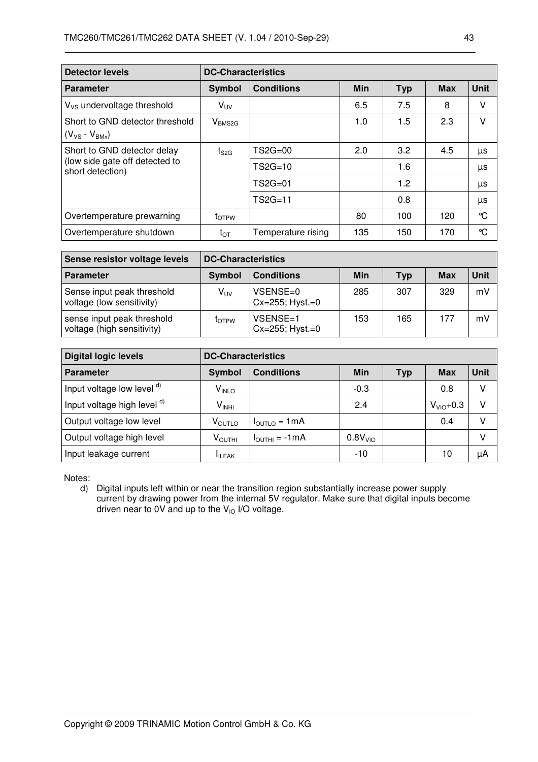| Detector levels | DC-Characteristics | | | | | |
|---|---|---|---|---|---|---|
| **Parameter** | **Symbol** | **Conditions** | **Min** | **Typ** | **Max** | **Unit** |
| $V_{VS}$ undervoltage threshold | $V_{UV}$ | | 6.5 | 7.5 | 8 | V |
| Short to GND detector threshold ($V_{VS}$ - $V_{BMx}$) | $V_{BMS2G}$ | | 1.0 | 1.5 | 2.3 | V |
| Short to GND detector delay (low side gate off detected to short detection) | $t_{S2G}$ | TS2G=00 | 2.0 | 3.2 | 4.5 | µs |
| | | TS2G=10 | | 1.6 | | µs |
| | | TS2G=01 | | 1.2 | | µs |
| | | TS2G=11 | | 0.8 | | µs |
| Overtemperature prewarning | $t_{OTPW}$ | | 80 | 100 | 120 | °C |
| Overtemperature shutdown | $t_{OT}$ | Temperature rising | 135 | 150 | 170 | °C |

| Sense resistor voltage levels | DC-Characteristics | | | | | |
|---|---|---|---|---|---|---|
| **Parameter** | **Symbol** | **Conditions** | **Min** | **Typ** | **Max** | **Unit** |
| Sense input peak threshold voltage (low sensitivity) | $V_{UV}$ | VSENSE=0 Cx=255; Hyst.=0 | 285 | 307 | 329 | mV |
| sense input peak threshold voltage (high sensitivity) | $t_{OTPW}$ | VSENSE=1 Cx=255; Hyst.=0 | 153 | 165 | 177 | mV |

| Digital logic levels | DC-Characteristics | | | | | |
|---|---|---|---|---|---|---|
| **Parameter** | **Symbol** | **Conditions** | **Min** | **Typ** | **Max** | **Unit** |
| Input voltage low level [d)] | $V_{INLO}$ | | -0.3 | | 0.8 | V |
| Input voltage high level [d)] | $V_{INHI}$ | | 2.4 | | $V_{VIO}$+0.3 | V |
| Output voltage low level | $V_{OUTLO}$ | $I_{OUTLO}$ = 1mA | | | 0.4 | V |
| Output voltage high level | $V_{OUTHI}$ | $I_{OUTHI}$ = -1mA | 0.8$V_{VIO}$ | | | V |
| Input leakage current | $I_{ILEAK}$ | | -10 | | 10 | µA |

Notes:

d) Digital inputs left within or near the transition region substantially increase power supply current by drawing power from the internal 5V regulator. Make sure that digital inputs become driven near to 0V and up to the $V_{IO}$ I/O voltage.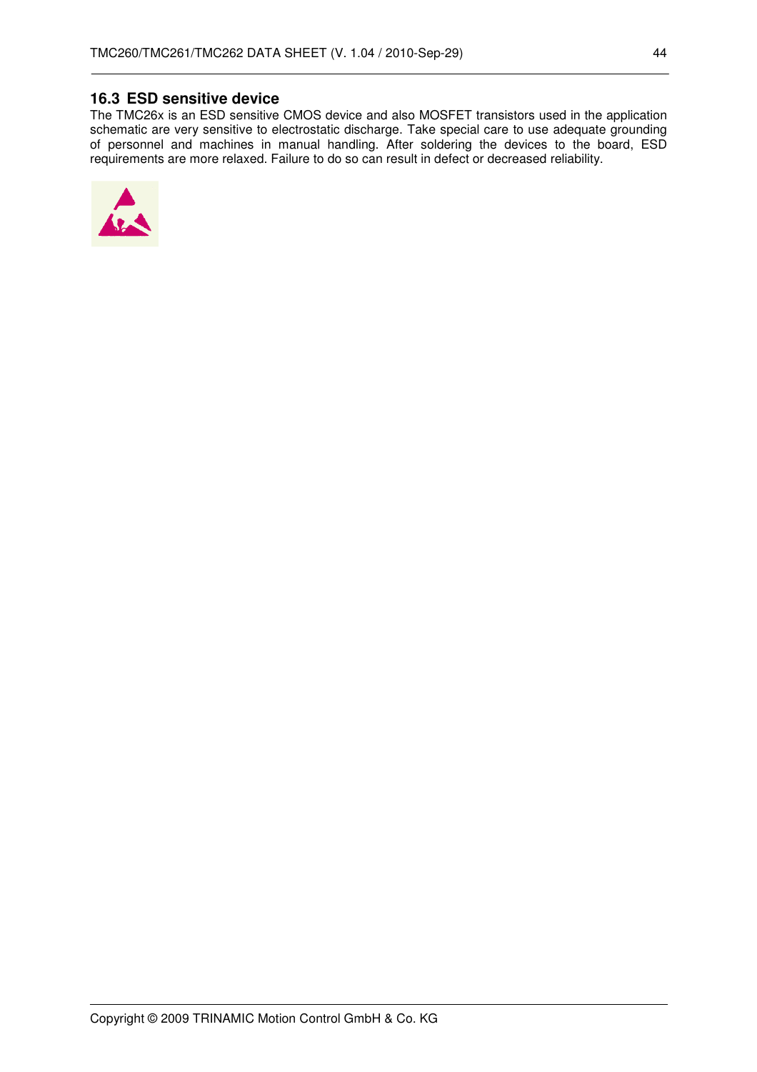## 16.3 ESD sensitive device

The TMC26x is an ESD sensitive CMOS device and also MOSFET transistors used in the application schematic are very sensitive to electrostatic discharge. Take special care to use adequate grounding of personnel and machines in manual handling. After soldering the devices to the board, ESD requirements are more relaxed. Failure to do so can result in defect or decreased reliability.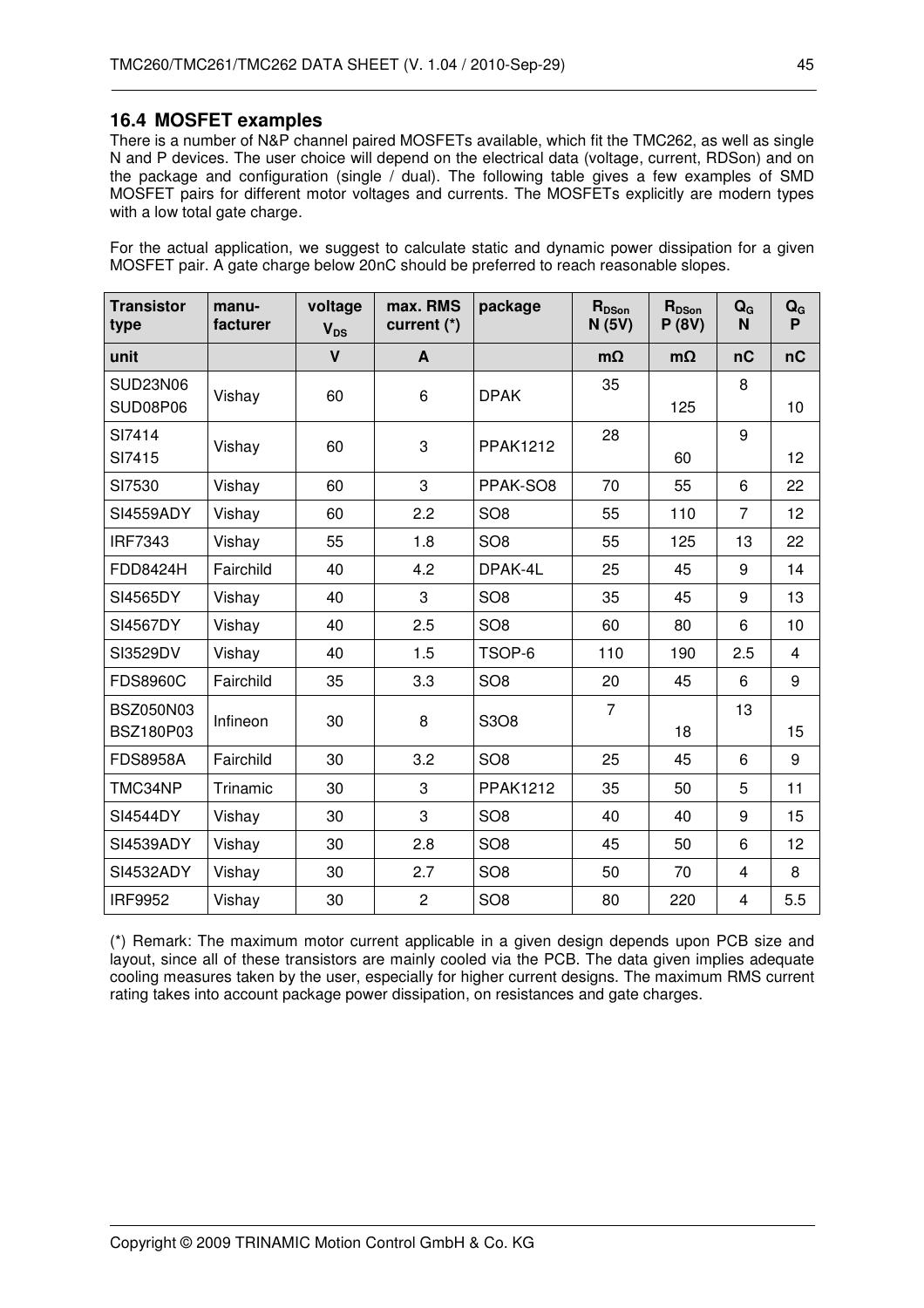## 16.4 MOSFET examples

There is a number of N&P channel paired MOSFETs available, which fit the TMC262, as well as single N and P devices. The user choice will depend on the electrical data (voltage, current, RDSon) and on the package and configuration (single / dual). The following table gives a few examples of SMD MOSFET pairs for different motor voltages and currents. The MOSFETs explicitly are modern types with a low total gate charge.

For the actual application, we suggest to calculate static and dynamic power dissipation for a given MOSFET pair. A gate charge below 20nC should be preferred to reach reasonable slopes.

| Transistor type | manu-facturer | voltage $V_{DS}$ | max. RMS current (*) | package | $R_{DSon}$ N (5V) | $R_{DSon}$ P (8V) | $Q_G$ N | $Q_G$ P |
|---|---|---|---|---|---|---|---|---|
| unit | | V | A | | mΩ | mΩ | nC | nC |
| SUD23N06<br>SUD08P06 | Vishay | 60 | 6 | DPAK | 35 | 125 | 8 | 10 |
| SI7414<br>SI7415 | Vishay | 60 | 3 | PPAK1212 | 28 | 60 | 9 | 12 |
| SI7530 | Vishay | 60 | 3 | PPAK-SO8 | 70 | 55 | 6 | 22 |
| SI4559ADY | Vishay | 60 | 2.2 | SO8 | 55 | 110 | 7 | 12 |
| IRF7343 | Vishay | 55 | 1.8 | SO8 | 55 | 125 | 13 | 22 |
| FDD8424H | Fairchild | 40 | 4.2 | DPAK-4L | 25 | 45 | 9 | 14 |
| SI4565DY | Vishay | 40 | 3 | SO8 | 35 | 45 | 9 | 13 |
| SI4567DY | Vishay | 40 | 2.5 | SO8 | 60 | 80 | 6 | 10 |
| SI3529DV | Vishay | 40 | 1.5 | TSOP-6 | 110 | 190 | 2.5 | 4 |
| FDS8960C | Fairchild | 35 | 3.3 | SO8 | 20 | 45 | 6 | 9 |
| BSZ050N03<br>BSZ180P03 | Infineon | 30 | 8 | S3O8 | 7 | 18 | 13 | 15 |
| FDS8958A | Fairchild | 30 | 3.2 | SO8 | 25 | 45 | 6 | 9 |
| TMC34NP | Trinamic | 30 | 3 | PPAK1212 | 35 | 50 | 5 | 11 |
| SI4544DY | Vishay | 30 | 3 | SO8 | 40 | 40 | 9 | 15 |
| SI4539ADY | Vishay | 30 | 2.8 | SO8 | 45 | 50 | 6 | 12 |
| SI4532ADY | Vishay | 30 | 2.7 | SO8 | 50 | 70 | 4 | 8 |
| IRF9952 | Vishay | 30 | 2 | SO8 | 80 | 220 | 4 | 5.5 |

(*) Remark: The maximum motor current applicable in a given design depends upon PCB size and layout, since all of these transistors are mainly cooled via the PCB. The data given implies adequate cooling measures taken by the user, especially for higher current designs. The maximum RMS current rating takes into account package power dissipation, on resistances and gate charges.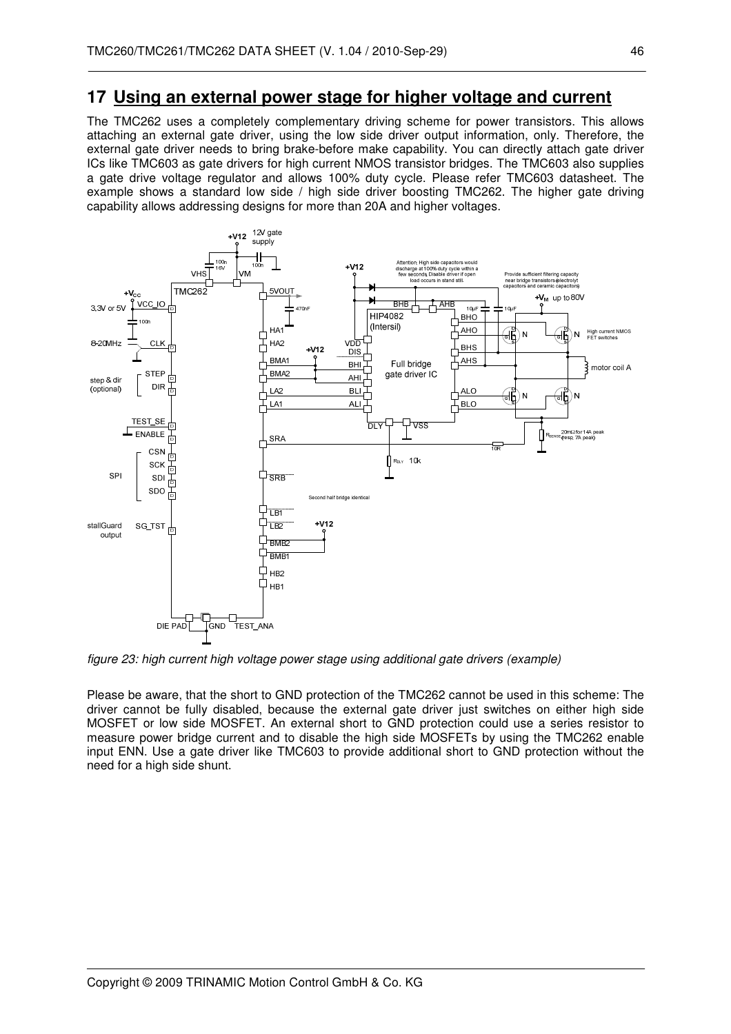# 17 Using an external power stage for higher voltage and current

The TMC262 uses a completely complementary driving scheme for power transistors. This allows attaching an external gate driver, using the low side driver output information, only. Therefore, the external gate driver needs to bring brake-before make capability. You can directly attach gate driver ICs like TMC603 as gate drivers for high current NMOS transistor bridges. The TMC603 also supplies a gate drive voltage regulator and allows 100% duty cycle. Please refer TMC603 datasheet. The example shows a standard low side / high side driver boosting TMC262. The higher gate driving capability allows addressing designs for more than 20A and higher voltages.

*figure 23: high current high voltage power stage using additional gate drivers (example)*

Please be aware, that the short to GND protection of the TMC262 cannot be used in this scheme: The driver cannot be fully disabled, because the external gate driver just switches on either high side MOSFET or low side MOSFET. An external short to GND protection could use a series resistor to measure power bridge current and to disable the high side MOSFETs by using the TMC262 enable input ENN. Use a gate driver like TMC603 to provide additional short to GND protection without the need for a high side shunt.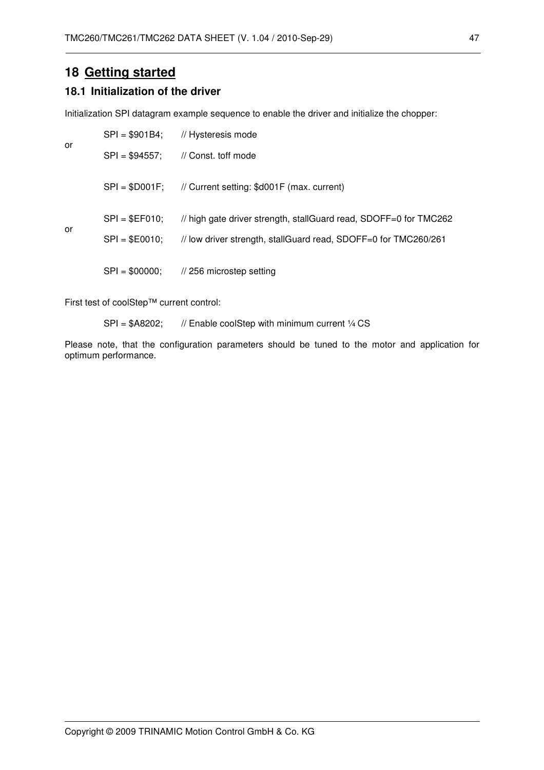# 18 Getting started

## 18.1 Initialization of the driver

Initialization SPI datagram example sequence to enable the driver and initialize the chopper:

```
    SPI = $901B4;    // Hysteresis mode
or
    SPI = $94557;    // Const. toff mode

    SPI = $D001F;    // Current setting: $d001F (max. current)

    SPI = $EF010;    // high gate driver strength, stallGuard read, SDOFF=0 for TMC262
or
    SPI = $E0010;    // low driver strength, stallGuard read, SDOFF=0 for TMC260/261

    SPI = $00000;    // 256 microstep setting
```

First test of coolStep™ current control:

```
    SPI = $A8202;    // Enable coolStep with minimum current ¼ CS
```

Please note, that the configuration parameters should be tuned to the motor and application for optimum performance.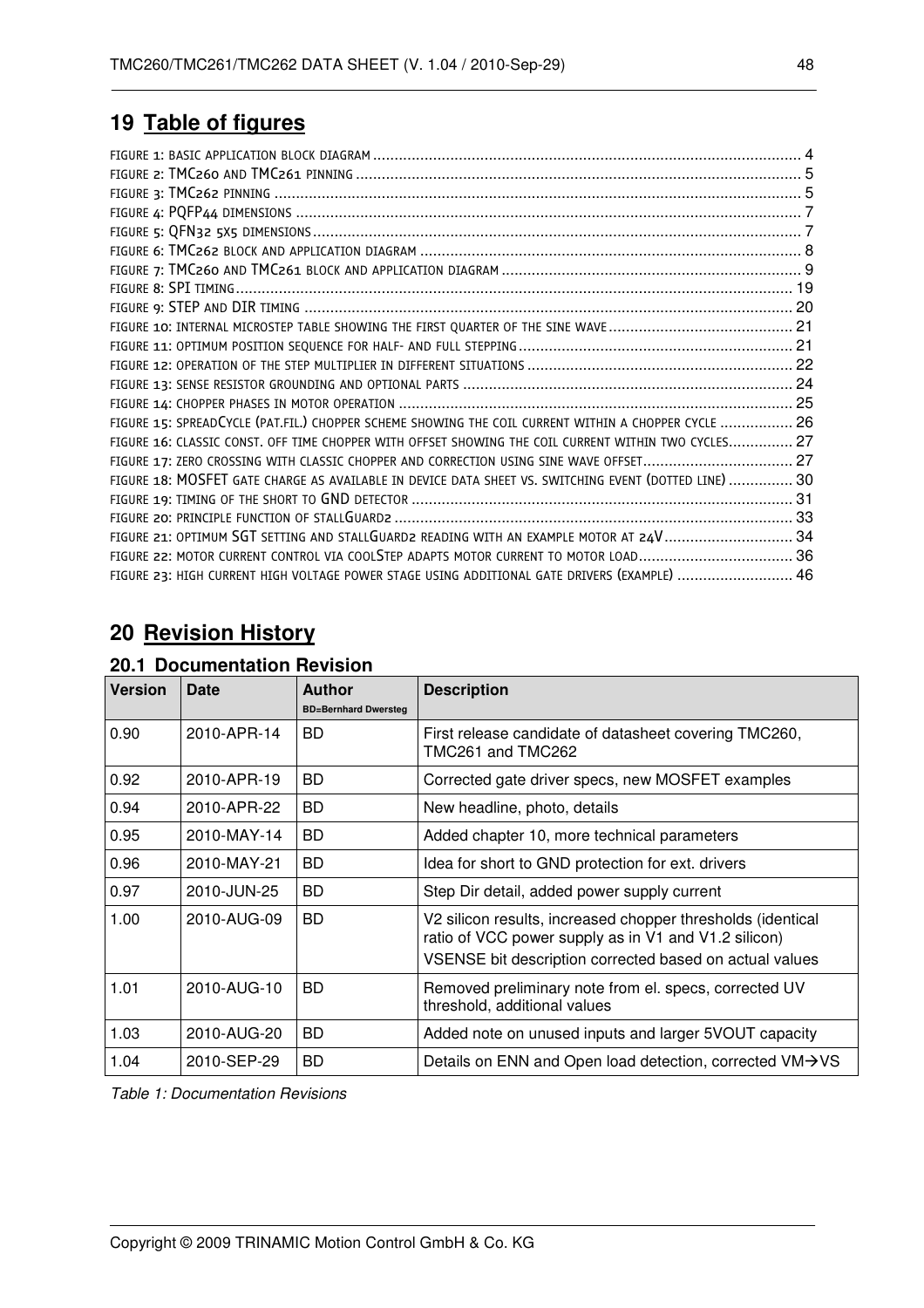# 19 Table of figures

Figure 1: Basic application block diagram .......... 4
Figure 2: TMC260 and TMC261 pinning .......... 5
Figure 3: TMC262 pinning .......... 5
Figure 4: PQFP44 dimensions .......... 7
Figure 5: QFN32 5x5 dimensions .......... 7
Figure 6: TMC262 block and application diagram .......... 8
Figure 7: TMC260 and TMC261 block and application diagram .......... 9
Figure 8: SPI timing .......... 19
Figure 9: STEP and DIR timing .......... 20
Figure 10: Internal microstep table showing the first quarter of the sine wave .......... 21
Figure 11: Optimum position sequence for half- and full stepping .......... 21
Figure 12: Operation of the step multiplier in different situations .......... 22
Figure 13: Sense resistor grounding and optional parts .......... 24
Figure 14: Chopper phases in motor operation .......... 25
Figure 15: SpreadCycle (pat.fil.) chopper scheme showing the coil current within a chopper cycle .......... 26
Figure 16: Classic const. off time chopper with offset showing the coil current within two cycles .......... 27
Figure 17: Zero crossing with classic chopper and correction using sine wave offset .......... 27
Figure 18: MOSFET gate charge as available in device data sheet vs. switching event (dotted line) .......... 30
Figure 19: Timing of the short to GND detector .......... 31
Figure 20: Principle function of stallGuard2 .......... 33
Figure 21: Optimum SGT setting and stallGuard2 reading with an example motor at 24V .......... 34
Figure 22: Motor current control via coolStep adapts motor current to motor load .......... 36
Figure 23: High current high voltage power stage using additional gate drivers (example) .......... 46

# 20 Revision History

## 20.1 Documentation Revision

| Version | Date | Author<br>BD=Bernhard Dwersteg | Description |
|---|---|---|---|
| 0.90 | 2010-APR-14 | BD | First release candidate of datasheet covering TMC260, TMC261 and TMC262 |
| 0.92 | 2010-APR-19 | BD | Corrected gate driver specs, new MOSFET examples |
| 0.94 | 2010-APR-22 | BD | New headline, photo, details |
| 0.95 | 2010-MAY-14 | BD | Added chapter 10, more technical parameters |
| 0.96 | 2010-MAY-21 | BD | Idea for short to GND protection for ext. drivers |
| 0.97 | 2010-JUN-25 | BD | Step Dir detail, added power supply current |
| 1.00 | 2010-AUG-09 | BD | V2 silicon results, increased chopper thresholds (identical ratio of VCC power supply as in V1 and V1.2 silicon)<br>VSENSE bit description corrected based on actual values |
| 1.01 | 2010-AUG-10 | BD | Removed preliminary note from el. specs, corrected UV threshold, additional values |
| 1.03 | 2010-AUG-20 | BD | Added note on unused inputs and larger 5VOUT capacity |
| 1.04 | 2010-SEP-29 | BD | Details on ENN and Open load detection, corrected VM→VS |

*Table 1: Documentation Revisions*